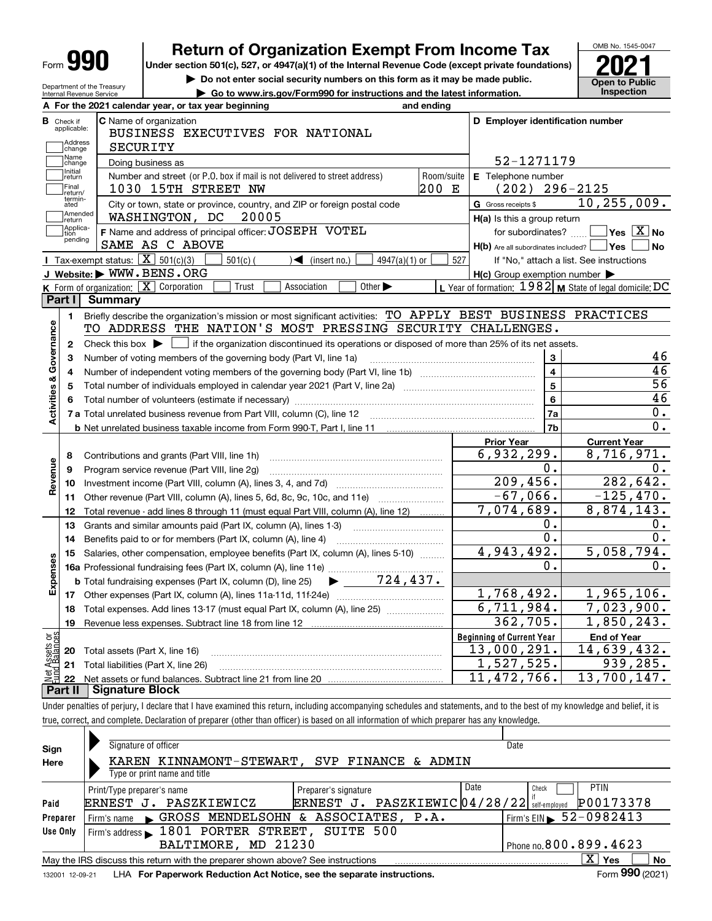# Form 990 — Return of Organization Exempt From Income Tax — 2021

Under section 501(c), 527, or 4947(a)(1) of the Internal Revenue Code (except private foundations)

▶ Do not enter social security numbers on this form as it may be made public.

▶ Go to www.irs.gov/Form990 for instructions and the latest information.

OMB No. 1545-0047

**Open to Public Inspection**

Department of the Treasury
Internal Revenue Service

**A** For the 2021 calendar year, or tax year beginning and ending

**B** Check if applicable: Address change, Name change, Initial return, Final return/terminated, Amended return, Application pending

**C** Name of organization: BUSINESS EXECUTIVES FOR NATIONAL SECURITY

Doing business as

Number and street (or P.O. box if mail is not delivered to street address): 1030 15TH STREET NW — Room/suite: 200 E

City or town, state or province, country, and ZIP or foreign postal code: WASHINGTON, DC 20005

**D** Employer identification number: 52-1271179

**E** Telephone number: (202) 296-2125

**G** Gross receipts $ 10,255,009.

**F** Name and address of principal officer: JOSEPH VOTEL, SAME AS C ABOVE

**H(a)** Is this a group return for subordinates? ☐ Yes ☒ No

**H(b)** Are all subordinates included? ☐ Yes ☐ No — If "No," attach a list. See instructions

**H(c)** Group exemption number ▶

**I** Tax-exempt status: ☒ 501(c)(3) ☐ 501(c) ( ) ◀ (insert no.) ☐ 4947(a)(1) or ☐ 527

**J** Website: ▶ WWW.BENS.ORG

**K** Form of organization: ☒ Corporation ☐ Trust ☐ Association ☐ Other ▶

**L** Year of formation: 1982 **M** State of legal domicile: DC

## Part I Summary

**Activities & Governance**

1 Briefly describe the organization's mission or most significant activities: TO APPLY BEST BUSINESS PRACTICES TO ADDRESS THE NATION'S MOST PRESSING SECURITY CHALLENGES.

2 Check this box ▶ ☐ if the organization discontinued its operations or disposed of more than 25% of its net assets.

| | | | |
|---|---|---|---|
| 3 | Number of voting members of the governing body (Part VI, line 1a) | 3 | 46 |
| 4 | Number of independent voting members of the governing body (Part VI, line 1b) | 4 | 46 |
| 5 | Total number of individuals employed in calendar year 2021 (Part V, line 2a) | 5 | 56 |
| 6 | Total number of volunteers (estimate if necessary) | 6 | 46 |
| 7a | Total unrelated business revenue from Part VIII, column (C), line 12 | 7a | 0. |
| b | Net unrelated business taxable income from Form 990-T, Part I, line 11 | 7b | 0. |

| | | Prior Year | Current Year |
|---|---|---|---|
| **Revenue** | | | |
| 8 | Contributions and grants (Part VIII, line 1h) | 6,932,299. | 8,716,971. |
| 9 | Program service revenue (Part VIII, line 2g) | 0. | 0. |
| 10 | Investment income (Part VIII, column (A), lines 3, 4, and 7d) | 209,456. | 282,642. |
| 11 | Other revenue (Part VIII, column (A), lines 5, 6d, 8c, 9c, 10c, and 11e) | -67,066. | -125,470. |
| 12 | Total revenue - add lines 8 through 11 (must equal Part VIII, column (A), line 12) | 7,074,689. | 8,874,143. |
| **Expenses** | | | |
| 13 | Grants and similar amounts paid (Part IX, column (A), lines 1-3) | 0. | 0. |
| 14 | Benefits paid to or for members (Part IX, column (A), line 4) | 0. | 0. |
| 15 | Salaries, other compensation, employee benefits (Part IX, column (A), lines 5-10) | 4,943,492. | 5,058,794. |
| 16a | Professional fundraising fees (Part IX, column (A), line 11e) | 0. | 0. |
| b | Total fundraising expenses (Part IX, column (D), line 25) ▶ 724,437. | | |
| 17 | Other expenses (Part IX, column (A), lines 11a-11d, 11f-24e) | 1,768,492. | 1,965,106. |
| 18 | Total expenses. Add lines 13-17 (must equal Part IX, column (A), line 25) | 6,711,984. | 7,023,900. |
| 19 | Revenue less expenses. Subtract line 18 from line 12 | 362,705. | 1,850,243. |
| **Net Assets or Fund Balances** | | **Beginning of Current Year** | **End of Year** |
| 20 | Total assets (Part X, line 16) | 13,000,291. | 14,639,432. |
| 21 | Total liabilities (Part X, line 26) | 1,527,525. | 939,285. |
| 22 | Net assets or fund balances. Subtract line 21 from line 20 | 11,472,766. | 13,700,147. |

## Part II Signature Block

Under penalties of perjury, I declare that I have examined this return, including accompanying schedules and statements, and to the best of my knowledge and belief, it is true, correct, and complete. Declaration of preparer (other than officer) is based on all information of which preparer has any knowledge.

**Sign Here**

Signature of officer — Date

KAREN KINNAMONT-STEWART, SVP FINANCE & ADMIN
Type or print name and title

**Paid Preparer Use Only**

| Print/Type preparer's name | Preparer's signature | Date | Check ☐ if self-employed | PTIN |
|---|---|---|---|---|
| ERNEST J. PASZKIEWICZ | ERNEST J. PASZKIEWIC | 04/28/22 | | P00173378 |

Firm's name ▶ GROSS MENDELSOHN & ASSOCIATES, P.A. — Firm's EIN ▶ 52-0982413

Firm's address ▶ 1801 PORTER STREET, SUITE 500, BALTIMORE, MD 21230 — Phone no. 800.899.4623

May the IRS discuss this return with the preparer shown above? See instructions ☒ Yes ☐ No

132001 12-09-21 LHA For Paperwork Reduction Act Notice, see the separate instructions. Form **990** (2021)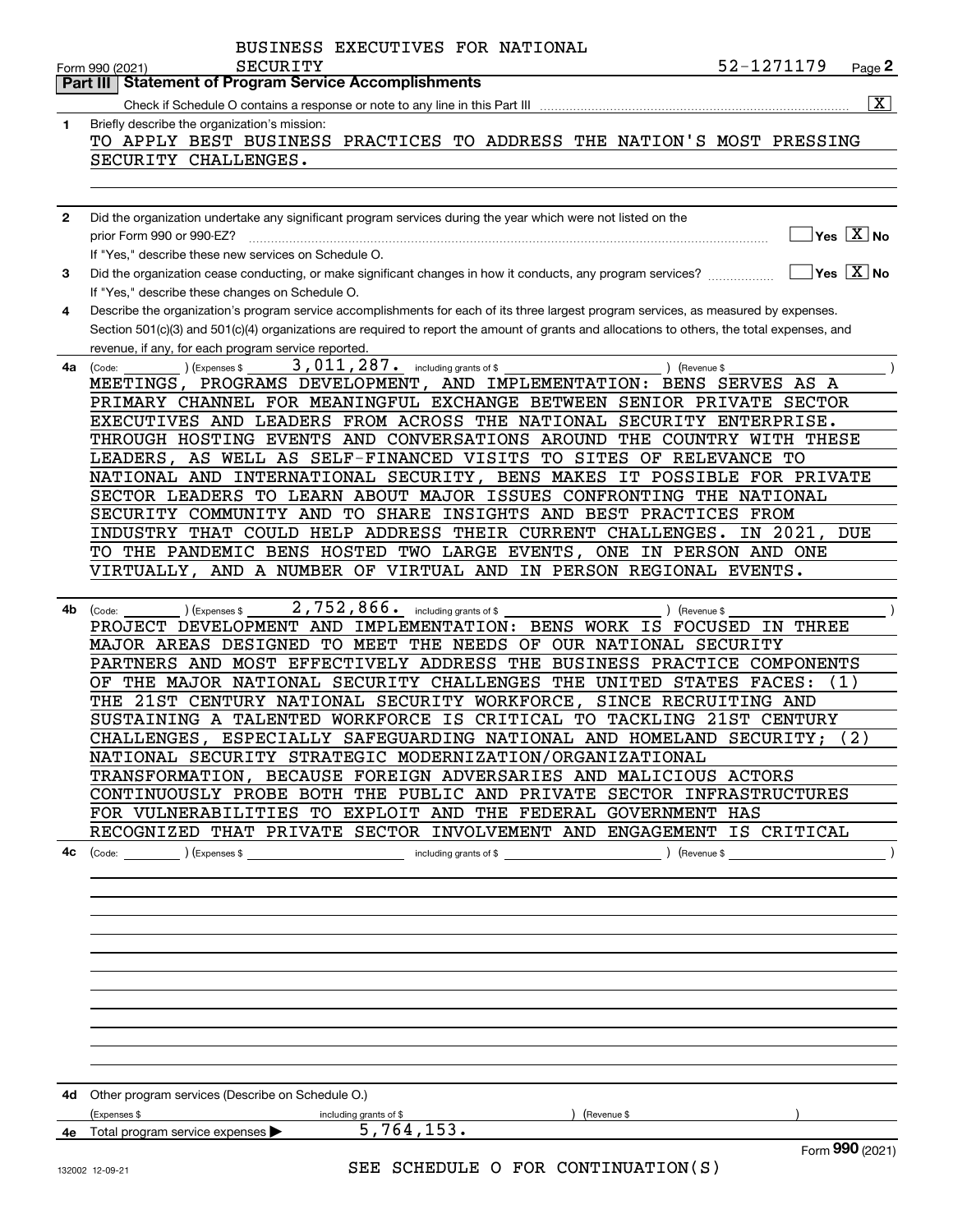BUSINESS EXECUTIVES FOR NATIONAL SECURITY

Form 990 (2021) 52-1271179 Page **2**

## Part III Statement of Program Service Accomplishments

Check if Schedule O contains a response or note to any line in this Part III .......... [X]

**1** Briefly describe the organization's mission:

TO APPLY BEST BUSINESS PRACTICES TO ADDRESS THE NATION'S MOST PRESSING SECURITY CHALLENGES.

**2** Did the organization undertake any significant program services during the year which were not listed on the prior Form 990 or 990-EZ? .......... [ ] Yes [X] No

If "Yes," describe these new services on Schedule O.

**3** Did the organization cease conducting, or make significant changes in how it conducts, any program services? .......... [ ] Yes [X] No

If "Yes," describe these changes on Schedule O.

**4** Describe the organization's program service accomplishments for each of its three largest program services, as measured by expenses. Section 501(c)(3) and 501(c)(4) organizations are required to report the amount of grants and allocations to others, the total expenses, and revenue, if any, for each program service reported.

**4a** (Code: ) (Expenses $ 3,011,287. including grants of $ ) (Revenue $ )

MEETINGS, PROGRAMS DEVELOPMENT, AND IMPLEMENTATION: BENS SERVES AS A PRIMARY CHANNEL FOR MEANINGFUL EXCHANGE BETWEEN SENIOR PRIVATE SECTOR EXECUTIVES AND LEADERS FROM ACROSS THE NATIONAL SECURITY ENTERPRISE. THROUGH HOSTING EVENTS AND CONVERSATIONS AROUND THE COUNTRY WITH THESE LEADERS, AS WELL AS SELF-FINANCED VISITS TO SITES OF RELEVANCE TO NATIONAL AND INTERNATIONAL SECURITY, BENS MAKES IT POSSIBLE FOR PRIVATE SECTOR LEADERS TO LEARN ABOUT MAJOR ISSUES CONFRONTING THE NATIONAL SECURITY COMMUNITY AND TO SHARE INSIGHTS AND BEST PRACTICES FROM INDUSTRY THAT COULD HELP ADDRESS THEIR CURRENT CHALLENGES. IN 2021, DUE TO THE PANDEMIC BENS HOSTED TWO LARGE EVENTS, ONE IN PERSON AND ONE VIRTUALLY, AND A NUMBER OF VIRTUAL AND IN PERSON REGIONAL EVENTS.

**4b** (Code: ) (Expenses $ 2,752,866. including grants of $ ) (Revenue $ )

PROJECT DEVELOPMENT AND IMPLEMENTATION: BENS WORK IS FOCUSED IN THREE MAJOR AREAS DESIGNED TO MEET THE NEEDS OF OUR NATIONAL SECURITY PARTNERS AND MOST EFFECTIVELY ADDRESS THE BUSINESS PRACTICE COMPONENTS OF THE MAJOR NATIONAL SECURITY CHALLENGES THE UNITED STATES FACES: (1) THE 21ST CENTURY NATIONAL SECURITY WORKFORCE, SINCE RECRUITING AND SUSTAINING A TALENTED WORKFORCE IS CRITICAL TO TACKLING 21ST CENTURY CHALLENGES, ESPECIALLY SAFEGUARDING NATIONAL AND HOMELAND SECURITY; (2) NATIONAL SECURITY STRATEGIC MODERNIZATION/ORGANIZATIONAL TRANSFORMATION, BECAUSE FOREIGN ADVERSARIES AND MALICIOUS ACTORS CONTINUOUSLY PROBE BOTH THE PUBLIC AND PRIVATE SECTOR INFRASTRUCTURES FOR VULNERABILITIES TO EXPLOIT AND THE FEDERAL GOVERNMENT HAS RECOGNIZED THAT PRIVATE SECTOR INVOLVEMENT AND ENGAGEMENT IS CRITICAL

**4c** (Code: ) (Expenses $ including grants of $ ) (Revenue $ )

**4d** Other program services (Describe on Schedule O.)

(Expenses $ including grants of $ ) (Revenue $ )

**4e** Total program service expenses ▶ 5,764,153.

SEE SCHEDULE O FOR CONTINUATION(S)

Form **990** (2021)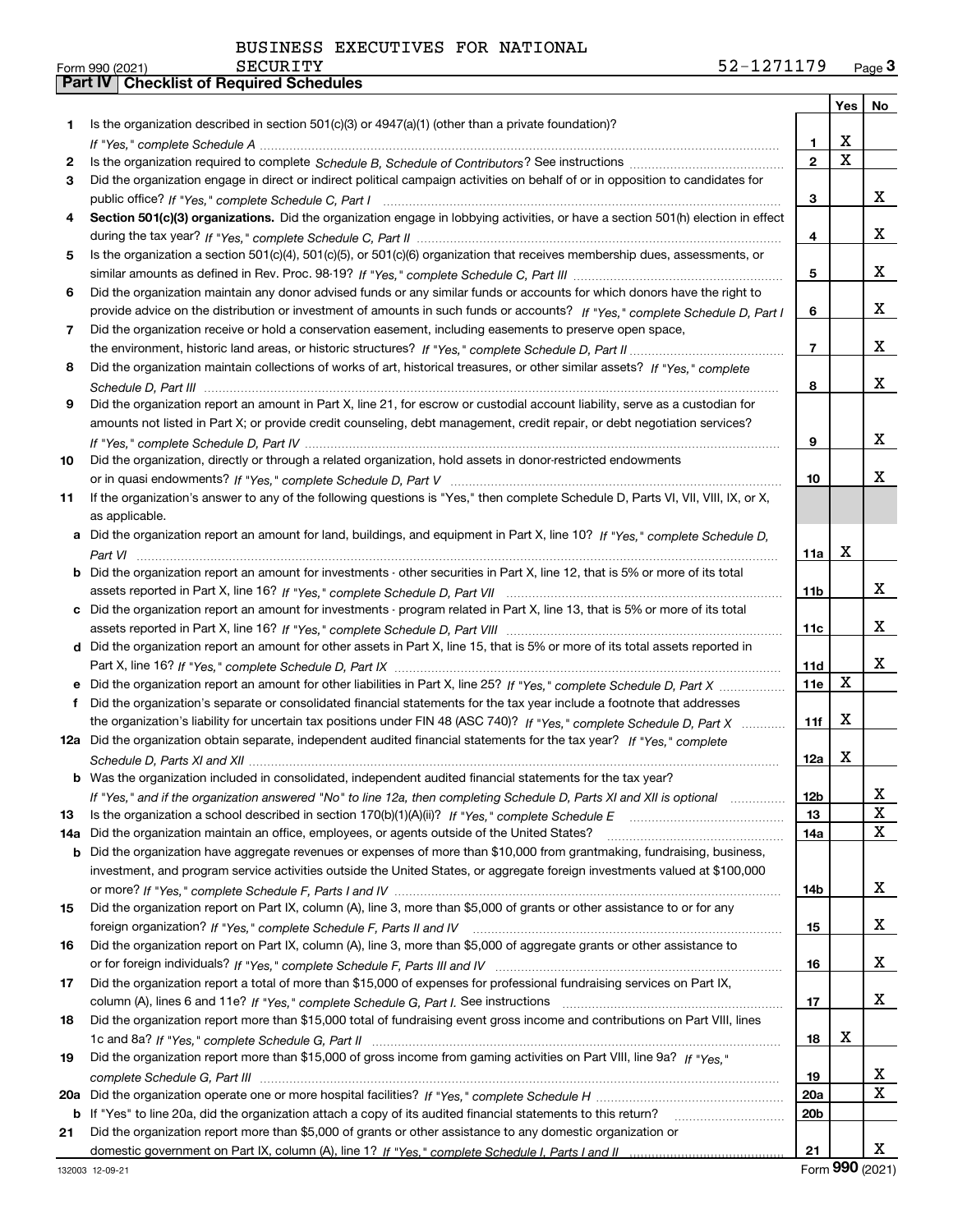BUSINESS EXECUTIVES FOR NATIONAL SECURITY 52-1271179

## Part IV | Checklist of Required Schedules

| | | | Yes | No |
|---|---|---|---|---|
| 1 | Is the organization described in section 501(c)(3) or 4947(a)(1) (other than a private foundation)? *If "Yes," complete Schedule A* | 1 | X | |
| 2 | Is the organization required to complete *Schedule B, Schedule of Contributors*? See instructions | 2 | X | |
| 3 | Did the organization engage in direct or indirect political campaign activities on behalf of or in opposition to candidates for public office? *If "Yes," complete Schedule C, Part I* | 3 | | X |
| 4 | **Section 501(c)(3) organizations.** Did the organization engage in lobbying activities, or have a section 501(h) election in effect during the tax year? *If "Yes," complete Schedule C, Part II* | 4 | | X |
| 5 | Is the organization a section 501(c)(4), 501(c)(5), or 501(c)(6) organization that receives membership dues, assessments, or similar amounts as defined in Rev. Proc. 98-19? *If "Yes," complete Schedule C, Part III* | 5 | | X |
| 6 | Did the organization maintain any donor advised funds or any similar funds or accounts for which donors have the right to provide advice on the distribution or investment of amounts in such funds or accounts? *If "Yes," complete Schedule D, Part I* | 6 | | X |
| 7 | Did the organization receive or hold a conservation easement, including easements to preserve open space, the environment, historic land areas, or historic structures? *If "Yes," complete Schedule D, Part II* | 7 | | X |
| 8 | Did the organization maintain collections of works of art, historical treasures, or other similar assets? *If "Yes," complete Schedule D, Part III* | 8 | | X |
| 9 | Did the organization report an amount in Part X, line 21, for escrow or custodial account liability, serve as a custodian for amounts not listed in Part X; or provide credit counseling, debt management, credit repair, or debt negotiation services? *If "Yes," complete Schedule D, Part IV* | 9 | | X |
| 10 | Did the organization, directly or through a related organization, hold assets in donor-restricted endowments or in quasi endowments? *If "Yes," complete Schedule D, Part V* | 10 | | X |
| 11 | If the organization's answer to any of the following questions is "Yes," then complete Schedule D, Parts VI, VII, VIII, IX, or X, as applicable. | | | |
| a | Did the organization report an amount for land, buildings, and equipment in Part X, line 10? *If "Yes," complete Schedule D, Part VI* | 11a | X | |
| b | Did the organization report an amount for investments - other securities in Part X, line 12, that is 5% or more of its total assets reported in Part X, line 16? *If "Yes," complete Schedule D, Part VII* | 11b | | X |
| c | Did the organization report an amount for investments - program related in Part X, line 13, that is 5% or more of its total assets reported in Part X, line 16? *If "Yes," complete Schedule D, Part VIII* | 11c | | X |
| d | Did the organization report an amount for other assets in Part X, line 15, that is 5% or more of its total assets reported in Part X, line 16? *If "Yes," complete Schedule D, Part IX* | 11d | | X |
| e | Did the organization report an amount for other liabilities in Part X, line 25? *If "Yes," complete Schedule D, Part X* | 11e | X | |
| f | Did the organization's separate or consolidated financial statements for the tax year include a footnote that addresses the organization's liability for uncertain tax positions under FIN 48 (ASC 740)? *If "Yes," complete Schedule D, Part X* | 11f | X | |
| 12a | Did the organization obtain separate, independent audited financial statements for the tax year? *If "Yes," complete Schedule D, Parts XI and XII* | 12a | X | |
| b | Was the organization included in consolidated, independent audited financial statements for the tax year? *If "Yes," and if the organization answered "No" to line 12a, then completing Schedule D, Parts XI and XII is optional* | 12b | | X |
| 13 | Is the organization a school described in section 170(b)(1)(A)(ii)? *If "Yes," complete Schedule E* | 13 | | X |
| 14a | Did the organization maintain an office, employees, or agents outside of the United States? | 14a | | X |
| b | Did the organization have aggregate revenues or expenses of more than $10,000 from grantmaking, fundraising, business, investment, and program service activities outside the United States, or aggregate foreign investments valued at $100,000 or more? *If "Yes," complete Schedule F, Parts I and IV* | 14b | | X |
| 15 | Did the organization report on Part IX, column (A), line 3, more than $5,000 of grants or other assistance to or for any foreign organization? *If "Yes," complete Schedule F, Parts II and IV* | 15 | | X |
| 16 | Did the organization report on Part IX, column (A), line 3, more than $5,000 of aggregate grants or other assistance to or for foreign individuals? *If "Yes," complete Schedule F, Parts III and IV* | 16 | | X |
| 17 | Did the organization report a total of more than $15,000 of expenses for professional fundraising services on Part IX, column (A), lines 6 and 11e? *If "Yes," complete Schedule G, Part I.* See instructions | 17 | | X |
| 18 | Did the organization report more than $15,000 total of fundraising event gross income and contributions on Part VIII, lines 1c and 8a? *If "Yes," complete Schedule G, Part II* | 18 | X | |
| 19 | Did the organization report more than $15,000 of gross income from gaming activities on Part VIII, line 9a? *If "Yes," complete Schedule G, Part III* | 19 | | X |
| 20a | Did the organization operate one or more hospital facilities? *If "Yes," complete Schedule H* | 20a | | X |
| b | If "Yes" to line 20a, did the organization attach a copy of its audited financial statements to this return? | 20b | | |
| 21 | Did the organization report more than $5,000 of grants or other assistance to any domestic organization or domestic government on Part IX, column (A), line 1? *If "Yes," complete Schedule I, Parts I and II* | 21 | | X |

132003 12-09-21 Form **990** (2021)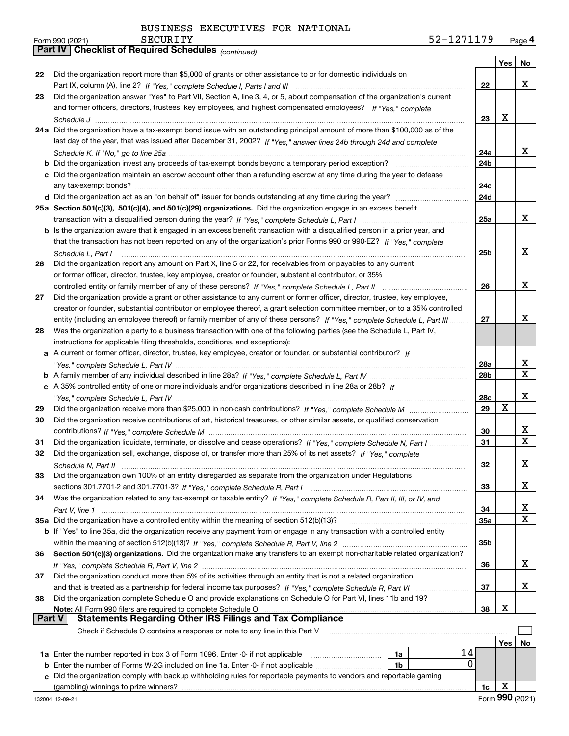BUSINESS EXECUTIVES FOR NATIONAL SECURITY

Form 990 (2021) 52-1271179 Page 4

**Part IV | Checklist of Required Schedules** *(continued)*

| | | | Yes | No |
|---|---|---|---|---|
| 22 | Did the organization report more than $5,000 of grants or other assistance to or for domestic individuals on Part IX, column (A), line 2? *If "Yes," complete Schedule I, Parts I and III* | 22 | | X |
| 23 | Did the organization answer "Yes" to Part VII, Section A, line 3, 4, or 5, about compensation of the organization's current and former officers, directors, trustees, key employees, and highest compensated employees? *If "Yes," complete Schedule J* | 23 | X | |
| 24a | Did the organization have a tax-exempt bond issue with an outstanding principal amount of more than $100,000 as of the last day of the year, that was issued after December 31, 2002? *If "Yes," answer lines 24b through 24d and complete Schedule K. If "No," go to line 25a* | 24a | | X |
| b | Did the organization invest any proceeds of tax-exempt bonds beyond a temporary period exception? | 24b | | |
| c | Did the organization maintain an escrow account other than a refunding escrow at any time during the year to defease any tax-exempt bonds? | 24c | | |
| d | Did the organization act as an "on behalf of" issuer for bonds outstanding at any time during the year? | 24d | | |
| 25a | **Section 501(c)(3), 501(c)(4), and 501(c)(29) organizations.** Did the organization engage in an excess benefit transaction with a disqualified person during the year? *If "Yes," complete Schedule L, Part I* | 25a | | X |
| b | Is the organization aware that it engaged in an excess benefit transaction with a disqualified person in a prior year, and that the transaction has not been reported on any of the organization's prior Forms 990 or 990-EZ? *If "Yes," complete Schedule L, Part I* | 25b | | X |
| 26 | Did the organization report any amount on Part X, line 5 or 22, for receivables from or payables to any current or former officer, director, trustee, key employee, creator or founder, substantial contributor, or 35% controlled entity or family member of any of these persons? *If "Yes," complete Schedule L, Part II* | 26 | | X |
| 27 | Did the organization provide a grant or other assistance to any current or former officer, director, trustee, key employee, creator or founder, substantial contributor or employee thereof, a grant selection committee member, or to a 35% controlled entity (including an employee thereof) or family member of any of these persons? *If "Yes," complete Schedule L, Part III* | 27 | | X |
| 28 | Was the organization a party to a business transaction with one of the following parties (see the Schedule L, Part IV, instructions for applicable filing thresholds, conditions, and exceptions): | | | |
| a | A current or former officer, director, trustee, key employee, creator or founder, or substantial contributor? *If "Yes," complete Schedule L, Part IV* | 28a | | X |
| b | A family member of any individual described in line 28a? *If "Yes," complete Schedule L, Part IV* | 28b | | X |
| c | A 35% controlled entity of one or more individuals and/or organizations described in line 28a or 28b? *If "Yes," complete Schedule L, Part IV* | 28c | | X |
| 29 | Did the organization receive more than $25,000 in non-cash contributions? *If "Yes," complete Schedule M* | 29 | X | |
| 30 | Did the organization receive contributions of art, historical treasures, or other similar assets, or qualified conservation contributions? *If "Yes," complete Schedule M* | 30 | | X |
| 31 | Did the organization liquidate, terminate, or dissolve and cease operations? *If "Yes," complete Schedule N, Part I* | 31 | | X |
| 32 | Did the organization sell, exchange, dispose of, or transfer more than 25% of its net assets? *If "Yes," complete Schedule N, Part II* | 32 | | X |
| 33 | Did the organization own 100% of an entity disregarded as separate from the organization under Regulations sections 301.7701-2 and 301.7701-3? *If "Yes," complete Schedule R, Part I* | 33 | | X |
| 34 | Was the organization related to any tax-exempt or taxable entity? *If "Yes," complete Schedule R, Part II, III, or IV, and Part V, line 1* | 34 | | X |
| 35a | Did the organization have a controlled entity within the meaning of section 512(b)(13)? | 35a | | X |
| b | If "Yes" to line 35a, did the organization receive any payment from or engage in any transaction with a controlled entity within the meaning of section 512(b)(13)? *If "Yes," complete Schedule R, Part V, line 2* | 35b | | |
| 36 | **Section 501(c)(3) organizations.** Did the organization make any transfers to an exempt non-charitable related organization? *If "Yes," complete Schedule R, Part V, line 2* | 36 | | X |
| 37 | Did the organization conduct more than 5% of its activities through an entity that is not a related organization and that is treated as a partnership for federal income tax purposes? *If "Yes," complete Schedule R, Part VI* | 37 | | X |
| 38 | Did the organization complete Schedule O and provide explanations on Schedule O for Part VI, lines 11b and 19? **Note:** All Form 990 filers are required to complete Schedule O | 38 | X | |

**Part V | Statements Regarding Other IRS Filings and Tax Compliance**

Check if Schedule O contains a response or note to any line in this Part V ☐

| | | | | | Yes | No |
|---|---|---|---|---|---|---|
| 1a | Enter the number reported in box 3 of Form 1096. Enter -0- if not applicable | 1a | 14 | | | |
| b | Enter the number of Forms W-2G included on line 1a. Enter -0- if not applicable | 1b | 0 | | | |
| c | Did the organization comply with backup withholding rules for reportable payments to vendors and reportable gaming (gambling) winnings to prize winners? | | | 1c | X | |

132004 12-09-21 Form **990** (2021)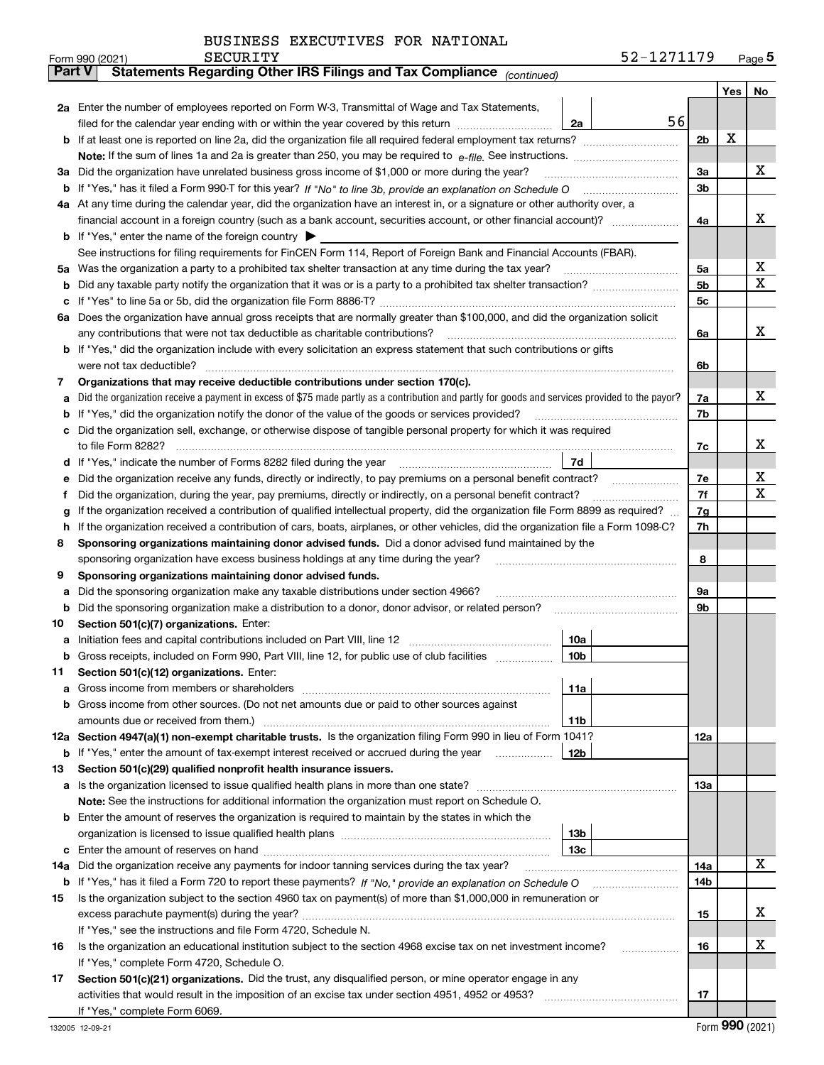BUSINESS EXECUTIVES FOR NATIONAL SECURITY

Form 990 (2021) 52-1271179 Page 5

**Part V Statements Regarding Other IRS Filings and Tax Compliance** *(continued)*

| | | | | Yes | No |
|---|---|---|---|---|---|
| **2a** | Enter the number of employees reported on Form W-3, Transmittal of Wage and Tax Statements, filed for the calendar year ending with or within the year covered by this return | 2a | 56 | | |
| **b** | If at least one is reported on line 2a, did the organization file all required federal employment tax returns? | | 2b | X | |
| | **Note:** If the sum of lines 1a and 2a is greater than 250, you may be required to *e-file.* See instructions. | | | | |
| **3a** | Did the organization have unrelated business gross income of $1,000 or more during the year? | | 3a | | X |
| **b** | If "Yes," has it filed a Form 990-T for this year? *If "No" to line 3b, provide an explanation on Schedule O* | | 3b | | |
| **4a** | At any time during the calendar year, did the organization have an interest in, or a signature or other authority over, a financial account in a foreign country (such as a bank account, securities account, or other financial account)? | | 4a | | X |
| **b** | If "Yes," enter the name of the foreign country ▶ | | | | |
| | See instructions for filing requirements for FinCEN Form 114, Report of Foreign Bank and Financial Accounts (FBAR). | | | | |
| **5a** | Was the organization a party to a prohibited tax shelter transaction at any time during the tax year? | | 5a | | X |
| **b** | Did any taxable party notify the organization that it was or is a party to a prohibited tax shelter transaction? | | 5b | | X |
| **c** | If "Yes" to line 5a or 5b, did the organization file Form 8886-T? | | 5c | | |
| **6a** | Does the organization have annual gross receipts that are normally greater than $100,000, and did the organization solicit any contributions that were not tax deductible as charitable contributions? | | 6a | | X |
| **b** | If "Yes," did the organization include with every solicitation an express statement that such contributions or gifts were not tax deductible? | | 6b | | |
| **7** | **Organizations that may receive deductible contributions under section 170(c).** | | | | |
| **a** | Did the organization receive a payment in excess of $75 made partly as a contribution and partly for goods and services provided to the payor? | | 7a | | X |
| **b** | If "Yes," did the organization notify the donor of the value of the goods or services provided? | | 7b | | |
| **c** | Did the organization sell, exchange, or otherwise dispose of tangible personal property for which it was required to file Form 8282? | | 7c | | X |
| **d** | If "Yes," indicate the number of Forms 8282 filed during the year | 7d | | | |
| **e** | Did the organization receive any funds, directly or indirectly, to pay premiums on a personal benefit contract? | | 7e | | X |
| **f** | Did the organization, during the year, pay premiums, directly or indirectly, on a personal benefit contract? | | 7f | | X |
| **g** | If the organization received a contribution of qualified intellectual property, did the organization file Form 8899 as required? | | 7g | | |
| **h** | If the organization received a contribution of cars, boats, airplanes, or other vehicles, did the organization file a Form 1098-C? | | 7h | | |
| **8** | **Sponsoring organizations maintaining donor advised funds.** Did a donor advised fund maintained by the sponsoring organization have excess business holdings at any time during the year? | | 8 | | |
| **9** | **Sponsoring organizations maintaining donor advised funds.** | | | | |
| **a** | Did the sponsoring organization make any taxable distributions under section 4966? | | 9a | | |
| **b** | Did the sponsoring organization make a distribution to a donor, donor advisor, or related person? | | 9b | | |
| **10** | **Section 501(c)(7) organizations.** Enter: | | | | |
| **a** | Initiation fees and capital contributions included on Part VIII, line 12 | 10a | | | |
| **b** | Gross receipts, included on Form 990, Part VIII, line 12, for public use of club facilities | 10b | | | |
| **11** | **Section 501(c)(12) organizations.** Enter: | | | | |
| **a** | Gross income from members or shareholders | 11a | | | |
| **b** | Gross income from other sources. (Do not net amounts due or paid to other sources against amounts due or received from them.) | 11b | | | |
| **12a** | **Section 4947(a)(1) non-exempt charitable trusts.** Is the organization filing Form 990 in lieu of Form 1041? | | 12a | | |
| **b** | If "Yes," enter the amount of tax-exempt interest received or accrued during the year | 12b | | | |
| **13** | **Section 501(c)(29) qualified nonprofit health insurance issuers.** | | | | |
| **a** | Is the organization licensed to issue qualified health plans in more than one state? | | 13a | | |
| | **Note:** See the instructions for additional information the organization must report on Schedule O. | | | | |
| **b** | Enter the amount of reserves the organization is required to maintain by the states in which the organization is licensed to issue qualified health plans | 13b | | | |
| **c** | Enter the amount of reserves on hand | 13c | | | |
| **14a** | Did the organization receive any payments for indoor tanning services during the tax year? | | 14a | | X |
| **b** | If "Yes," has it filed a Form 720 to report these payments? *If "No," provide an explanation on Schedule O* | | 14b | | |
| **15** | Is the organization subject to the section 4960 tax on payment(s) of more than $1,000,000 in remuneration or excess parachute payment(s) during the year? | | 15 | | X |
| | If "Yes," see the instructions and file Form 4720, Schedule N. | | | | |
| **16** | Is the organization an educational institution subject to the section 4968 excise tax on net investment income? | | 16 | | X |
| | If "Yes," complete Form 4720, Schedule O. | | | | |
| **17** | **Section 501(c)(21) organizations.** Did the trust, any disqualified person, or mine operator engage in any activities that would result in the imposition of an excise tax under section 4951, 4952 or 4953? | | 17 | | |
| | If "Yes," complete Form 6069. | | | | |

Form **990** (2021)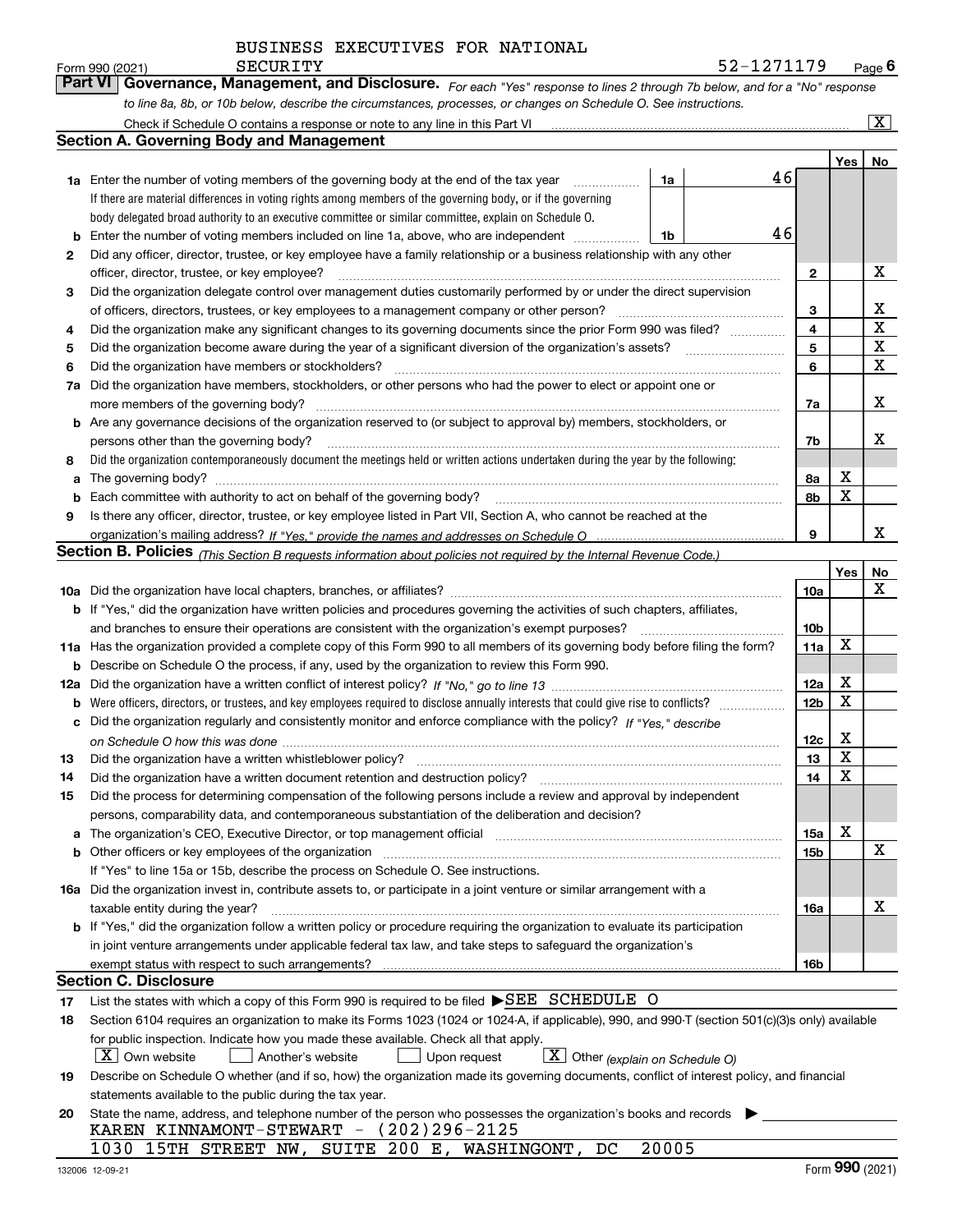BUSINESS EXECUTIVES FOR NATIONAL SECURITY

Form 990 (2021) 52-1271179 Page 6

## Part VI Governance, Management, and Disclosure.

*For each "Yes" response to lines 2 through 7b below, and for a "No" response to line 8a, 8b, or 10b below, describe the circumstances, processes, or changes on Schedule O. See instructions.*

Check if Schedule O contains a response or note to any line in this Part VI ..... [X]

### Section A. Governing Body and Management

| | | | | Yes | No |
|---|---|---|---|---|---|
| **1a** | Enter the number of voting members of the governing body at the end of the tax year ..... **1a** 46<br>If there are material differences in voting rights among members of the governing body, or if the governing body delegated broad authority to an executive committee or similar committee, explain on Schedule O. | | | | |
| **b** | Enter the number of voting members included on line 1a, above, who are independent ..... **1b** 46 | | | | |
| **2** | Did any officer, director, trustee, or key employee have a family relationship or a business relationship with any other officer, director, trustee, or key employee? | | **2** | | X |
| **3** | Did the organization delegate control over management duties customarily performed by or under the direct supervision of officers, directors, trustees, or key employees to a management company or other person? | | **3** | | X |
| **4** | Did the organization make any significant changes to its governing documents since the prior Form 990 was filed? | | **4** | | X |
| **5** | Did the organization become aware during the year of a significant diversion of the organization's assets? | | **5** | | X |
| **6** | Did the organization have members or stockholders? | | **6** | | X |
| **7a** | Did the organization have members, stockholders, or other persons who had the power to elect or appoint one or more members of the governing body? | | **7a** | | X |
| **b** | Are any governance decisions of the organization reserved to (or subject to approval by) members, stockholders, or persons other than the governing body? | | **7b** | | X |
| **8** | Did the organization contemporaneously document the meetings held or written actions undertaken during the year by the following: | | | | |
| **a** | The governing body? | | **8a** | X | |
| **b** | Each committee with authority to act on behalf of the governing body? | | **8b** | X | |
| **9** | Is there any officer, director, trustee, or key employee listed in Part VII, Section A, who cannot be reached at the organization's mailing address? *If "Yes," provide the names and addresses on Schedule O* | | **9** | | X |

### Section B. Policies *(This Section B requests information about policies not required by the Internal Revenue Code.)*

| | | | Yes | No |
|---|---|---|---|---|
| **10a** | Did the organization have local chapters, branches, or affiliates? | **10a** | | X |
| **b** | If "Yes," did the organization have written policies and procedures governing the activities of such chapters, affiliates, and branches to ensure their operations are consistent with the organization's exempt purposes? | **10b** | | |
| **11a** | Has the organization provided a complete copy of this Form 990 to all members of its governing body before filing the form? | **11a** | X | |
| **b** | Describe on Schedule O the process, if any, used by the organization to review this Form 990. | | | |
| **12a** | Did the organization have a written conflict of interest policy? *If "No," go to line 13* | **12a** | X | |
| **b** | Were officers, directors, or trustees, and key employees required to disclose annually interests that could give rise to conflicts? | **12b** | X | |
| **c** | Did the organization regularly and consistently monitor and enforce compliance with the policy? *If "Yes," describe on Schedule O how this was done* | **12c** | X | |
| **13** | Did the organization have a written whistleblower policy? | **13** | X | |
| **14** | Did the organization have a written document retention and destruction policy? | **14** | X | |
| **15** | Did the process for determining compensation of the following persons include a review and approval by independent persons, comparability data, and contemporaneous substantiation of the deliberation and decision? | | | |
| **a** | The organization's CEO, Executive Director, or top management official | **15a** | X | |
| **b** | Other officers or key employees of the organization<br>If "Yes" to line 15a or 15b, describe the process on Schedule O. See instructions. | **15b** | | X |
| **16a** | Did the organization invest in, contribute assets to, or participate in a joint venture or similar arrangement with a taxable entity during the year? | **16a** | | X |
| **b** | If "Yes," did the organization follow a written policy or procedure requiring the organization to evaluate its participation in joint venture arrangements under applicable federal tax law, and take steps to safeguard the organization's exempt status with respect to such arrangements? | **16b** | | |

### Section C. Disclosure

**17** List the states with which a copy of this Form 990 is required to be filed ▶SEE SCHEDULE O

**18** Section 6104 requires an organization to make its Forms 1023 (1024 or 1024-A, if applicable), 990, and 990-T (section 501(c)(3)s only) available for public inspection. Indicate how you made these available. Check all that apply.

[X] Own website [ ] Another's website [ ] Upon request [X] Other *(explain on Schedule O)*

**19** Describe on Schedule O whether (and if so, how) the organization made its governing documents, conflict of interest policy, and financial statements available to the public during the tax year.

**20** State the name, address, and telephone number of the person who possesses the organization's books and records ▶

KAREN KINNAMONT-STEWART - (202)296-2125
1030 15TH STREET NW, SUITE 200 E, WASHINGONT, DC 20005

132006 12-09-21 Form **990** (2021)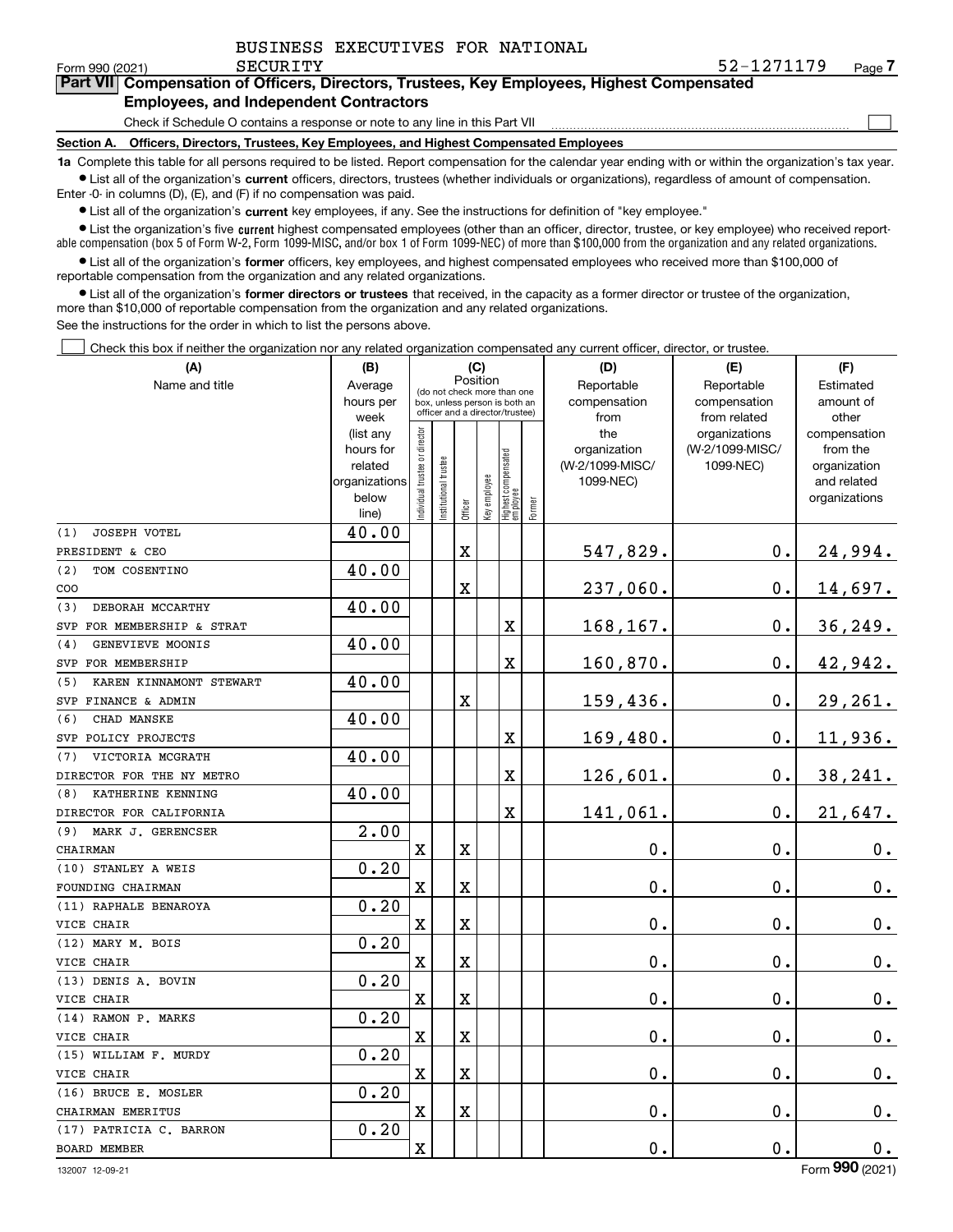BUSINESS EXECUTIVES FOR NATIONAL SECURITY

Form 990 (2021) 52-1271179 Page 7

**Part VII Compensation of Officers, Directors, Trustees, Key Employees, Highest Compensated Employees, and Independent Contractors**

Check if Schedule O contains a response or note to any line in this Part VII

**Section A. Officers, Directors, Trustees, Key Employees, and Highest Compensated Employees**

**1a** Complete this table for all persons required to be listed. Report compensation for the calendar year ending with or within the organization's tax year.

- List all of the organization's **current** officers, directors, trustees (whether individuals or organizations), regardless of amount of compensation. Enter -0- in columns (D), (E), and (F) if no compensation was paid.
- List all of the organization's **current** key employees, if any. See the instructions for definition of "key employee."
- List the organization's five **current** highest compensated employees (other than an officer, director, trustee, or key employee) who received reportable compensation (box 5 of Form W-2, Form 1099-MISC, and/or box 1 of Form 1099-NEC) of more than $100,000 from the organization and any related organizations.
- List all of the organization's **former** officers, key employees, and highest compensated employees who received more than $100,000 of reportable compensation from the organization and any related organizations.
- List all of the organization's **former directors or trustees** that received, in the capacity as a former director or trustee of the organization, more than $10,000 of reportable compensation from the organization and any related organizations.

See the instructions for the order in which to list the persons above.

Check this box if neither the organization nor any related organization compensated any current officer, director, or trustee.

| (A) Name and title | (B) Average hours per week (list any hours for related organizations below line) | (C) Position: Individual trustee or director | Institutional trustee | Officer | Key employee | Highest compensated employee | Former | (D) Reportable compensation from the organization (W-2/1099-MISC/1099-NEC) | (E) Reportable compensation from related organizations (W-2/1099-MISC/1099-NEC) | (F) Estimated amount of other compensation from the organization and related organizations |
|---|---|---|---|---|---|---|---|---|---|---|
| (1) JOSEPH VOTEL<br>PRESIDENT & CEO | 40.00 | | | X | | | | 547,829. | 0. | 24,994. |
| (2) TOM COSENTINO<br>COO | 40.00 | | | X | | | | 237,060. | 0. | 14,697. |
| (3) DEBORAH MCCARTHY<br>SVP FOR MEMBERSHIP & STRAT | 40.00 | | | | | X | | 168,167. | 0. | 36,249. |
| (4) GENEVIEVE MOONIS<br>SVP FOR MEMBERSHIP | 40.00 | | | | | X | | 160,870. | 0. | 42,942. |
| (5) KAREN KINNAMONT STEWART<br>SVP FINANCE & ADMIN | 40.00 | | | X | | | | 159,436. | 0. | 29,261. |
| (6) CHAD MANSKE<br>SVP POLICY PROJECTS | 40.00 | | | | | X | | 169,480. | 0. | 11,936. |
| (7) VICTORIA MCGRATH<br>DIRECTOR FOR THE NY METRO | 40.00 | | | | | X | | 126,601. | 0. | 38,241. |
| (8) KATHERINE KENNING<br>DIRECTOR FOR CALIFORNIA | 40.00 | | | | | X | | 141,061. | 0. | 21,647. |
| (9) MARK J. GERENCSER<br>CHAIRMAN | 2.00 | X | | X | | | | 0. | 0. | 0. |
| (10) STANLEY A WEIS<br>FOUNDING CHAIRMAN | 0.20 | X | | X | | | | 0. | 0. | 0. |
| (11) RAPHALE BENAROYA<br>VICE CHAIR | 0.20 | X | | X | | | | 0. | 0. | 0. |
| (12) MARY M. BOIS<br>VICE CHAIR | 0.20 | X | | X | | | | 0. | 0. | 0. |
| (13) DENIS A. BOVIN<br>VICE CHAIR | 0.20 | X | | X | | | | 0. | 0. | 0. |
| (14) RAMON P. MARKS<br>VICE CHAIR | 0.20 | X | | X | | | | 0. | 0. | 0. |
| (15) WILLIAM F. MURDY<br>VICE CHAIR | 0.20 | X | | X | | | | 0. | 0. | 0. |
| (16) BRUCE E. MOSLER<br>CHAIRMAN EMERITUS | 0.20 | X | | X | | | | 0. | 0. | 0. |
| (17) PATRICIA C. BARRON<br>BOARD MEMBER | 0.20 | X | | | | | | 0. | 0. | 0. |

132007 12-09-21 Form 990 (2021)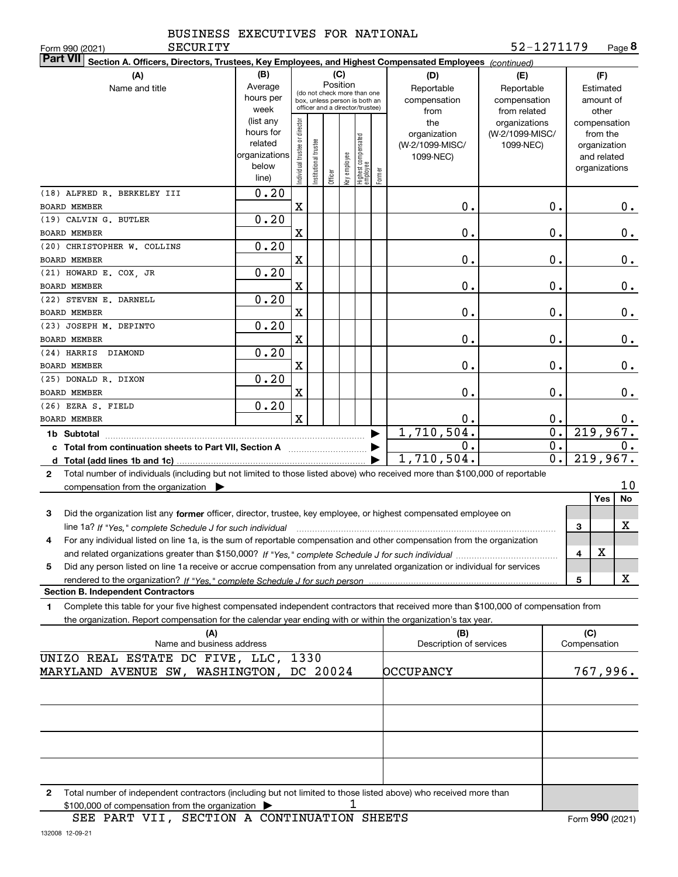BUSINESS EXECUTIVES FOR NATIONAL SECURITY

Form 990 (2021) 52-1271179 Page **8**

**Part VII** **Section A. Officers, Directors, Trustees, Key Employees, and Highest Compensated Employees** *(continued)*

| (A) Name and title | (B) Average hours per week (list any hours for related organizations below line) | (C) Position: Individual trustee or director | Institutional trustee | Officer | Key employee | Highest compensated employee | Former | (D) Reportable compensation from the organization (W-2/1099-MISC/ 1099-NEC) | (E) Reportable compensation from related organizations (W-2/1099-MISC/ 1099-NEC) | (F) Estimated amount of other compensation from the organization and related organizations |
|---|---|---|---|---|---|---|---|---|---|---|
| (18) ALFRED R. BERKELEY III<br>BOARD MEMBER | 0.20 | X | | | | | | 0. | 0. | 0. |
| (19) CALVIN G. BUTLER<br>BOARD MEMBER | 0.20 | X | | | | | | 0. | 0. | 0. |
| (20) CHRISTOPHER W. COLLINS<br>BOARD MEMBER | 0.20 | X | | | | | | 0. | 0. | 0. |
| (21) HOWARD E. COX, JR<br>BOARD MEMBER | 0.20 | X | | | | | | 0. | 0. | 0. |
| (22) STEVEN E. DARNELL<br>BOARD MEMBER | 0.20 | X | | | | | | 0. | 0. | 0. |
| (23) JOSEPH M. DEPINTO<br>BOARD MEMBER | 0.20 | X | | | | | | 0. | 0. | 0. |
| (24) HARRIS DIAMOND<br>BOARD MEMBER | 0.20 | X | | | | | | 0. | 0. | 0. |
| (25) DONALD R. DIXON<br>BOARD MEMBER | 0.20 | X | | | | | | 0. | 0. | 0. |
| (26) EZRA S. FIELD<br>BOARD MEMBER | 0.20 | X | | | | | | 0. | 0. | 0. |
| **1b Subtotal** | | | | | | | | 1,710,504. | 0. | 219,967. |
| **c Total from continuation sheets to Part VII, Section A** | | | | | | | | 0. | 0. | 0. |
| **d Total (add lines 1b and 1c)** | | | | | | | | 1,710,504. | 0. | 219,967. |

**2** Total number of individuals (including but not limited to those listed above) who received more than $100,000 of reportable compensation from the organization ▶ 10

| | | | Yes | No |
|---|---|---|---|---|
| **3** | Did the organization list any **former** officer, director, trustee, key employee, or highest compensated employee on line 1a? *If "Yes," complete Schedule J for such individual* | 3 | | X |
| **4** | For any individual listed on line 1a, is the sum of reportable compensation and other compensation from the organization and related organizations greater than $150,000? *If "Yes," complete Schedule J for such individual* | 4 | X | |
| **5** | Did any person listed on line 1a receive or accrue compensation from any unrelated organization or individual for services rendered to the organization? *If "Yes," complete Schedule J for such person* | 5 | | X |

**Section B. Independent Contractors**

**1** Complete this table for your five highest compensated independent contractors that received more than $100,000 of compensation from the organization. Report compensation for the calendar year ending with or within the organization's tax year.

| (A) Name and business address | (B) Description of services | (C) Compensation |
|---|---|---|
| UNIZO REAL ESTATE DC FIVE, LLC, 1330 MARYLAND AVENUE SW, WASHINGTON, DC 20024 | OCCUPANCY | 767,996. |
| | | |
| | | |
| | | |
| | | |

**2** Total number of independent contractors (including but not limited to those listed above) who received more than $100,000 of compensation from the organization ▶ 1

SEE PART VII, SECTION A CONTINUATION SHEETS

Form **990** (2021)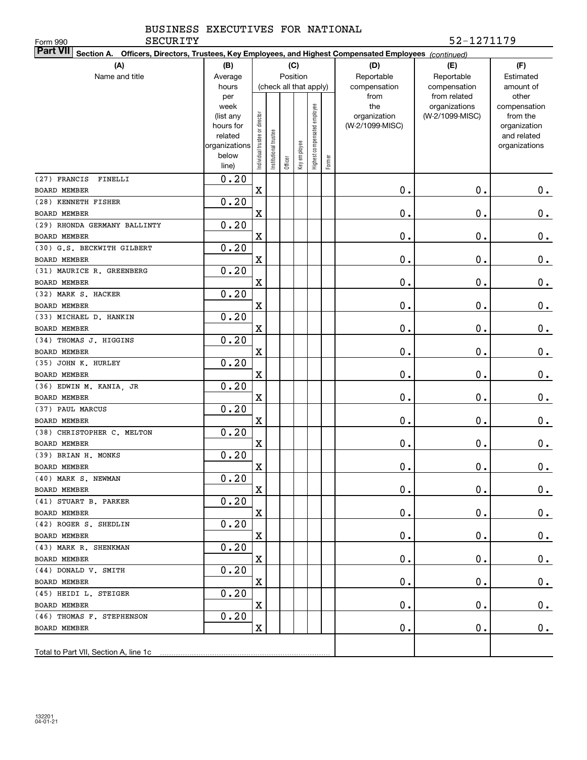BUSINESS EXECUTIVES FOR NATIONAL SECURITY

Form 990

52-1271179

**Part VII** **Section A. Officers, Directors, Trustees, Key Employees, and Highest Compensated Employees** *(continued)*

| (A) Name and title | (B) Average hours per week (list any hours for related organizations below line) | (C) Position (check all that apply): Individual trustee or director | Institutional trustee | Officer | Key employee | Highest compensated employee | Former | (D) Reportable compensation from the organization (W-2/1099-MISC) | (E) Reportable compensation from related organizations (W-2/1099-MISC) | (F) Estimated amount of other compensation from the organization and related organizations |
|---|---|---|---|---|---|---|---|---|---|---|
| (27) FRANCIS FINELLI<br>BOARD MEMBER | 0.20 | X | | | | | | 0. | 0. | 0. |
| (28) KENNETH FISHER<br>BOARD MEMBER | 0.20 | X | | | | | | 0. | 0. | 0. |
| (29) RHONDA GERMANY BALLINTY<br>BOARD MEMBER | 0.20 | X | | | | | | 0. | 0. | 0. |
| (30) G.S. BECKWITH GILBERT<br>BOARD MEMBER | 0.20 | X | | | | | | 0. | 0. | 0. |
| (31) MAURICE R. GREENBERG<br>BOARD MEMBER | 0.20 | X | | | | | | 0. | 0. | 0. |
| (32) MARK S. HACKER<br>BOARD MEMBER | 0.20 | X | | | | | | 0. | 0. | 0. |
| (33) MICHAEL D. HANKIN<br>BOARD MEMBER | 0.20 | X | | | | | | 0. | 0. | 0. |
| (34) THOMAS J. HIGGINS<br>BOARD MEMBER | 0.20 | X | | | | | | 0. | 0. | 0. |
| (35) JOHN K. HURLEY<br>BOARD MEMBER | 0.20 | X | | | | | | 0. | 0. | 0. |
| (36) EDWIN M. KANIA, JR<br>BOARD MEMBER | 0.20 | X | | | | | | 0. | 0. | 0. |
| (37) PAUL MARCUS<br>BOARD MEMBER | 0.20 | X | | | | | | 0. | 0. | 0. |
| (38) CHRISTOPHER C. MELTON<br>BOARD MEMBER | 0.20 | X | | | | | | 0. | 0. | 0. |
| (39) BRIAN H. MONKS<br>BOARD MEMBER | 0.20 | X | | | | | | 0. | 0. | 0. |
| (40) MARK S. NEWMAN<br>BOARD MEMBER | 0.20 | X | | | | | | 0. | 0. | 0. |
| (41) STUART B. PARKER<br>BOARD MEMBER | 0.20 | X | | | | | | 0. | 0. | 0. |
| (42) ROGER S. SHEDLIN<br>BOARD MEMBER | 0.20 | X | | | | | | 0. | 0. | 0. |
| (43) MARK R. SHENKMAN<br>BOARD MEMBER | 0.20 | X | | | | | | 0. | 0. | 0. |
| (44) DONALD V. SMITH<br>BOARD MEMBER | 0.20 | X | | | | | | 0. | 0. | 0. |
| (45) HEIDI L. STEIGER<br>BOARD MEMBER | 0.20 | X | | | | | | 0. | 0. | 0. |
| (46) THOMAS F. STEPHENSON<br>BOARD MEMBER | 0.20 | X | | | | | | 0. | 0. | 0. |
| Total to Part VII, Section A, line 1c | | | | | | | | | | |

132201
04-01-21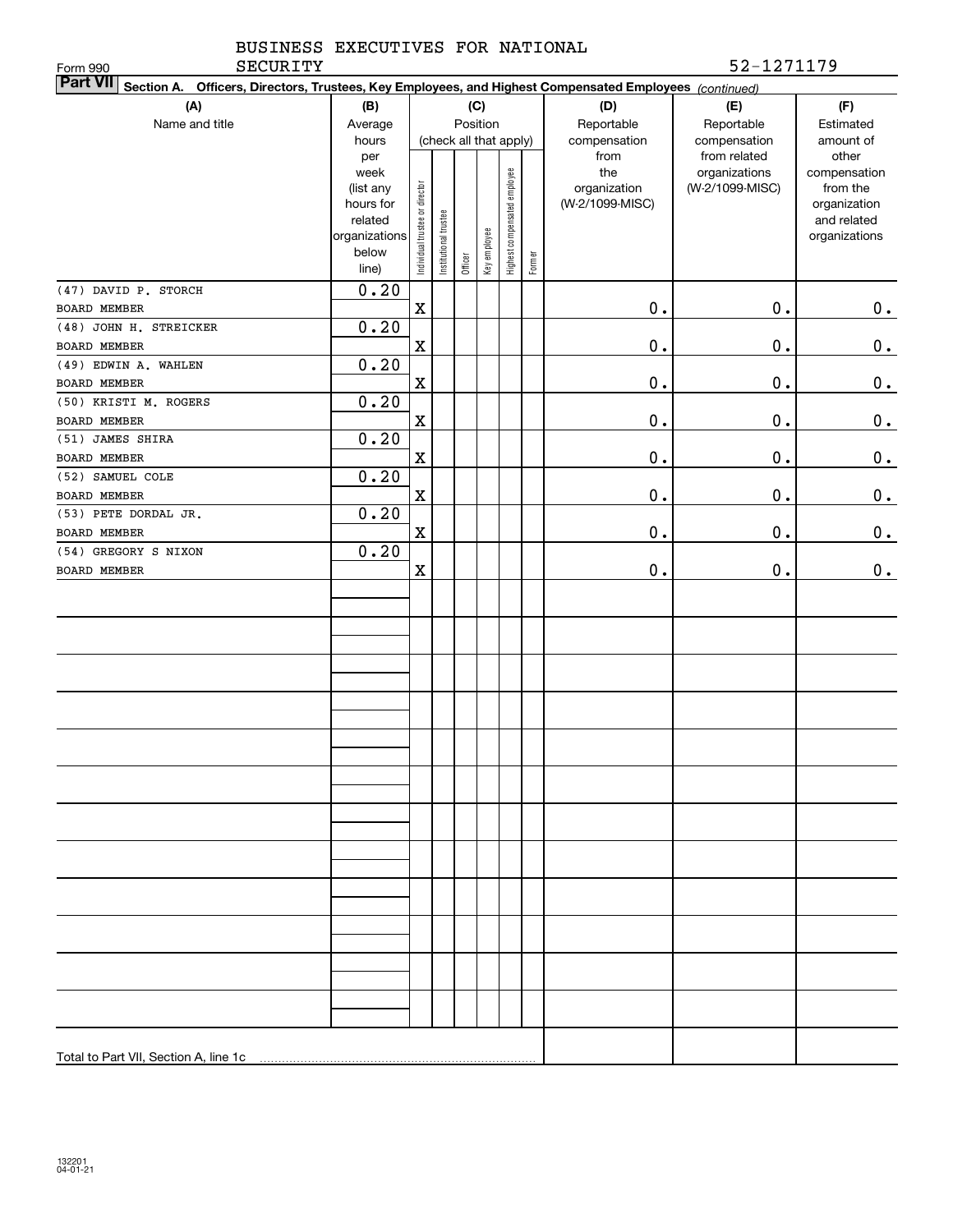BUSINESS EXECUTIVES FOR NATIONAL SECURITY

Form 990 52-1271179

**Part VII Section A. Officers, Directors, Trustees, Key Employees, and Highest Compensated Employees** *(continued)*

| (A) Name and title | (B) Average hours per week (list any hours for related organizations below line) | (C) Position (check all that apply): Individual trustee or director | Institutional trustee | Officer | Key employee | Highest compensated employee | Former | (D) Reportable compensation from the organization (W-2/1099-MISC) | (E) Reportable compensation from related organizations (W-2/1099-MISC) | (F) Estimated amount of other compensation from the organization and related organizations |
|---|---|---|---|---|---|---|---|---|---|---|
| (47) DAVID P. STORCH<br>BOARD MEMBER | 0.20 | X | | | | | | 0. | 0. | 0. |
| (48) JOHN H. STREICKER<br>BOARD MEMBER | 0.20 | X | | | | | | 0. | 0. | 0. |
| (49) EDWIN A. WAHLEN<br>BOARD MEMBER | 0.20 | X | | | | | | 0. | 0. | 0. |
| (50) KRISTI M. ROGERS<br>BOARD MEMBER | 0.20 | X | | | | | | 0. | 0. | 0. |
| (51) JAMES SHIRA<br>BOARD MEMBER | 0.20 | X | | | | | | 0. | 0. | 0. |
| (52) SAMUEL COLE<br>BOARD MEMBER | 0.20 | X | | | | | | 0. | 0. | 0. |
| (53) PETE DORDAL JR.<br>BOARD MEMBER | 0.20 | X | | | | | | 0. | 0. | 0. |
| (54) GREGORY S NIXON<br>BOARD MEMBER | 0.20 | X | | | | | | 0. | 0. | 0. |
| Total to Part VII, Section A, line 1c | | | | | | | | | | |

132201
04-01-21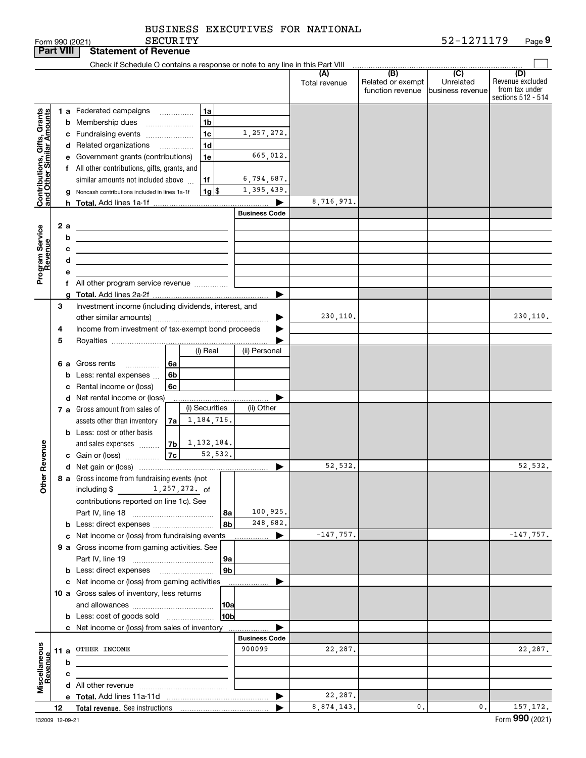BUSINESS EXECUTIVES FOR NATIONAL SECURITY

Form 990 (2021) 52-1271179 Page 9

## Part VIII Statement of Revenue

Check if Schedule O contains a response or note to any line in this Part VIII

| | | | (A) Total revenue | (B) Related or exempt function revenue | (C) Unrelated business revenue | (D) Revenue excluded from tax under sections 512 - 514 |
|---|---|---|---|---|---|---|
| **Contributions, Gifts, Grants and Other Similar Amounts** | | | | | | |
| 1 a Federated campaigns | 1a | | | | | |
| b Membership dues | 1b | | | | | |
| c Fundraising events | 1c | 1,257,272. | | | | |
| d Related organizations | 1d | | | | | |
| e Government grants (contributions) | 1e | 665,012. | | | | |
| f All other contributions, gifts, grants, and similar amounts not included above | 1f | 6,794,687. | | | | |
| g Noncash contributions included in lines 1a-1f | 1g | $ 1,395,439. | | | | |
| h Total. Add lines 1a-1f | | | 8,716,971. | | | |
| **Program Service Revenue** | | Business Code | | | | |
| 2 a | | | | | | |
| b | | | | | | |
| c | | | | | | |
| d | | | | | | |
| e | | | | | | |
| f All other program service revenue | | | | | | |
| g Total. Add lines 2a-2f | | | | | | |
| **Other Revenue** | | | | | | |
| 3 Investment income (including dividends, interest, and other similar amounts) | | | 230,110. | | | 230,110. |
| 4 Income from investment of tax-exempt bond proceeds | | | | | | |
| 5 Royalties | | | | | | |
| | | (i) Real | (ii) Personal | | | |
| 6 a Gross rents | 6a | | | | | |
| b Less: rental expenses | 6b | | | | | |
| c Rental income or (loss) | 6c | | | | | |
| d Net rental income or (loss) | | | | | | |
| | | (i) Securities | (ii) Other | | | |
| 7 a Gross amount from sales of assets other than inventory | 7a | 1,184,716. | | | | |
| b Less: cost or other basis and sales expenses | 7b | 1,132,184. | | | | |
| c Gain or (loss) | 7c | 52,532. | | | | |
| d Net gain or (loss) | | | 52,532. | | | 52,532. |
| 8 a Gross income from fundraising events (not including $ 1,257,272. of contributions reported on line 1c). See Part IV, line 18 | 8a | 100,925. | | | | |
| b Less: direct expenses | 8b | 248,682. | | | | |
| c Net income or (loss) from fundraising events | | | -147,757. | | | -147,757. |
| 9 a Gross income from gaming activities. See Part IV, line 19 | 9a | | | | | |
| b Less: direct expenses | 9b | | | | | |
| c Net income or (loss) from gaming activities | | | | | | |
| 10 a Gross sales of inventory, less returns and allowances | 10a | | | | | |
| b Less: cost of goods sold | 10b | | | | | |
| c Net income or (loss) from sales of inventory | | | | | | |
| **Miscellaneous Revenue** | | Business Code | | | | |
| 11 a OTHER INCOME | | 900099 | 22,287. | | | 22,287. |
| b | | | | | | |
| c | | | | | | |
| d All other revenue | | | | | | |
| e Total. Add lines 11a-11d | | | 22,287. | | | |
| 12 Total revenue. See instructions | | | 8,874,143. | 0. | 0. | 157,172. |

132009 12-09-21 Form 990 (2021)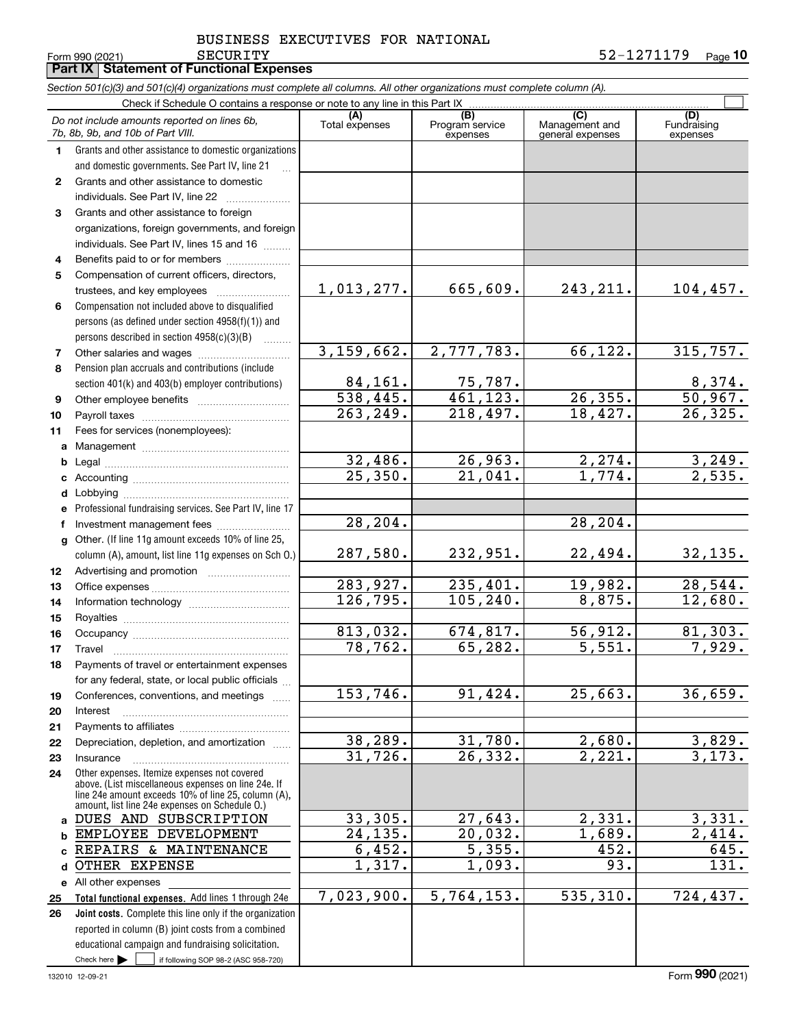BUSINESS EXECUTIVES FOR NATIONAL SECURITY

Form 990 (2021) 52-1271179 Page 10

## Part IX Statement of Functional Expenses

*Section 501(c)(3) and 501(c)(4) organizations must complete all columns. All other organizations must complete column (A).*

Check if Schedule O contains a response or note to any line in this Part IX ☐

| | *Do not include amounts reported on lines 6b, 7b, 8b, 9b, and 10b of Part VIII.* | (A) Total expenses | (B) Program service expenses | (C) Management and general expenses | (D) Fundraising expenses |
|---|---|---|---|---|---|
| 1 | Grants and other assistance to domestic organizations and domestic governments. See Part IV, line 21 | | | | |
| 2 | Grants and other assistance to domestic individuals. See Part IV, line 22 | | | | |
| 3 | Grants and other assistance to foreign organizations, foreign governments, and foreign individuals. See Part IV, lines 15 and 16 | | | | |
| 4 | Benefits paid to or for members | | | | |
| 5 | Compensation of current officers, directors, trustees, and key employees | 1,013,277. | 665,609. | 243,211. | 104,457. |
| 6 | Compensation not included above to disqualified persons (as defined under section 4958(f)(1)) and persons described in section 4958(c)(3)(B) | | | | |
| 7 | Other salaries and wages | 3,159,662. | 2,777,783. | 66,122. | 315,757. |
| 8 | Pension plan accruals and contributions (include section 401(k) and 403(b) employer contributions) | 84,161. | 75,787. | | 8,374. |
| 9 | Other employee benefits | 538,445. | 461,123. | 26,355. | 50,967. |
| 10 | Payroll taxes | 263,249. | 218,497. | 18,427. | 26,325. |
| 11 | Fees for services (nonemployees): | | | | |
| a | Management | | | | |
| b | Legal | 32,486. | 26,963. | 2,274. | 3,249. |
| c | Accounting | 25,350. | 21,041. | 1,774. | 2,535. |
| d | Lobbying | | | | |
| e | Professional fundraising services. See Part IV, line 17 | | | | |
| f | Investment management fees | 28,204. | | 28,204. | |
| g | Other. (If line 11g amount exceeds 10% of line 25, column (A), amount, list line 11g expenses on Sch O.) | 287,580. | 232,951. | 22,494. | 32,135. |
| 12 | Advertising and promotion | | | | |
| 13 | Office expenses | 283,927. | 235,401. | 19,982. | 28,544. |
| 14 | Information technology | 126,795. | 105,240. | 8,875. | 12,680. |
| 15 | Royalties | | | | |
| 16 | Occupancy | 813,032. | 674,817. | 56,912. | 81,303. |
| 17 | Travel | 78,762. | 65,282. | 5,551. | 7,929. |
| 18 | Payments of travel or entertainment expenses for any federal, state, or local public officials | | | | |
| 19 | Conferences, conventions, and meetings | 153,746. | 91,424. | 25,663. | 36,659. |
| 20 | Interest | | | | |
| 21 | Payments to affiliates | | | | |
| 22 | Depreciation, depletion, and amortization | 38,289. | 31,780. | 2,680. | 3,829. |
| 23 | Insurance | 31,726. | 26,332. | 2,221. | 3,173. |
| 24 | Other expenses. Itemize expenses not covered above. (List miscellaneous expenses on line 24e. If line 24e amount exceeds 10% of line 25, column (A), amount, list line 24e expenses on Schedule O.) | | | | |
| a | DUES AND SUBSCRIPTION | 33,305. | 27,643. | 2,331. | 3,331. |
| b | EMPLOYEE DEVELOPMENT | 24,135. | 20,032. | 1,689. | 2,414. |
| c | REPAIRS & MAINTENANCE | 6,452. | 5,355. | 452. | 645. |
| d | OTHER EXPENSE | 1,317. | 1,093. | 93. | 131. |
| e | All other expenses | | | | |
| 25 | **Total functional expenses.** Add lines 1 through 24e | 7,023,900. | 5,764,153. | 535,310. | 724,437. |
| 26 | **Joint costs.** Complete this line only if the organization reported in column (B) joint costs from a combined educational campaign and fundraising solicitation. Check here ☐ if following SOP 98-2 (ASC 958-720) | | | | |

132010 12-09-21 Form **990** (2021)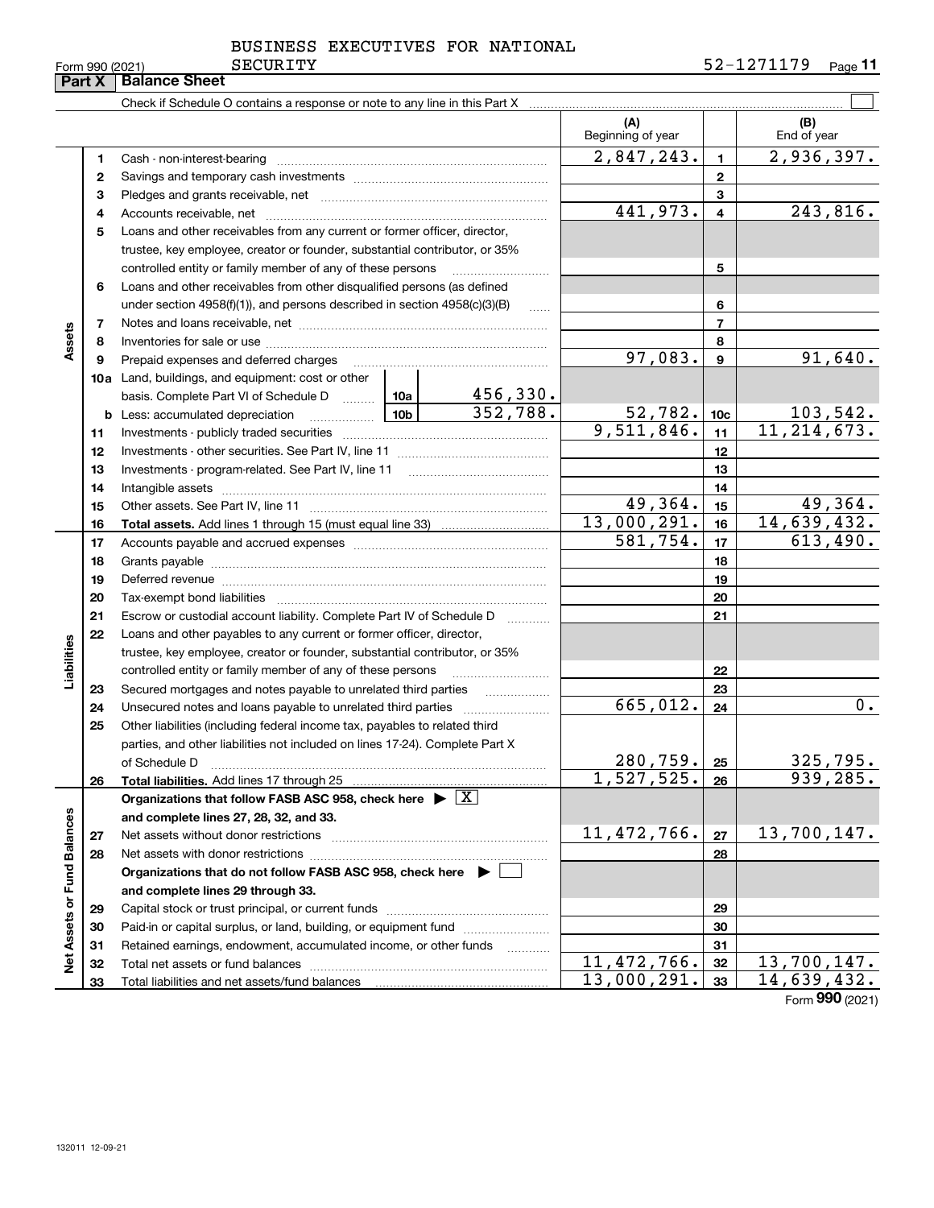BUSINESS EXECUTIVES FOR NATIONAL SECURITY

Form 990 (2021) 52-1271179

## Part X Balance Sheet

Check if Schedule O contains a response or note to any line in this Part X

| | | | (A) Beginning of year | | (B) End of year |
|---|---|---|---|---|---|
| Assets | 1 | Cash - non-interest-bearing | 2,847,243. | 1 | 2,936,397. |
| | 2 | Savings and temporary cash investments | | 2 | |
| | 3 | Pledges and grants receivable, net | | 3 | |
| | 4 | Accounts receivable, net | 441,973. | 4 | 243,816. |
| | 5 | Loans and other receivables from any current or former officer, director, trustee, key employee, creator or founder, substantial contributor, or 35% controlled entity or family member of any of these persons | | 5 | |
| | 6 | Loans and other receivables from other disqualified persons (as defined under section 4958(f)(1)), and persons described in section 4958(c)(3)(B) | | 6 | |
| | 7 | Notes and loans receivable, net | | 7 | |
| | 8 | Inventories for sale or use | | 8 | |
| | 9 | Prepaid expenses and deferred charges | 97,083. | 9 | 91,640. |
| | 10a | Land, buildings, and equipment: cost or other basis. Complete Part VI of Schedule D ... 10a 456,330. | | | |
| | b | Less: accumulated depreciation ... 10b 352,788. | 52,782. | 10c | 103,542. |
| | 11 | Investments - publicly traded securities | 9,511,846. | 11 | 11,214,673. |
| | 12 | Investments - other securities. See Part IV, line 11 | | 12 | |
| | 13 | Investments - program-related. See Part IV, line 11 | | 13 | |
| | 14 | Intangible assets | | 14 | |
| | 15 | Other assets. See Part IV, line 11 | 49,364. | 15 | 49,364. |
| | 16 | **Total assets.** Add lines 1 through 15 (must equal line 33) | 13,000,291. | 16 | 14,639,432. |
| Liabilities | 17 | Accounts payable and accrued expenses | 581,754. | 17 | 613,490. |
| | 18 | Grants payable | | 18 | |
| | 19 | Deferred revenue | | 19 | |
| | 20 | Tax-exempt bond liabilities | | 20 | |
| | 21 | Escrow or custodial account liability. Complete Part IV of Schedule D | | 21 | |
| | 22 | Loans and other payables to any current or former officer, director, trustee, key employee, creator or founder, substantial contributor, or 35% controlled entity or family member of any of these persons | | 22 | |
| | 23 | Secured mortgages and notes payable to unrelated third parties | | 23 | |
| | 24 | Unsecured notes and loans payable to unrelated third parties | 665,012. | 24 | 0. |
| | 25 | Other liabilities (including federal income tax, payables to related third parties, and other liabilities not included on lines 17-24). Complete Part X of Schedule D | 280,759. | 25 | 325,795. |
| | 26 | **Total liabilities.** Add lines 17 through 25 | 1,527,525. | 26 | 939,285. |
| Net Assets or Fund Balances | | **Organizations that follow FASB ASC 958, check here ▶ [X] and complete lines 27, 28, 32, and 33.** | | | |
| | 27 | Net assets without donor restrictions | 11,472,766. | 27 | 13,700,147. |
| | 28 | Net assets with donor restrictions | | 28 | |
| | | **Organizations that do not follow FASB ASC 958, check here ▶ [ ] and complete lines 29 through 33.** | | | |
| | 29 | Capital stock or trust principal, or current funds | | 29 | |
| | 30 | Paid-in or capital surplus, or land, building, or equipment fund | | 30 | |
| | 31 | Retained earnings, endowment, accumulated income, or other funds | | 31 | |
| | 32 | Total net assets or fund balances | 11,472,766. | 32 | 13,700,147. |
| | 33 | Total liabilities and net assets/fund balances | 13,000,291. | 33 | 14,639,432. |

Form 990 (2021)

132011 12-09-21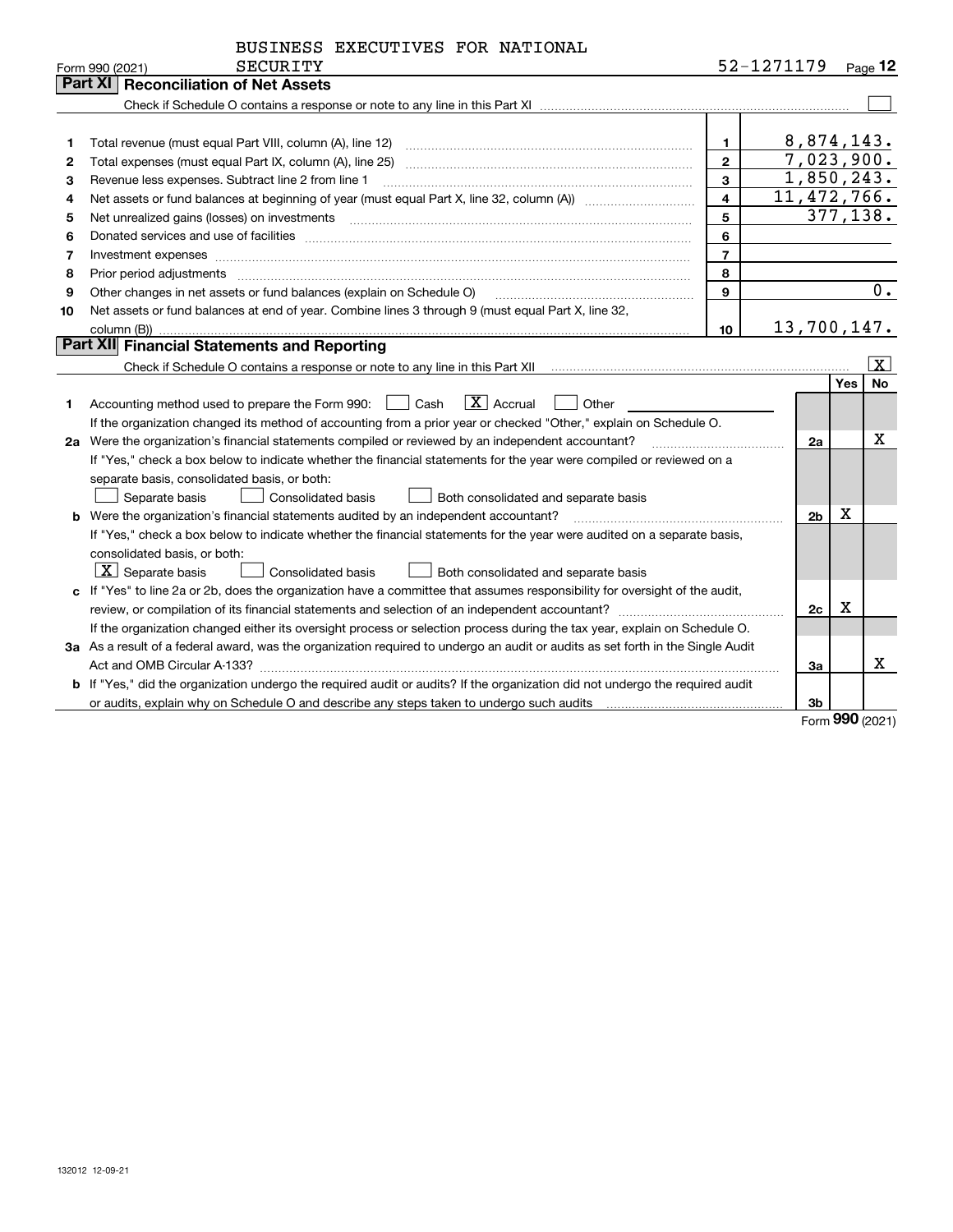BUSINESS EXECUTIVES FOR NATIONAL SECURITY

Form 990 (2021) 52-1271179 Page **12**

## Part XI Reconciliation of Net Assets

Check if Schedule O contains a response or note to any line in this Part XI ☐

| | | | |
|---|---|---|---|
| 1 | Total revenue (must equal Part VIII, column (A), line 12) | 1 | 8,874,143. |
| 2 | Total expenses (must equal Part IX, column (A), line 25) | 2 | 7,023,900. |
| 3 | Revenue less expenses. Subtract line 2 from line 1 | 3 | 1,850,243. |
| 4 | Net assets or fund balances at beginning of year (must equal Part X, line 32, column (A)) | 4 | 11,472,766. |
| 5 | Net unrealized gains (losses) on investments | 5 | 377,138. |
| 6 | Donated services and use of facilities | 6 | |
| 7 | Investment expenses | 7 | |
| 8 | Prior period adjustments | 8 | |
| 9 | Other changes in net assets or fund balances (explain on Schedule O) | 9 | 0. |
| 10 | Net assets or fund balances at end of year. Combine lines 3 through 9 (must equal Part X, line 32, column (B)) | 10 | 13,700,147. |

## Part XII Financial Statements and Reporting

Check if Schedule O contains a response or note to any line in this Part XII ☒

| | | | Yes | No |
|---|---|---|---|---|
| 1 | Accounting method used to prepare the Form 990: ☐ Cash ☒ Accrual ☐ Other<br>If the organization changed its method of accounting from a prior year or checked "Other," explain on Schedule O. | | | |
| 2a | Were the organization's financial statements compiled or reviewed by an independent accountant?<br>If "Yes," check a box below to indicate whether the financial statements for the year were compiled or reviewed on a separate basis, consolidated basis, or both:<br>☐ Separate basis ☐ Consolidated basis ☐ Both consolidated and separate basis | 2a | | X |
| b | Were the organization's financial statements audited by an independent accountant?<br>If "Yes," check a box below to indicate whether the financial statements for the year were audited on a separate basis, consolidated basis, or both:<br>☒ Separate basis ☐ Consolidated basis ☐ Both consolidated and separate basis | 2b | X | |
| c | If "Yes" to line 2a or 2b, does the organization have a committee that assumes responsibility for oversight of the audit, review, or compilation of its financial statements and selection of an independent accountant?<br>If the organization changed either its oversight process or selection process during the tax year, explain on Schedule O. | 2c | X | |
| 3a | As a result of a federal award, was the organization required to undergo an audit or audits as set forth in the Single Audit Act and OMB Circular A-133? | 3a | | X |
| b | If "Yes," did the organization undergo the required audit or audits? If the organization did not undergo the required audit or audits, explain why on Schedule O and describe any steps taken to undergo such audits | 3b | | |

Form **990** (2021)

132012 12-09-21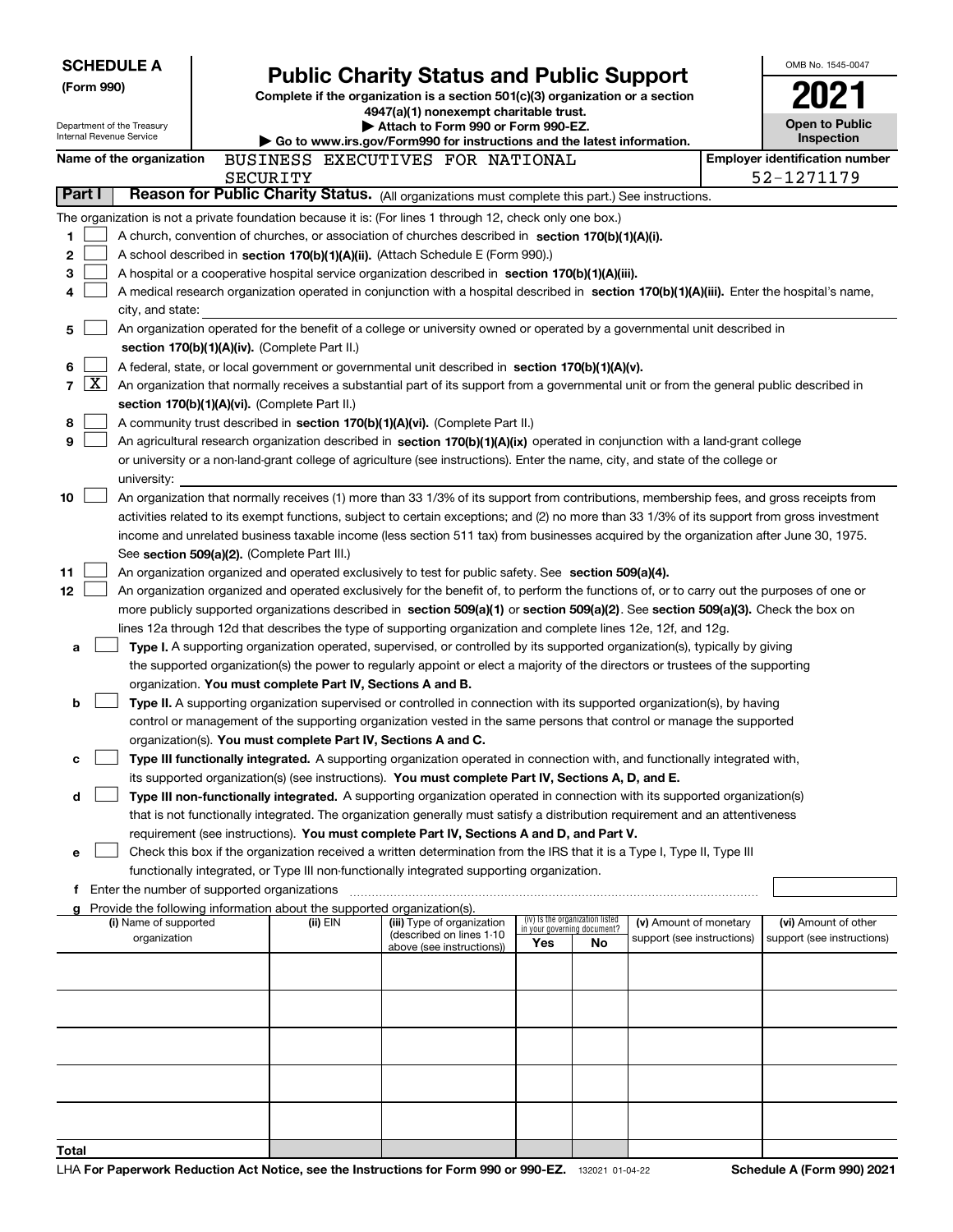**SCHEDULE A**
**(Form 990)**

Department of the Treasury
Internal Revenue Service

# Public Charity Status and Public Support

**Complete if the organization is a section 501(c)(3) organization or a section 4947(a)(1) nonexempt charitable trust.**
**▶ Attach to Form 990 or Form 990-EZ.**
**▶ Go to www.irs.gov/Form990 for instructions and the latest information.**

OMB No. 1545-0047

**2021**

**Open to Public Inspection**

**Name of the organization** BUSINESS EXECUTIVES FOR NATIONAL SECURITY

**Employer identification number** 52-1271179

**Part I** **Reason for Public Charity Status.** (All organizations must complete this part.) See instructions.

The organization is not a private foundation because it is: (For lines 1 through 12, check only one box.)

1. ☐ A church, convention of churches, or association of churches described in **section 170(b)(1)(A)(i).**
2. ☐ A school described in **section 170(b)(1)(A)(ii).** (Attach Schedule E (Form 990).)
3. ☐ A hospital or a cooperative hospital service organization described in **section 170(b)(1)(A)(iii).**
4. ☐ A medical research organization operated in conjunction with a hospital described in **section 170(b)(1)(A)(iii).** Enter the hospital's name, city, and state:
5. ☐ An organization operated for the benefit of a college or university owned or operated by a governmental unit described in **section 170(b)(1)(A)(iv).** (Complete Part II.)
6. ☐ A federal, state, or local government or governmental unit described in **section 170(b)(1)(A)(v).**
7. ☒ An organization that normally receives a substantial part of its support from a governmental unit or from the general public described in **section 170(b)(1)(A)(vi).** (Complete Part II.)
8. ☐ A community trust described in **section 170(b)(1)(A)(vi).** (Complete Part II.)
9. ☐ An agricultural research organization described in **section 170(b)(1)(A)(ix)** operated in conjunction with a land-grant college or university or a non-land-grant college of agriculture (see instructions). Enter the name, city, and state of the college or university:
10. ☐ An organization that normally receives (1) more than 33 1/3% of its support from contributions, membership fees, and gross receipts from activities related to its exempt functions, subject to certain exceptions; and (2) no more than 33 1/3% of its support from gross investment income and unrelated business taxable income (less section 511 tax) from businesses acquired by the organization after June 30, 1975. See **section 509(a)(2).** (Complete Part III.)
11. ☐ An organization organized and operated exclusively to test for public safety. See **section 509(a)(4).**
12. ☐ An organization organized and operated exclusively for the benefit of, to perform the functions of, or to carry out the purposes of one or more publicly supported organizations described in **section 509(a)(1)** or **section 509(a)(2)**. See **section 509(a)(3).** Check the box on lines 12a through 12d that describes the type of supporting organization and complete lines 12e, 12f, and 12g.
   - **a** ☐ **Type I.** A supporting organization operated, supervised, or controlled by its supported organization(s), typically by giving the supported organization(s) the power to regularly appoint or elect a majority of the directors or trustees of the supporting organization. **You must complete Part IV, Sections A and B.**
   - **b** ☐ **Type II.** A supporting organization supervised or controlled in connection with its supported organization(s), by having control or management of the supporting organization vested in the same persons that control or manage the supported organization(s). **You must complete Part IV, Sections A and C.**
   - **c** ☐ **Type III functionally integrated.** A supporting organization operated in connection with, and functionally integrated with, its supported organization(s) (see instructions). **You must complete Part IV, Sections A, D, and E.**
   - **d** ☐ **Type III non-functionally integrated.** A supporting organization operated in connection with its supported organization(s) that is not functionally integrated. The organization generally must satisfy a distribution requirement and an attentiveness requirement (see instructions). **You must complete Part IV, Sections A and D, and Part V.**
   - **e** ☐ Check this box if the organization received a written determination from the IRS that it is a Type I, Type II, Type III functionally integrated, or Type III non-functionally integrated supporting organization.
   - **f** Enter the number of supported organizations
   - **g** Provide the following information about the supported organization(s).

| (i) Name of supported organization | (ii) EIN | (iii) Type of organization (described on lines 1-10 above (see instructions)) | (iv) Is the organization listed in your governing document? Yes | No | (v) Amount of monetary support (see instructions) | (vi) Amount of other support (see instructions) |
|---|---|---|---|---|---|---|
| | | | | | | |
| | | | | | | |
| | | | | | | |
| | | | | | | |
| | | | | | | |
| **Total** | | | | | | |

LHA **For Paperwork Reduction Act Notice, see the Instructions for Form 990 or 990-EZ.** 132021 01-04-22 **Schedule A (Form 990) 2021**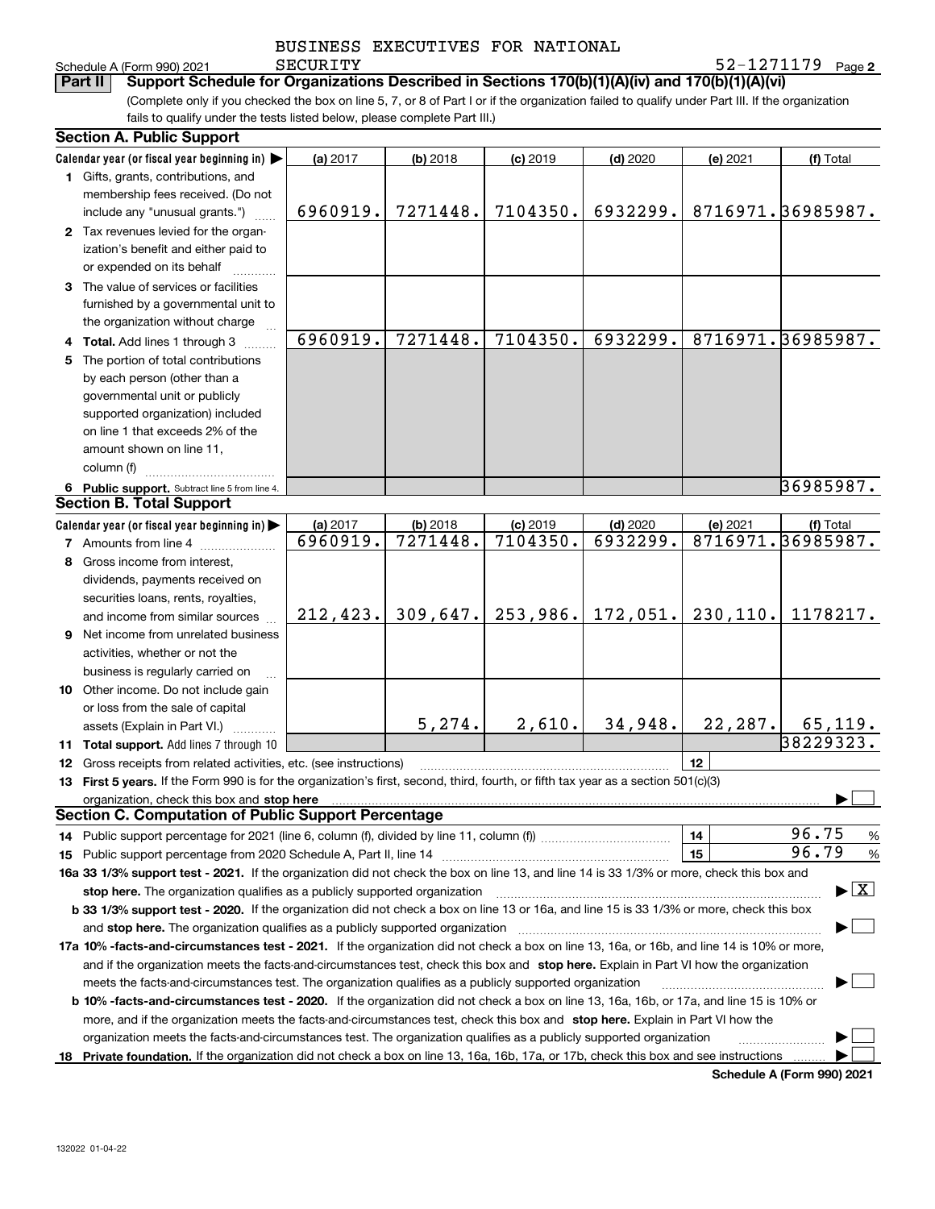BUSINESS EXECUTIVES FOR NATIONAL SECURITY

Schedule A (Form 990) 2021 52-1271179 Page 2

## Part II Support Schedule for Organizations Described in Sections 170(b)(1)(A)(iv) and 170(b)(1)(A)(vi)

(Complete only if you checked the box on line 5, 7, or 8 of Part I or if the organization failed to qualify under Part III. If the organization fails to qualify under the tests listed below, please complete Part III.)

### Section A. Public Support

| Calendar year (or fiscal year beginning in) ▶ | (a) 2017 | (b) 2018 | (c) 2019 | (d) 2020 | (e) 2021 | (f) Total |
|---|---|---|---|---|---|---|
| 1 Gifts, grants, contributions, and membership fees received. (Do not include any "unusual grants.") | 6960919. | 7271448. | 7104350. | 6932299. | 8716971. | 36985987. |
| 2 Tax revenues levied for the organization's benefit and either paid to or expended on its behalf | | | | | | |
| 3 The value of services or facilities furnished by a governmental unit to the organization without charge | | | | | | |
| 4 Total. Add lines 1 through 3 | 6960919. | 7271448. | 7104350. | 6932299. | 8716971. | 36985987. |
| 5 The portion of total contributions by each person (other than a governmental unit or publicly supported organization) included on line 1 that exceeds 2% of the amount shown on line 11, column (f) | | | | | | |
| 6 Public support. Subtract line 5 from line 4. | | | | | | 36985987. |

### Section B. Total Support

| Calendar year (or fiscal year beginning in) ▶ | (a) 2017 | (b) 2018 | (c) 2019 | (d) 2020 | (e) 2021 | (f) Total |
|---|---|---|---|---|---|---|
| 7 Amounts from line 4 | 6960919. | 7271448. | 7104350. | 6932299. | 8716971. | 36985987. |
| 8 Gross income from interest, dividends, payments received on securities loans, rents, royalties, and income from similar sources | 212,423. | 309,647. | 253,986. | 172,051. | 230,110. | 1178217. |
| 9 Net income from unrelated business activities, whether or not the business is regularly carried on | | | | | | |
| 10 Other income. Do not include gain or loss from the sale of capital assets (Explain in Part VI.) | | 5,274. | 2,610. | 34,948. | 22,287. | 65,119. |
| 11 Total support. Add lines 7 through 10 | | | | | | 38229323. |

12 Gross receipts from related activities, etc. (see instructions) | 12 |

13 First 5 years. If the Form 990 is for the organization's first, second, third, fourth, or fifth tax year as a section 501(c)(3) organization, check this box and stop here ▶ ☐

### Section C. Computation of Public Support Percentage

14 Public support percentage for 2021 (line 6, column (f), divided by line 11, column (f)) | 14 | 96.75 %

15 Public support percentage from 2020 Schedule A, Part II, line 14 | 15 | 96.79 %

16a 33 1/3% support test - 2021. If the organization did not check the box on line 13, and line 14 is 33 1/3% or more, check this box and stop here. The organization qualifies as a publicly supported organization ▶ ☒

b 33 1/3% support test - 2020. If the organization did not check a box on line 13 or 16a, and line 15 is 33 1/3% or more, check this box and stop here. The organization qualifies as a publicly supported organization ▶ ☐

17a 10% -facts-and-circumstances test - 2021. If the organization did not check a box on line 13, 16a, or 16b, and line 14 is 10% or more, and if the organization meets the facts-and-circumstances test, check this box and stop here. Explain in Part VI how the organization meets the facts-and-circumstances test. The organization qualifies as a publicly supported organization ▶ ☐

b 10% -facts-and-circumstances test - 2020. If the organization did not check a box on line 13, 16a, 16b, or 17a, and line 15 is 10% or more, and if the organization meets the facts-and-circumstances test, check this box and stop here. Explain in Part VI how the organization meets the facts-and-circumstances test. The organization qualifies as a publicly supported organization ▶ ☐

18 Private foundation. If the organization did not check a box on line 13, 16a, 16b, 17a, or 17b, check this box and see instructions ▶ ☐

Schedule A (Form 990) 2021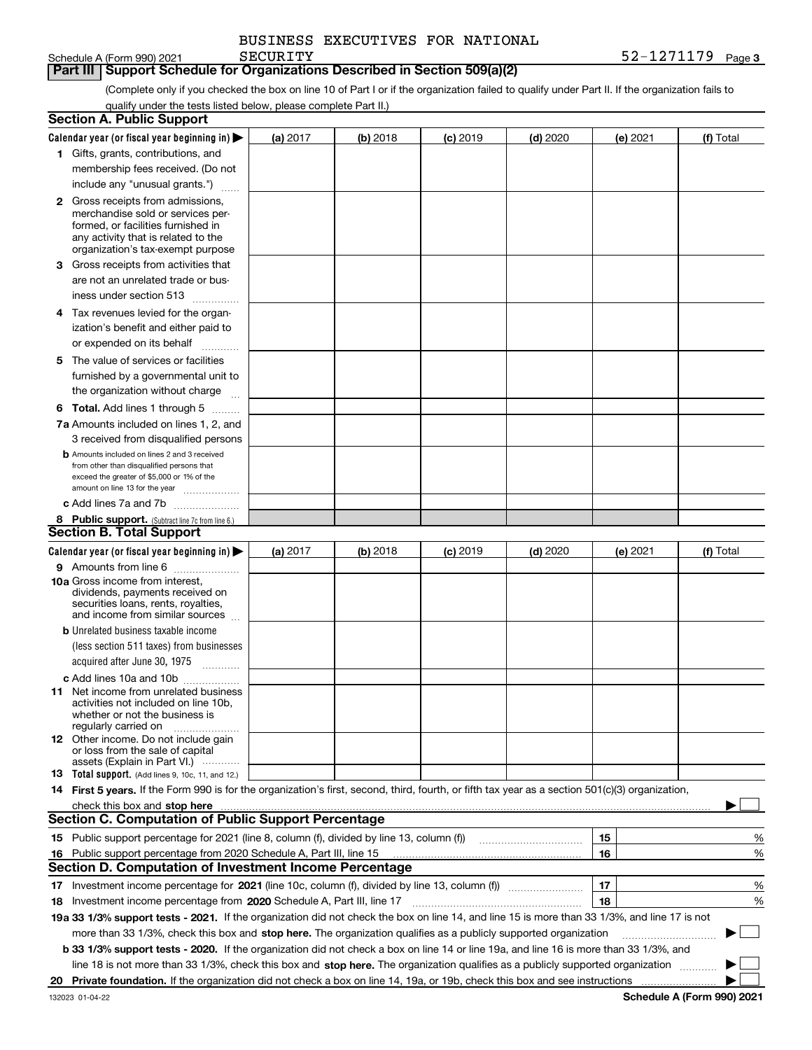BUSINESS EXECUTIVES FOR NATIONAL SECURITY 52-1271179

## Part III Support Schedule for Organizations Described in Section 509(a)(2)

(Complete only if you checked the box on line 10 of Part I or if the organization failed to qualify under Part II. If the organization fails to qualify under the tests listed below, please complete Part II.)

### Section A. Public Support

| Calendar year (or fiscal year beginning in) ▶ | (a) 2017 | (b) 2018 | (c) 2019 | (d) 2020 | (e) 2021 | (f) Total |
|---|---|---|---|---|---|---|
| 1 Gifts, grants, contributions, and membership fees received. (Do not include any "unusual grants.") | | | | | | |
| 2 Gross receipts from admissions, merchandise sold or services performed, or facilities furnished in any activity that is related to the organization's tax-exempt purpose | | | | | | |
| 3 Gross receipts from activities that are not an unrelated trade or business under section 513 | | | | | | |
| 4 Tax revenues levied for the organization's benefit and either paid to or expended on its behalf | | | | | | |
| 5 The value of services or facilities furnished by a governmental unit to the organization without charge | | | | | | |
| 6 Total. Add lines 1 through 5 | | | | | | |
| 7a Amounts included on lines 1, 2, and 3 received from disqualified persons | | | | | | |
| b Amounts included on lines 2 and 3 received from other than disqualified persons that exceed the greater of $5,000 or 1% of the amount on line 13 for the year | | | | | | |
| c Add lines 7a and 7b | | | | | | |
| 8 Public support. (Subtract line 7c from line 6.) | | | | | | |

### Section B. Total Support

| Calendar year (or fiscal year beginning in) ▶ | (a) 2017 | (b) 2018 | (c) 2019 | (d) 2020 | (e) 2021 | (f) Total |
|---|---|---|---|---|---|---|
| 9 Amounts from line 6 | | | | | | |
| 10a Gross income from interest, dividends, payments received on securities loans, rents, royalties, and income from similar sources | | | | | | |
| b Unrelated business taxable income (less section 511 taxes) from businesses acquired after June 30, 1975 | | | | | | |
| c Add lines 10a and 10b | | | | | | |
| 11 Net income from unrelated business activities not included on line 10b, whether or not the business is regularly carried on | | | | | | |
| 12 Other income. Do not include gain or loss from the sale of capital assets (Explain in Part VI.) | | | | | | |
| 13 Total support. (Add lines 9, 10c, 11, and 12.) | | | | | | |

14 **First 5 years.** If the Form 990 is for the organization's first, second, third, fourth, or fifth tax year as a section 501(c)(3) organization, check this box and **stop here** ▶ ☐

### Section C. Computation of Public Support Percentage

| | | | |
|---|---|---|---|
| 15 | Public support percentage for 2021 (line 8, column (f), divided by line 13, column (f)) | 15 | % |
| 16 | Public support percentage from 2020 Schedule A, Part III, line 15 | 16 | % |

### Section D. Computation of Investment Income Percentage

| | | | |
|---|---|---|---|
| 17 | Investment income percentage for **2021** (line 10c, column (f), divided by line 13, column (f)) | 17 | % |
| 18 | Investment income percentage from **2020** Schedule A, Part III, line 17 | 18 | % |

**19a 33 1/3% support tests - 2021.** If the organization did not check the box on line 14, and line 15 is more than 33 1/3%, and line 17 is not more than 33 1/3%, check this box and **stop here.** The organization qualifies as a publicly supported organization ▶ ☐

**b 33 1/3% support tests - 2020.** If the organization did not check a box on line 14 or line 19a, and line 16 is more than 33 1/3%, and line 18 is not more than 33 1/3%, check this box and **stop here.** The organization qualifies as a publicly supported organization ▶ ☐

**20 Private foundation.** If the organization did not check a box on line 14, 19a, or 19b, check this box and see instructions ▶ ☐

132023 01-04-22 **Schedule A (Form 990) 2021**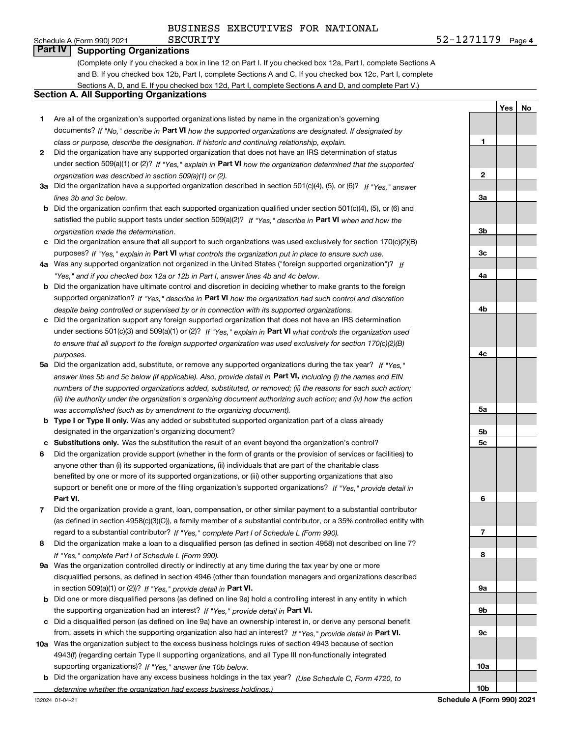BUSINESS EXECUTIVES FOR NATIONAL SECURITY

Schedule A (Form 990) 2021 52-1271179 Page 4

## Part IV Supporting Organizations

(Complete only if you checked a box in line 12 on Part I. If you checked box 12a, Part I, complete Sections A and B. If you checked box 12b, Part I, complete Sections A and C. If you checked box 12c, Part I, complete Sections A, D, and E. If you checked box 12d, Part I, complete Sections A and D, and complete Part V.)

### Section A. All Supporting Organizations

| | | Line | Yes | No |
|---|---|---|---|---|
| 1 | Are all of the organization's supported organizations listed by name in the organization's governing documents? *If "No," describe in* **Part VI** *how the supported organizations are designated. If designated by class or purpose, describe the designation. If historic and continuing relationship, explain.* | 1 | | |
| 2 | Did the organization have any supported organization that does not have an IRS determination of status under section 509(a)(1) or (2)? *If "Yes," explain in* **Part VI** *how the organization determined that the supported organization was described in section 509(a)(1) or (2).* | 2 | | |
| 3a | Did the organization have a supported organization described in section 501(c)(4), (5), or (6)? *If "Yes," answer lines 3b and 3c below.* | 3a | | |
| b | Did the organization confirm that each supported organization qualified under section 501(c)(4), (5), or (6) and satisfied the public support tests under section 509(a)(2)? *If "Yes," describe in* **Part VI** *when and how the organization made the determination.* | 3b | | |
| c | Did the organization ensure that all support to such organizations was used exclusively for section 170(c)(2)(B) purposes? *If "Yes," explain in* **Part VI** *what controls the organization put in place to ensure such use.* | 3c | | |
| 4a | Was any supported organization not organized in the United States ("foreign supported organization")? *If "Yes," and if you checked box 12a or 12b in Part I, answer lines 4b and 4c below.* | 4a | | |
| b | Did the organization have ultimate control and discretion in deciding whether to make grants to the foreign supported organization? *If "Yes," describe in* **Part VI** *how the organization had such control and discretion despite being controlled or supervised by or in connection with its supported organizations.* | 4b | | |
| c | Did the organization support any foreign supported organization that does not have an IRS determination under sections 501(c)(3) and 509(a)(1) or (2)? *If "Yes," explain in* **Part VI** *what controls the organization used to ensure that all support to the foreign supported organization was used exclusively for section 170(c)(2)(B) purposes.* | 4c | | |
| 5a | Did the organization add, substitute, or remove any supported organizations during the tax year? *If "Yes," answer lines 5b and 5c below (if applicable). Also, provide detail in* **Part VI,** *including (i) the names and EIN numbers of the supported organizations added, substituted, or removed; (ii) the reasons for each such action; (iii) the authority under the organization's organizing document authorizing such action; and (iv) how the action was accomplished (such as by amendment to the organizing document).* | 5a | | |
| b | **Type I or Type II only.** Was any added or substituted supported organization part of a class already designated in the organization's organizing document? | 5b | | |
| c | **Substitutions only.** Was the substitution the result of an event beyond the organization's control? | 5c | | |
| 6 | Did the organization provide support (whether in the form of grants or the provision of services or facilities) to anyone other than (i) its supported organizations, (ii) individuals that are part of the charitable class benefited by one or more of its supported organizations, or (iii) other supporting organizations that also support or benefit one or more of the filing organization's supported organizations? *If "Yes," provide detail in* **Part VI.** | 6 | | |
| 7 | Did the organization provide a grant, loan, compensation, or other similar payment to a substantial contributor (as defined in section 4958(c)(3)(C)), a family member of a substantial contributor, or a 35% controlled entity with regard to a substantial contributor? *If "Yes," complete Part I of Schedule L (Form 990).* | 7 | | |
| 8 | Did the organization make a loan to a disqualified person (as defined in section 4958) not described on line 7? *If "Yes," complete Part I of Schedule L (Form 990).* | 8 | | |
| 9a | Was the organization controlled directly or indirectly at any time during the tax year by one or more disqualified persons, as defined in section 4946 (other than foundation managers and organizations described in section 509(a)(1) or (2))? *If "Yes," provide detail in* **Part VI.** | 9a | | |
| b | Did one or more disqualified persons (as defined on line 9a) hold a controlling interest in any entity in which the supporting organization had an interest? *If "Yes," provide detail in* **Part VI.** | 9b | | |
| c | Did a disqualified person (as defined on line 9a) have an ownership interest in, or derive any personal benefit from, assets in which the supporting organization also had an interest? *If "Yes," provide detail in* **Part VI.** | 9c | | |
| 10a | Was the organization subject to the excess business holdings rules of section 4943 because of section 4943(f) (regarding certain Type II supporting organizations, and all Type III non-functionally integrated supporting organizations)? *If "Yes," answer line 10b below.* | 10a | | |
| b | Did the organization have any excess business holdings in the tax year? *(Use Schedule C, Form 4720, to determine whether the organization had excess business holdings.)* | 10b | | |

132024 01-04-21 **Schedule A (Form 990) 2021**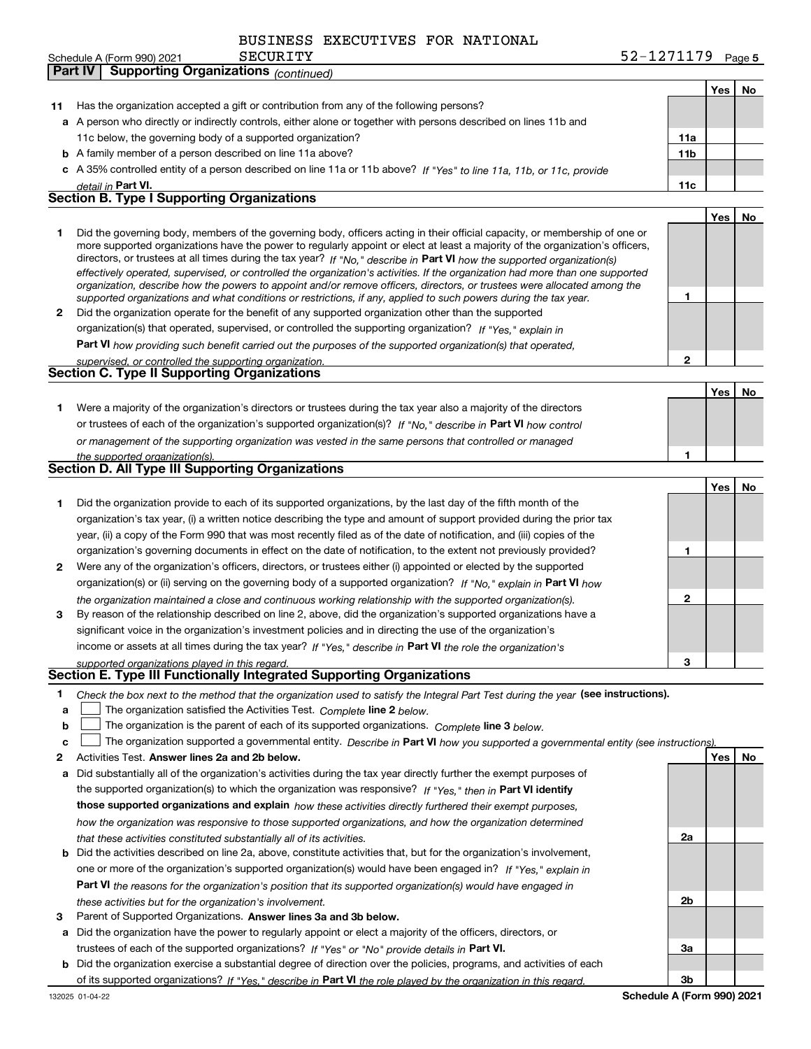BUSINESS EXECUTIVES FOR NATIONAL SECURITY 52-1271179

## Part IV Supporting Organizations *(continued)*

| | | | Yes | No |
|---|---|---|---|---|
| **11** | Has the organization accepted a gift or contribution from any of the following persons? | | | |
| **a** | A person who directly or indirectly controls, either alone or together with persons described on lines 11b and 11c below, the governing body of a supported organization? | **11a** | | |
| **b** | A family member of a person described on line 11a above? | **11b** | | |
| **c** | A 35% controlled entity of a person described on line 11a or 11b above? *If "Yes" to line 11a, 11b, or 11c, provide detail in* **Part VI.** | **11c** | | |

### Section B. Type I Supporting Organizations

| | | | Yes | No |
|---|---|---|---|---|
| **1** | Did the governing body, members of the governing body, officers acting in their official capacity, or membership of one or more supported organizations have the power to regularly appoint or elect at least a majority of the organization's officers, directors, or trustees at all times during the tax year? *If "No," describe in* **Part VI** *how the supported organization(s) effectively operated, supervised, or controlled the organization's activities. If the organization had more than one supported organization, describe how the powers to appoint and/or remove officers, directors, or trustees were allocated among the supported organizations and what conditions or restrictions, if any, applied to such powers during the tax year.* | **1** | | |
| **2** | Did the organization operate for the benefit of any supported organization other than the supported organization(s) that operated, supervised, or controlled the supporting organization? *If "Yes," explain in* **Part VI** *how providing such benefit carried out the purposes of the supported organization(s) that operated, supervised, or controlled the supporting organization.* | **2** | | |

### Section C. Type II Supporting Organizations

| | | | Yes | No |
|---|---|---|---|---|
| **1** | Were a majority of the organization's directors or trustees during the tax year also a majority of the directors or trustees of each of the organization's supported organization(s)? *If "No," describe in* **Part VI** *how control or management of the supporting organization was vested in the same persons that controlled or managed the supported organization(s).* | **1** | | |

### Section D. All Type III Supporting Organizations

| | | | Yes | No |
|---|---|---|---|---|
| **1** | Did the organization provide to each of its supported organizations, by the last day of the fifth month of the organization's tax year, (i) a written notice describing the type and amount of support provided during the prior tax year, (ii) a copy of the Form 990 that was most recently filed as of the date of notification, and (iii) copies of the organization's governing documents in effect on the date of notification, to the extent not previously provided? | **1** | | |
| **2** | Were any of the organization's officers, directors, or trustees either (i) appointed or elected by the supported organization(s) or (ii) serving on the governing body of a supported organization? *If "No," explain in* **Part VI** *how the organization maintained a close and continuous working relationship with the supported organization(s).* | **2** | | |
| **3** | By reason of the relationship described on line 2, above, did the organization's supported organizations have a significant voice in the organization's investment policies and in directing the use of the organization's income or assets at all times during the tax year? *If "Yes," describe in* **Part VI** *the role the organization's supported organizations played in this regard.* | **3** | | |

### Section E. Type III Functionally Integrated Supporting Organizations

**1** *Check the box next to the method that the organization used to satisfy the Integral Part Test during the year* **(see instructions).**

- **a** ☐ The organization satisfied the Activities Test. *Complete* **line 2** *below.*
- **b** ☐ The organization is the parent of each of its supported organizations. *Complete* **line 3** *below.*
- **c** ☐ The organization supported a governmental entity. *Describe in* **Part VI** *how you supported a governmental entity (see instructions).*

| | | | Yes | No |
|---|---|---|---|---|
| **2** | Activities Test. **Answer lines 2a and 2b below.** | | | |
| **a** | Did substantially all of the organization's activities during the tax year directly further the exempt purposes of the supported organization(s) to which the organization was responsive? *If "Yes," then in* **Part VI identify those supported organizations and explain** *how these activities directly furthered their exempt purposes, how the organization was responsive to those supported organizations, and how the organization determined that these activities constituted substantially all of its activities.* | **2a** | | |
| **b** | Did the activities described on line 2a, above, constitute activities that, but for the organization's involvement, one or more of the organization's supported organization(s) would have been engaged in? *If "Yes," explain in* **Part VI** *the reasons for the organization's position that its supported organization(s) would have engaged in these activities but for the organization's involvement.* | **2b** | | |
| **3** | Parent of Supported Organizations. **Answer lines 3a and 3b below.** | | | |
| **a** | Did the organization have the power to regularly appoint or elect a majority of the officers, directors, or trustees of each of the supported organizations? *If "Yes" or "No" provide details in* **Part VI.** | **3a** | | |
| **b** | Did the organization exercise a substantial degree of direction over the policies, programs, and activities of each of its supported organizations? *If "Yes," describe in* **Part VI** *the role played by the organization in this regard.* | **3b** | | |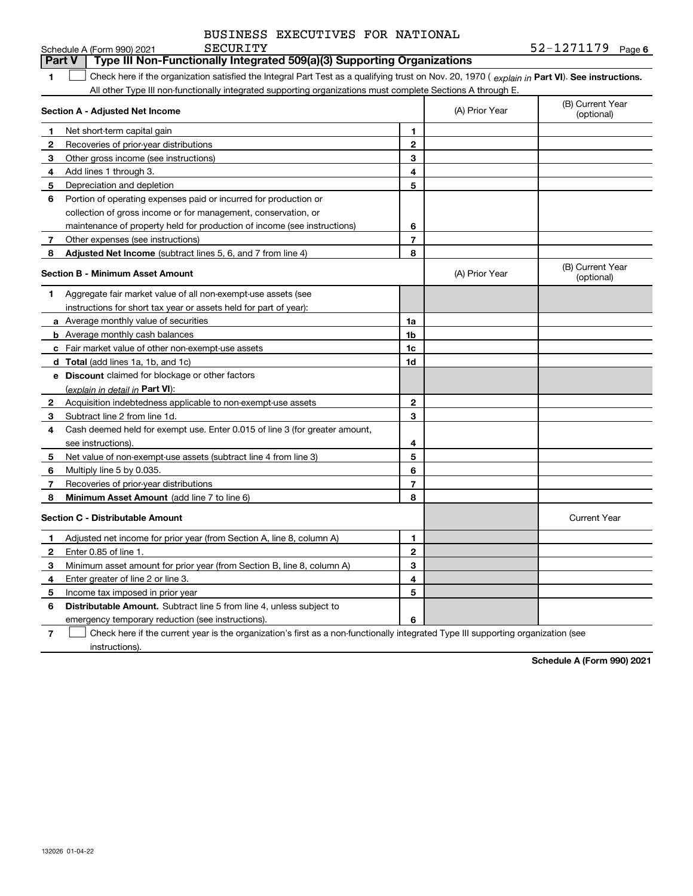BUSINESS EXECUTIVES FOR NATIONAL SECURITY 52-1271179

## Part V Type III Non-Functionally Integrated 509(a)(3) Supporting Organizations

1 ☐ Check here if the organization satisfied the Integral Part Test as a qualifying trust on Nov. 20, 1970 ( *explain in* **Part VI**). **See instructions.** All other Type III non-functionally integrated supporting organizations must complete Sections A through E.

| **Section A - Adjusted Net Income** | | | (A) Prior Year | (B) Current Year (optional) |
|---|---|---|---|---|
| 1 | Net short-term capital gain | 1 | | |
| 2 | Recoveries of prior-year distributions | 2 | | |
| 3 | Other gross income (see instructions) | 3 | | |
| 4 | Add lines 1 through 3. | 4 | | |
| 5 | Depreciation and depletion | 5 | | |
| 6 | Portion of operating expenses paid or incurred for production or collection of gross income or for management, conservation, or maintenance of property held for production of income (see instructions) | 6 | | |
| 7 | Other expenses (see instructions) | 7 | | |
| 8 | **Adjusted Net Income** (subtract lines 5, 6, and 7 from line 4) | 8 | | |

| **Section B - Minimum Asset Amount** | | | (A) Prior Year | (B) Current Year (optional) |
|---|---|---|---|---|
| 1 | Aggregate fair market value of all non-exempt-use assets (see instructions for short tax year or assets held for part of year): | | | |
| a | Average monthly value of securities | 1a | | |
| b | Average monthly cash balances | 1b | | |
| c | Fair market value of other non-exempt-use assets | 1c | | |
| d | **Total** (add lines 1a, 1b, and 1c) | 1d | | |
| e | **Discount** claimed for blockage or other factors (*explain in detail in* **Part VI**): | | | |
| 2 | Acquisition indebtedness applicable to non-exempt-use assets | 2 | | |
| 3 | Subtract line 2 from line 1d. | 3 | | |
| 4 | Cash deemed held for exempt use. Enter 0.015 of line 3 (for greater amount, see instructions). | 4 | | |
| 5 | Net value of non-exempt-use assets (subtract line 4 from line 3) | 5 | | |
| 6 | Multiply line 5 by 0.035. | 6 | | |
| 7 | Recoveries of prior-year distributions | 7 | | |
| 8 | **Minimum Asset Amount** (add line 7 to line 6) | 8 | | |

| **Section C - Distributable Amount** | | | | Current Year |
|---|---|---|---|---|
| 1 | Adjusted net income for prior year (from Section A, line 8, column A) | 1 | | |
| 2 | Enter 0.85 of line 1. | 2 | | |
| 3 | Minimum asset amount for prior year (from Section B, line 8, column A) | 3 | | |
| 4 | Enter greater of line 2 or line 3. | 4 | | |
| 5 | Income tax imposed in prior year | 5 | | |
| 6 | **Distributable Amount.** Subtract line 5 from line 4, unless subject to emergency temporary reduction (see instructions). | 6 | | |

7 ☐ Check here if the current year is the organization's first as a non-functionally integrated Type III supporting organization (see instructions).

**Schedule A (Form 990) 2021**

132026 01-04-22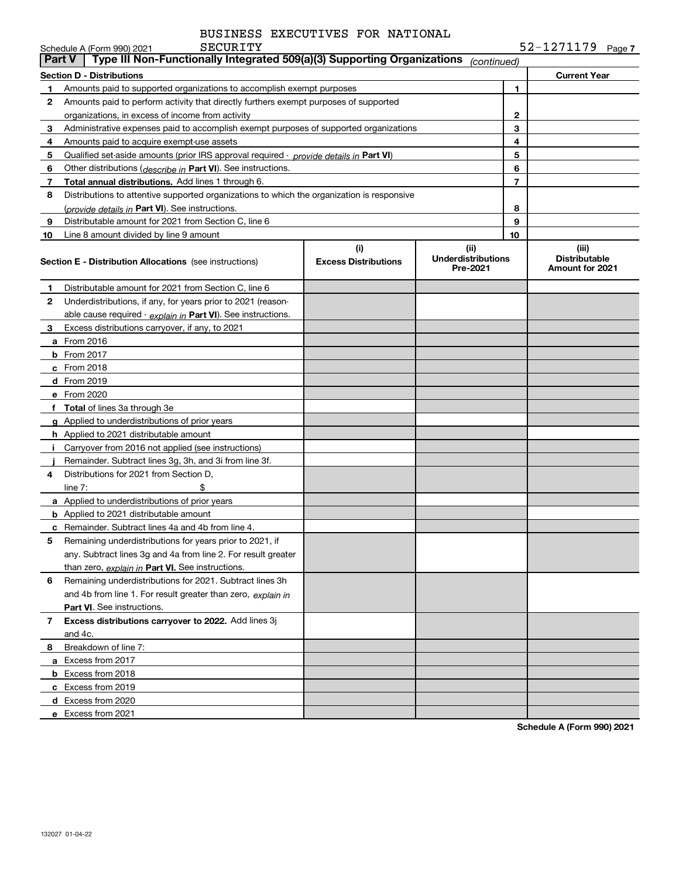BUSINESS EXECUTIVES FOR NATIONAL SECURITY

Schedule A (Form 990) 2021 52-1271179 Page 7

## Part V Type III Non-Functionally Integrated 509(a)(3) Supporting Organizations *(continued)*

| Section D - Distributions | | Current Year |
|---|---|---|
| **1** Amounts paid to supported organizations to accomplish exempt purposes | 1 | |
| **2** Amounts paid to perform activity that directly furthers exempt purposes of supported organizations, in excess of income from activity | 2 | |
| **3** Administrative expenses paid to accomplish exempt purposes of supported organizations | 3 | |
| **4** Amounts paid to acquire exempt-use assets | 4 | |
| **5** Qualified set-aside amounts (prior IRS approval required - *provide details in* **Part VI**) | 5 | |
| **6** Other distributions (*describe in* **Part VI**). See instructions. | 6 | |
| **7** **Total annual distributions.** Add lines 1 through 6. | 7 | |
| **8** Distributions to attentive supported organizations to which the organization is responsive (*provide details in* **Part VI**). See instructions. | 8 | |
| **9** Distributable amount for 2021 from Section C, line 6 | 9 | |
| **10** Line 8 amount divided by line 9 amount | 10 | |

| Section E - Distribution Allocations (see instructions) | (i) Excess Distributions | (ii) Underdistributions Pre-2021 | (iii) Distributable Amount for 2021 |
|---|---|---|---|
| **1** Distributable amount for 2021 from Section C, line 6 | | | |
| **2** Underdistributions, if any, for years prior to 2021 (reasonable cause required - *explain in* **Part VI**). See instructions. | | | |
| **3** Excess distributions carryover, if any, to 2021 | | | |
| **a** From 2016 | | | |
| **b** From 2017 | | | |
| **c** From 2018 | | | |
| **d** From 2019 | | | |
| **e** From 2020 | | | |
| **f** **Total** of lines 3a through 3e | | | |
| **g** Applied to underdistributions of prior years | | | |
| **h** Applied to 2021 distributable amount | | | |
| **i** Carryover from 2016 not applied (see instructions) | | | |
| **j** Remainder. Subtract lines 3g, 3h, and 3i from line 3f. | | | |
| **4** Distributions for 2021 from Section D, line 7: $ | | | |
| **a** Applied to underdistributions of prior years | | | |
| **b** Applied to 2021 distributable amount | | | |
| **c** Remainder. Subtract lines 4a and 4b from line 4. | | | |
| **5** Remaining underdistributions for years prior to 2021, if any. Subtract lines 3g and 4a from line 2. For result greater than zero, *explain in* **Part VI.** See instructions. | | | |
| **6** Remaining underdistributions for 2021. Subtract lines 3h and 4b from line 1. For result greater than zero, *explain in* **Part VI**. See instructions. | | | |
| **7** **Excess distributions carryover to 2022.** Add lines 3j and 4c. | | | |
| **8** Breakdown of line 7: | | | |
| **a** Excess from 2017 | | | |
| **b** Excess from 2018 | | | |
| **c** Excess from 2019 | | | |
| **d** Excess from 2020 | | | |
| **e** Excess from 2021 | | | |

**Schedule A (Form 990) 2021**

132027 01-04-22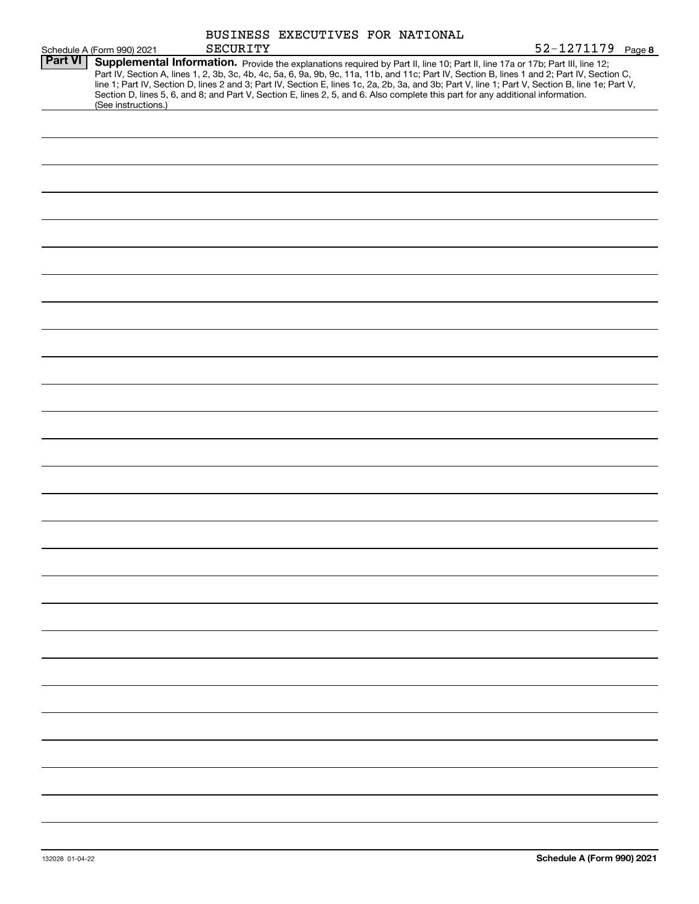BUSINESS EXECUTIVES FOR NATIONAL SECURITY 52-1271179

Schedule A (Form 990) 2021 Page 8

**Part VI** **Supplemental Information.** Provide the explanations required by Part II, line 10; Part II, line 17a or 17b; Part III, line 12; Part IV, Section A, lines 1, 2, 3b, 3c, 4b, 4c, 5a, 6, 9a, 9b, 9c, 11a, 11b, and 11c; Part IV, Section B, lines 1 and 2; Part IV, Section C, line 1; Part IV, Section D, lines 2 and 3; Part IV, Section E, lines 1c, 2a, 2b, 3a, and 3b; Part V, line 1; Part V, Section B, line 1e; Part V, Section D, lines 5, 6, and 8; and Part V, Section E, lines 2, 5, and 6. Also complete this part for any additional information. (See instructions.)

132028 01-04-22

**Schedule A (Form 990) 2021**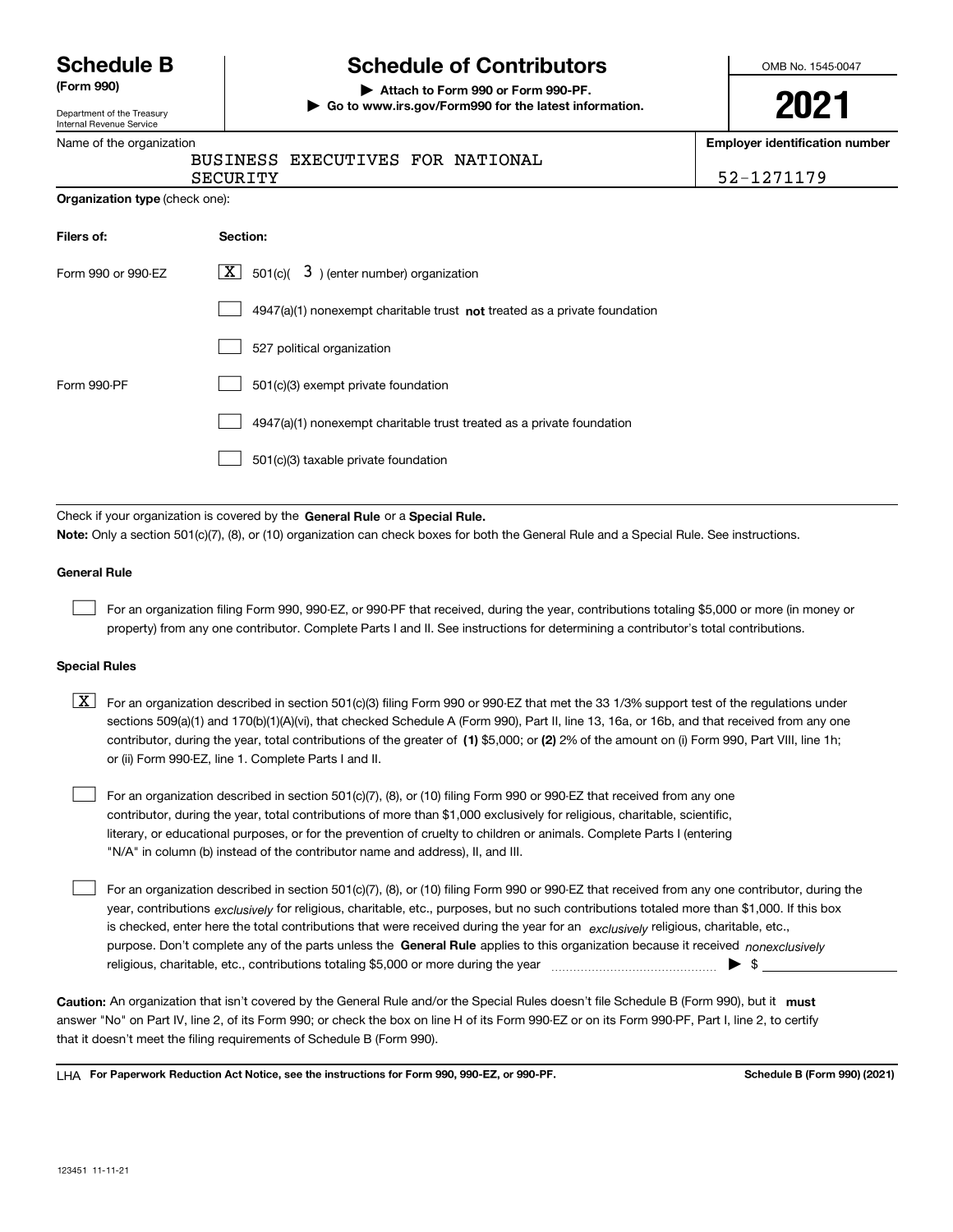# Schedule B (Form 990)

Department of the Treasury
Internal Revenue Service

## Schedule of Contributors

▶ Attach to Form 990 or Form 990-PF.
▶ Go to www.irs.gov/Form990 for the latest information.

OMB No. 1545-0047

**2021**

Name of the organization: BUSINESS EXECUTIVES FOR NATIONAL SECURITY

Employer identification number: 52-1271179

**Organization type** (check one):

| Filers of: | Section: |
|---|---|
| Form 990 or 990-EZ | [X] 501(c)( 3 ) (enter number) organization |
| | [ ] 4947(a)(1) nonexempt charitable trust **not** treated as a private foundation |
| | [ ] 527 political organization |
| Form 990-PF | [ ] 501(c)(3) exempt private foundation |
| | [ ] 4947(a)(1) nonexempt charitable trust treated as a private foundation |
| | [ ] 501(c)(3) taxable private foundation |

Check if your organization is covered by the **General Rule** or a **Special Rule.**

**Note:** Only a section 501(c)(7), (8), or (10) organization can check boxes for both the General Rule and a Special Rule. See instructions.

**General Rule**

[ ] For an organization filing Form 990, 990-EZ, or 990-PF that received, during the year, contributions totaling $5,000 or more (in money or property) from any one contributor. Complete Parts I and II. See instructions for determining a contributor's total contributions.

**Special Rules**

[X] For an organization described in section 501(c)(3) filing Form 990 or 990-EZ that met the 33 1/3% support test of the regulations under sections 509(a)(1) and 170(b)(1)(A)(vi), that checked Schedule A (Form 990), Part II, line 13, 16a, or 16b, and that received from any one contributor, during the year, total contributions of the greater of **(1)** $5,000; or **(2)** 2% of the amount on (i) Form 990, Part VIII, line 1h; or (ii) Form 990-EZ, line 1. Complete Parts I and II.

[ ] For an organization described in section 501(c)(7), (8), or (10) filing Form 990 or 990-EZ that received from any one contributor, during the year, total contributions of more than $1,000 exclusively for religious, charitable, scientific, literary, or educational purposes, or for the prevention of cruelty to children or animals. Complete Parts I (entering "N/A" in column (b) instead of the contributor name and address), II, and III.

[ ] For an organization described in section 501(c)(7), (8), or (10) filing Form 990 or 990-EZ that received from any one contributor, during the year, contributions *exclusively* for religious, charitable, etc., purposes, but no such contributions totaled more than $1,000. If this box is checked, enter here the total contributions that were received during the year for an *exclusively* religious, charitable, etc., purpose. Don't complete any of the parts unless the **General Rule** applies to this organization because it received *nonexclusively* religious, charitable, etc., contributions totaling $5,000 or more during the year ▶ $

**Caution:** An organization that isn't covered by the General Rule and/or the Special Rules doesn't file Schedule B (Form 990), but it **must** answer "No" on Part IV, line 2, of its Form 990; or check the box on line H of its Form 990-EZ or on its Form 990-PF, Part I, line 2, to certify that it doesn't meet the filing requirements of Schedule B (Form 990).

LHA **For Paperwork Reduction Act Notice, see the instructions for Form 990, 990-EZ, or 990-PF.** **Schedule B (Form 990) (2021)**

123451 11-11-21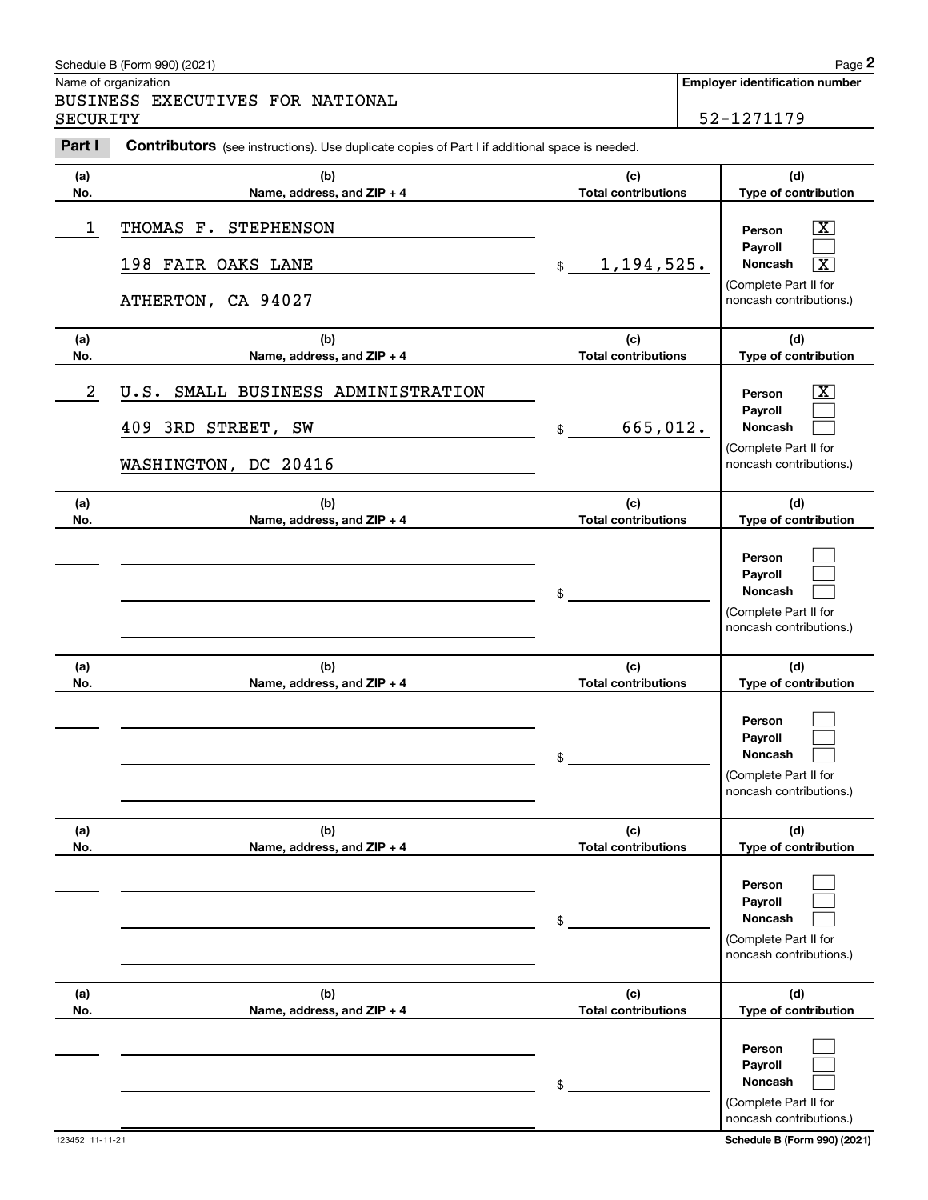Schedule B (Form 990) (2021)

Name of organization

BUSINESS EXECUTIVES FOR NATIONAL SECURITY

**Employer identification number**

52-1271179

**Part I** **Contributors** (see instructions). Use duplicate copies of Part I if additional space is needed.

| (a) No. | (b) Name, address, and ZIP + 4 | (c) Total contributions | (d) Type of contribution |
|---|---|---|---|
| 1 | THOMAS F. STEPHENSON<br>198 FAIR OAKS LANE<br>ATHERTON, CA 94027 | $ 1,194,525. | Person [X]<br>Payroll [ ]<br>Noncash [X]<br>(Complete Part II for noncash contributions.) |
| 2 | U.S. SMALL BUSINESS ADMINISTRATION<br>409 3RD STREET, SW<br>WASHINGTON, DC 20416 | $ 665,012. | Person [X]<br>Payroll [ ]<br>Noncash [ ]<br>(Complete Part II for noncash contributions.) |
| | | $ | Person [ ]<br>Payroll [ ]<br>Noncash [ ]<br>(Complete Part II for noncash contributions.) |
| | | $ | Person [ ]<br>Payroll [ ]<br>Noncash [ ]<br>(Complete Part II for noncash contributions.) |
| | | $ | Person [ ]<br>Payroll [ ]<br>Noncash [ ]<br>(Complete Part II for noncash contributions.) |
| | | $ | Person [ ]<br>Payroll [ ]<br>Noncash [ ]<br>(Complete Part II for noncash contributions.) |

123452 11-11-21

Schedule B (Form 990) (2021)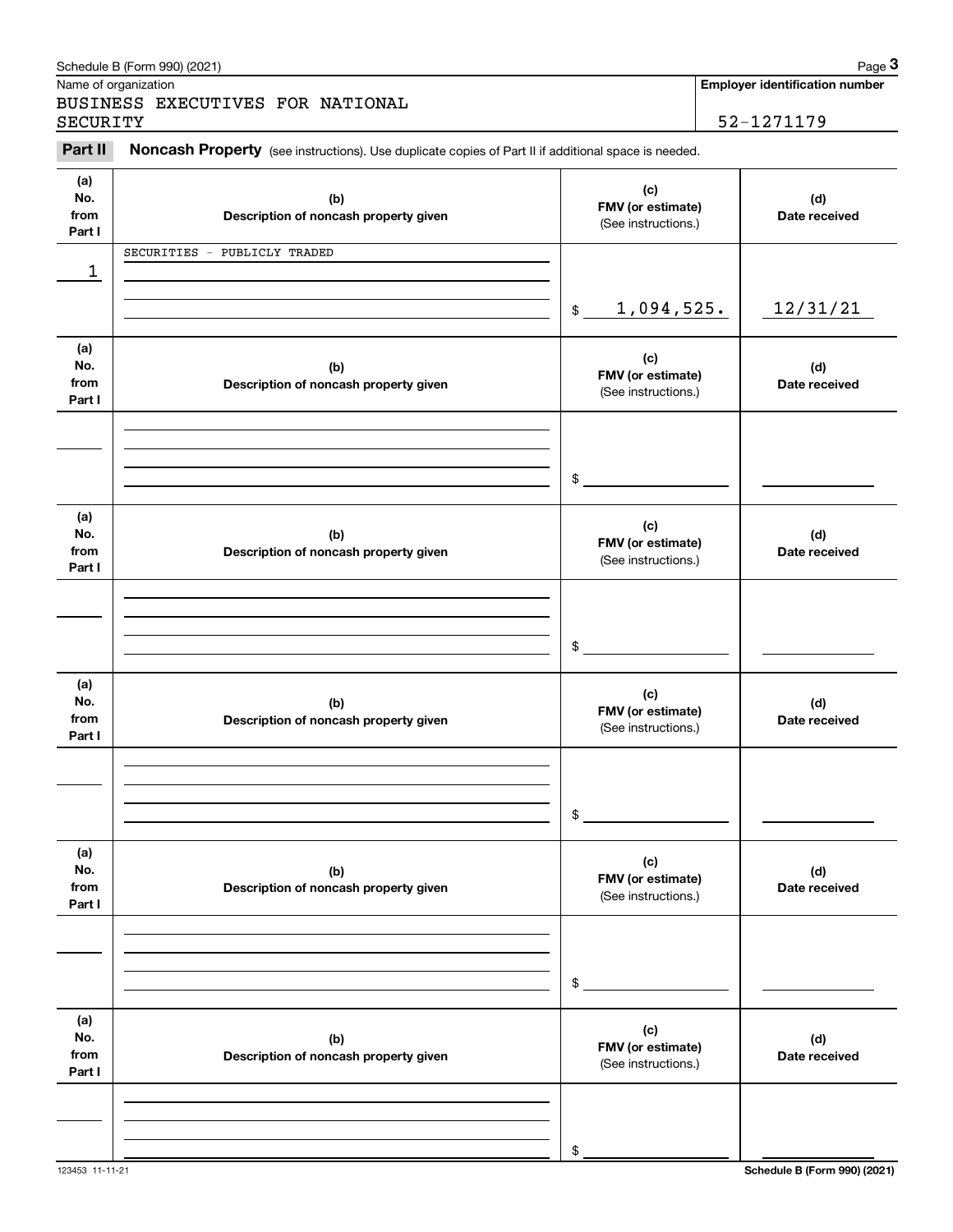Schedule B (Form 990) (2021) Page **3**

Name of organization: BUSINESS EXECUTIVES FOR NATIONAL SECURITY

**Employer identification number**: 52-1271179

**Part II** **Noncash Property** (see instructions). Use duplicate copies of Part II if additional space is needed.

| (a) No. from Part I | (b) Description of noncash property given | (c) FMV (or estimate) (See instructions.) | (d) Date received |
|---|---|---|---|
| 1 | SECURITIES - PUBLICLY TRADED | $ 1,094,525. | 12/31/21 |
| | | $ | |
| | | $ | |
| | | $ | |
| | | $ | |
| | | $ | |

123453 11-11-21 **Schedule B (Form 990) (2021)**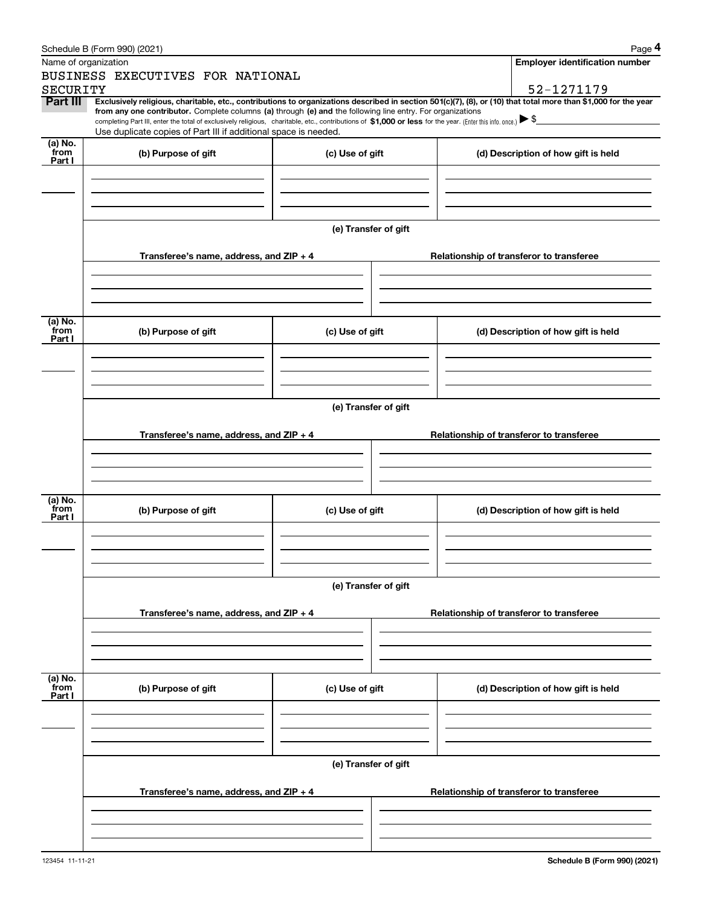Schedule B (Form 990) (2021) Page **4**

Name of organization: BUSINESS EXECUTIVES FOR NATIONAL SECURITY

**Employer identification number**: 52-1271179

**Part III** **Exclusively religious, charitable, etc., contributions to organizations described in section 501(c)(7), (8), or (10) that total more than $1,000 for the year from any one contributor.** Complete columns **(a)** through **(e) and** the following line entry. For organizations completing Part III, enter the total of exclusively religious, charitable, etc., contributions of **$1,000 or less** for the year. (Enter this info. once.) ▶ $

Use duplicate copies of Part III if additional space is needed.

| (a) No. from Part I | (b) Purpose of gift | (c) Use of gift | (d) Description of how gift is held |
|---|---|---|---|
| | | | |

**(e) Transfer of gift**

| Transferee's name, address, and ZIP + 4 | Relationship of transferor to transferee |
|---|---|
| | |

| (a) No. from Part I | (b) Purpose of gift | (c) Use of gift | (d) Description of how gift is held |
|---|---|---|---|
| | | | |

**(e) Transfer of gift**

| Transferee's name, address, and ZIP + 4 | Relationship of transferor to transferee |
|---|---|
| | |

| (a) No. from Part I | (b) Purpose of gift | (c) Use of gift | (d) Description of how gift is held |
|---|---|---|---|
| | | | |

**(e) Transfer of gift**

| Transferee's name, address, and ZIP + 4 | Relationship of transferor to transferee |
|---|---|
| | |

| (a) No. from Part I | (b) Purpose of gift | (c) Use of gift | (d) Description of how gift is held |
|---|---|---|---|
| | | | |

**(e) Transfer of gift**

| Transferee's name, address, and ZIP + 4 | Relationship of transferor to transferee |
|---|---|
| | |

123454 11-11-21 **Schedule B (Form 990) (2021)**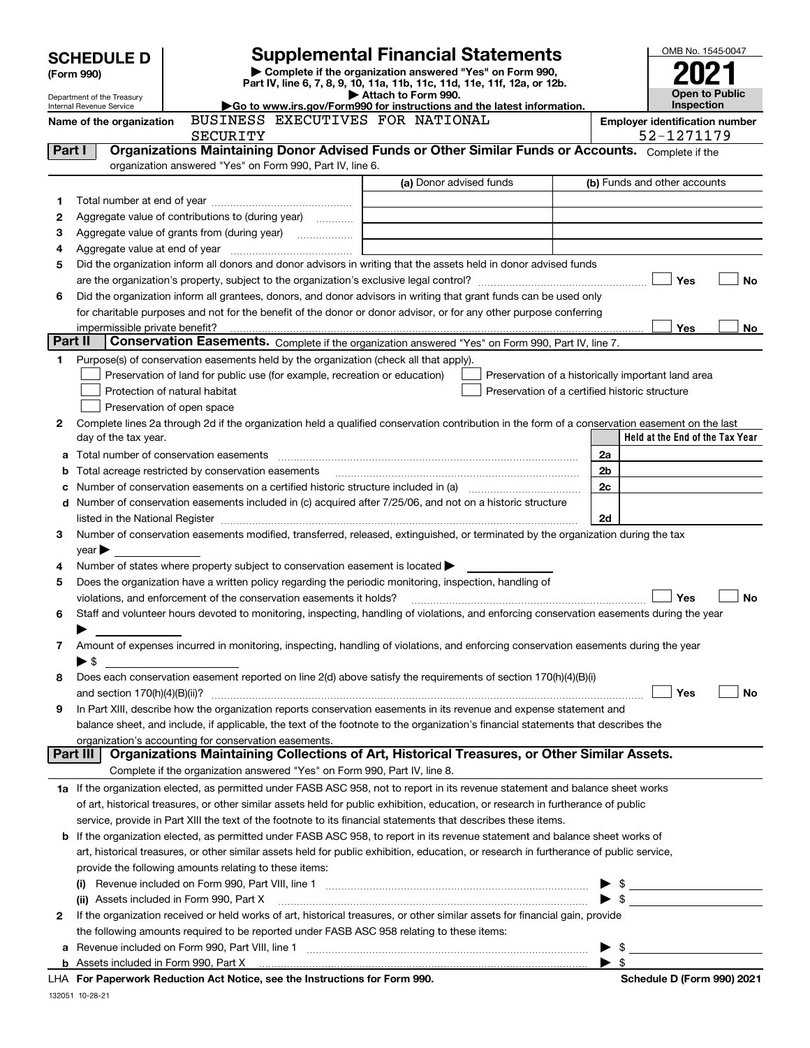# SCHEDULE D (Form 990)

Department of the Treasury
Internal Revenue Service

## Supplemental Financial Statements

▶ Complete if the organization answered "Yes" on Form 990, Part IV, line 6, 7, 8, 9, 10, 11a, 11b, 11c, 11d, 11e, 11f, 12a, or 12b.
▶ Attach to Form 990.
▶Go to www.irs.gov/Form990 for instructions and the latest information.

OMB No. 1545-0047

**2021**

**Open to Public Inspection**

Name of the organization: BUSINESS EXECUTIVES FOR NATIONAL SECURITY

Employer identification number: 52-1271179

## Part I — Organizations Maintaining Donor Advised Funds or Other Similar Funds or Accounts.
Complete if the organization answered "Yes" on Form 990, Part IV, line 6.

| | | (a) Donor advised funds | (b) Funds and other accounts |
|---|---|---|---|
| 1 | Total number at end of year | | |
| 2 | Aggregate value of contributions to (during year) | | |
| 3 | Aggregate value of grants from (during year) | | |
| 4 | Aggregate value at end of year | | |

5 Did the organization inform all donors and donor advisors in writing that the assets held in donor advised funds are the organization's property, subject to the organization's exclusive legal control? ☐ Yes ☐ No

6 Did the organization inform all grantees, donors, and donor advisors in writing that grant funds can be used only for charitable purposes and not for the benefit of the donor or donor advisor, or for any other purpose conferring impermissible private benefit? ☐ Yes ☐ No

## Part II — Conservation Easements.
Complete if the organization answered "Yes" on Form 990, Part IV, line 7.

1 Purpose(s) of conservation easements held by the organization (check all that apply).

- ☐ Preservation of land for public use (for example, recreation or education)
- ☐ Protection of natural habitat
- ☐ Preservation of open space
- ☐ Preservation of a historically important land area
- ☐ Preservation of a certified historic structure

2 Complete lines 2a through 2d if the organization held a qualified conservation contribution in the form of a conservation easement on the last day of the tax year.

| | | | Held at the End of the Tax Year |
|---|---|---|---|
| a | Total number of conservation easements | 2a | |
| b | Total acreage restricted by conservation easements | 2b | |
| c | Number of conservation easements on a certified historic structure included in (a) | 2c | |
| d | Number of conservation easements included in (c) acquired after 7/25/06, and not on a historic structure listed in the National Register | 2d | |

3 Number of conservation easements modified, transferred, released, extinguished, or terminated by the organization during the tax year ▶

4 Number of states where property subject to conservation easement is located ▶

5 Does the organization have a written policy regarding the periodic monitoring, inspection, handling of violations, and enforcement of the conservation easements it holds? ☐ Yes ☐ No

6 Staff and volunteer hours devoted to monitoring, inspecting, handling of violations, and enforcing conservation easements during the year ▶

7 Amount of expenses incurred in monitoring, inspecting, handling of violations, and enforcing conservation easements during the year ▶ $

8 Does each conservation easement reported on line 2(d) above satisfy the requirements of section 170(h)(4)(B)(i) and section 170(h)(4)(B)(ii)? ☐ Yes ☐ No

9 In Part XIII, describe how the organization reports conservation easements in its revenue and expense statement and balance sheet, and include, if applicable, the text of the footnote to the organization's financial statements that describes the organization's accounting for conservation easements.

## Part III — Organizations Maintaining Collections of Art, Historical Treasures, or Other Similar Assets.
Complete if the organization answered "Yes" on Form 990, Part IV, line 8.

1a If the organization elected, as permitted under FASB ASC 958, not to report in its revenue statement and balance sheet works of art, historical treasures, or other similar assets held for public exhibition, education, or research in furtherance of public service, provide in Part XIII the text of the footnote to its financial statements that describes these items.

b If the organization elected, as permitted under FASB ASC 958, to report in its revenue statement and balance sheet works of art, historical treasures, or other similar assets held for public exhibition, education, or research in furtherance of public service, provide the following amounts relating to these items:

(i) Revenue included on Form 990, Part VIII, line 1 ▶ $

(ii) Assets included in Form 990, Part X ▶ $

2 If the organization received or held works of art, historical treasures, or other similar assets for financial gain, provide the following amounts required to be reported under FASB ASC 958 relating to these items:

a Revenue included on Form 990, Part VIII, line 1 ▶ $

b Assets included in Form 990, Part X ▶ $

LHA For Paperwork Reduction Act Notice, see the Instructions for Form 990.

Schedule D (Form 990) 2021

132051 10-28-21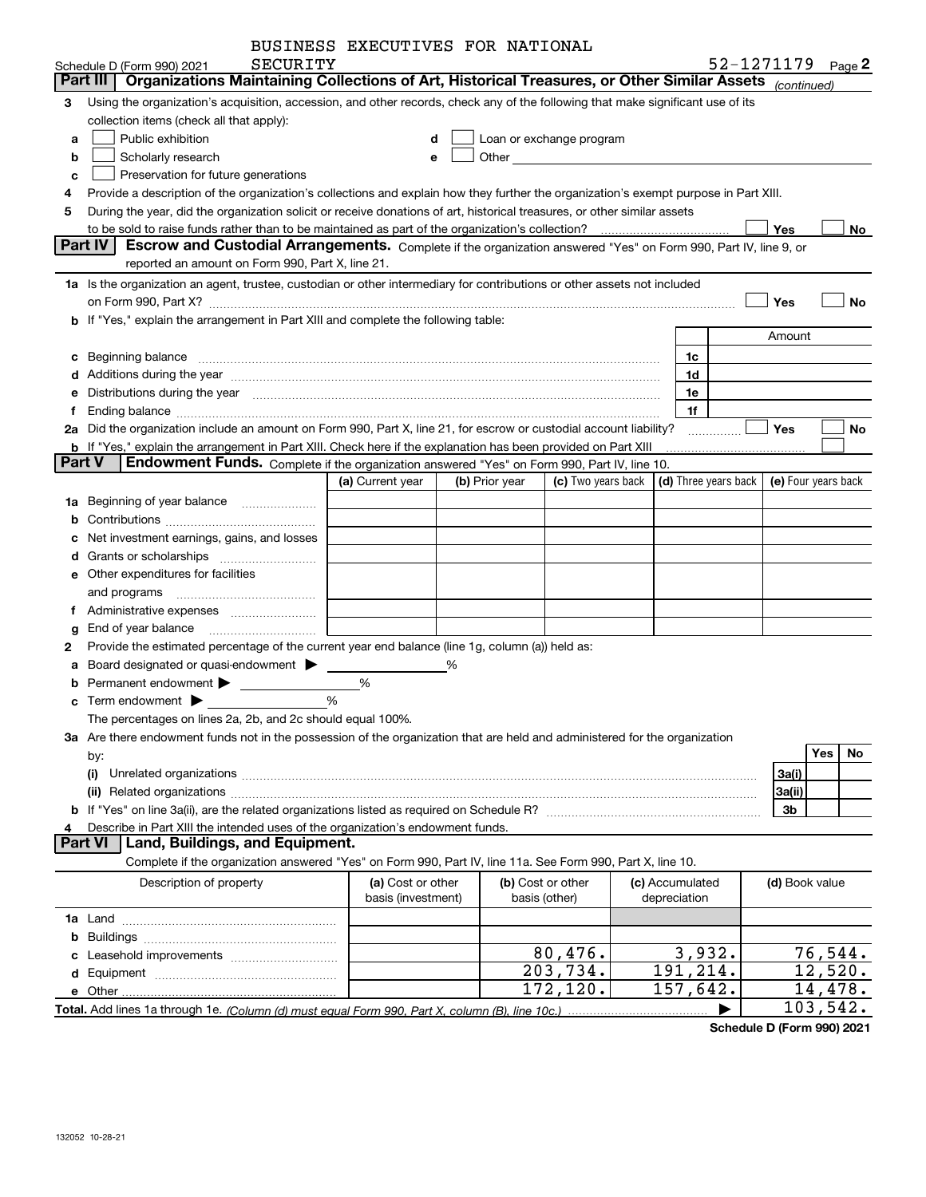BUSINESS EXECUTIVES FOR NATIONAL SECURITY

Schedule D (Form 990) 2021 52-1271179 Page 2

**Part III** **Organizations Maintaining Collections of Art, Historical Treasures, or Other Similar Assets** *(continued)*

3 Using the organization's acquisition, accession, and other records, check any of the following that make significant use of its collection items (check all that apply):

a ☐ Public exhibition
b ☐ Scholarly research
c ☐ Preservation for future generations
d ☐ Loan or exchange program
e ☐ Other

4 Provide a description of the organization's collections and explain how they further the organization's exempt purpose in Part XIII.

5 During the year, did the organization solicit or receive donations of art, historical treasures, or other similar assets to be sold to raise funds rather than to be maintained as part of the organization's collection? ☐ Yes ☐ No

**Part IV** **Escrow and Custodial Arrangements.** Complete if the organization answered "Yes" on Form 990, Part IV, line 9, or reported an amount on Form 990, Part X, line 21.

1a Is the organization an agent, trustee, custodian or other intermediary for contributions or other assets not included on Form 990, Part X? ☐ Yes ☐ No

b If "Yes," explain the arrangement in Part XIII and complete the following table:

| | | Amount |
|---|---|---|
| c Beginning balance | 1c | |
| d Additions during the year | 1d | |
| e Distributions during the year | 1e | |
| f Ending balance | 1f | |

2a Did the organization include an amount on Form 990, Part X, line 21, for escrow or custodial account liability? ☐ Yes ☐ No

b If "Yes," explain the arrangement in Part XIII. Check here if the explanation has been provided on Part XIII ☐

**Part V** **Endowment Funds.** Complete if the organization answered "Yes" on Form 990, Part IV, line 10.

| | (a) Current year | (b) Prior year | (c) Two years back | (d) Three years back | (e) Four years back |
|---|---|---|---|---|---|
| 1a Beginning of year balance | | | | | |
| b Contributions | | | | | |
| c Net investment earnings, gains, and losses | | | | | |
| d Grants or scholarships | | | | | |
| e Other expenditures for facilities and programs | | | | | |
| f Administrative expenses | | | | | |
| g End of year balance | | | | | |

2 Provide the estimated percentage of the current year end balance (line 1g, column (a)) held as:

a Board designated or quasi-endowment ▶ %
b Permanent endowment ▶ %
c Term endowment ▶ %

The percentages on lines 2a, 2b, and 2c should equal 100%.

3a Are there endowment funds not in the possession of the organization that are held and administered for the organization by:

| | | Yes | No |
|---|---|---|---|
| (i) Unrelated organizations | 3a(i) | | |
| (ii) Related organizations | 3a(ii) | | |
| b If "Yes" on line 3a(ii), are the related organizations listed as required on Schedule R? | 3b | | |

4 Describe in Part XIII the intended uses of the organization's endowment funds.

**Part VI** **Land, Buildings, and Equipment.**

Complete if the organization answered "Yes" on Form 990, Part IV, line 11a. See Form 990, Part X, line 10.

| Description of property | (a) Cost or other basis (investment) | (b) Cost or other basis (other) | (c) Accumulated depreciation | (d) Book value |
|---|---|---|---|---|
| 1a Land | | | | |
| b Buildings | | | | |
| c Leasehold improvements | | 80,476. | 3,932. | 76,544. |
| d Equipment | | 203,734. | 191,214. | 12,520. |
| e Other | | 172,120. | 157,642. | 14,478. |
| **Total.** Add lines 1a through 1e. *(Column (d) must equal Form 990, Part X, column (B), line 10c.)* | | | ▶ | 103,542. |

**Schedule D (Form 990) 2021**

132052 10-28-21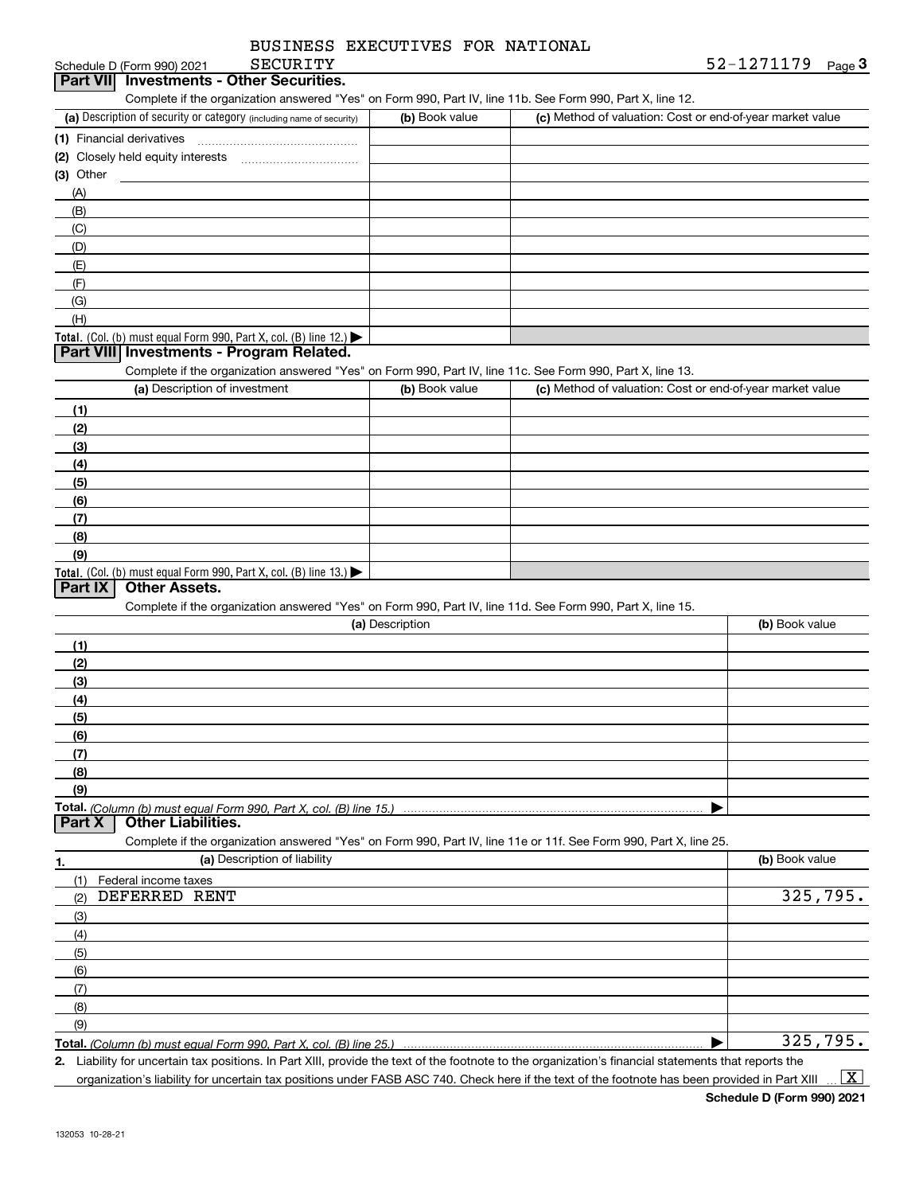BUSINESS EXECUTIVES FOR NATIONAL SECURITY

Schedule D (Form 990) 2021 52-1271179 Page 3

## Part VII Investments - Other Securities.

Complete if the organization answered "Yes" on Form 990, Part IV, line 11b. See Form 990, Part X, line 12.

| (a) Description of security or category (including name of security) | (b) Book value | (c) Method of valuation: Cost or end-of-year market value |
|---|---|---|
| (1) Financial derivatives | | |
| (2) Closely held equity interests | | |
| (3) Other | | |
| (A) | | |
| (B) | | |
| (C) | | |
| (D) | | |
| (E) | | |
| (F) | | |
| (G) | | |
| (H) | | |
| **Total.** (Col. (b) must equal Form 990, Part X, col. (B) line 12.) ▶ | | |

## Part VIII Investments - Program Related.

Complete if the organization answered "Yes" on Form 990, Part IV, line 11c. See Form 990, Part X, line 13.

| (a) Description of investment | (b) Book value | (c) Method of valuation: Cost or end-of-year market value |
|---|---|---|
| (1) | | |
| (2) | | |
| (3) | | |
| (4) | | |
| (5) | | |
| (6) | | |
| (7) | | |
| (8) | | |
| (9) | | |
| **Total.** (Col. (b) must equal Form 990, Part X, col. (B) line 13.) ▶ | | |

## Part IX Other Assets.

Complete if the organization answered "Yes" on Form 990, Part IV, line 11d. See Form 990, Part X, line 15.

| (a) Description | (b) Book value |
|---|---|
| (1) | |
| (2) | |
| (3) | |
| (4) | |
| (5) | |
| (6) | |
| (7) | |
| (8) | |
| (9) | |
| **Total.** *(Column (b) must equal Form 990, Part X, col. (B) line 15.)* ▶ | |

## Part X Other Liabilities.

Complete if the organization answered "Yes" on Form 990, Part IV, line 11e or 11f. See Form 990, Part X, line 25.

| 1. (a) Description of liability | (b) Book value |
|---|---|
| (1) Federal income taxes | |
| (2) DEFERRED RENT | 325,795. |
| (3) | |
| (4) | |
| (5) | |
| (6) | |
| (7) | |
| (8) | |
| (9) | |
| **Total.** *(Column (b) must equal Form 990, Part X, col. (B) line 25.)* ▶ | 325,795. |

**2.** Liability for uncertain tax positions. In Part XIII, provide the text of the footnote to the organization's financial statements that reports the organization's liability for uncertain tax positions under FASB ASC 740. Check here if the text of the footnote has been provided in Part XIII ... [X]

**Schedule D (Form 990) 2021**

132053 10-28-21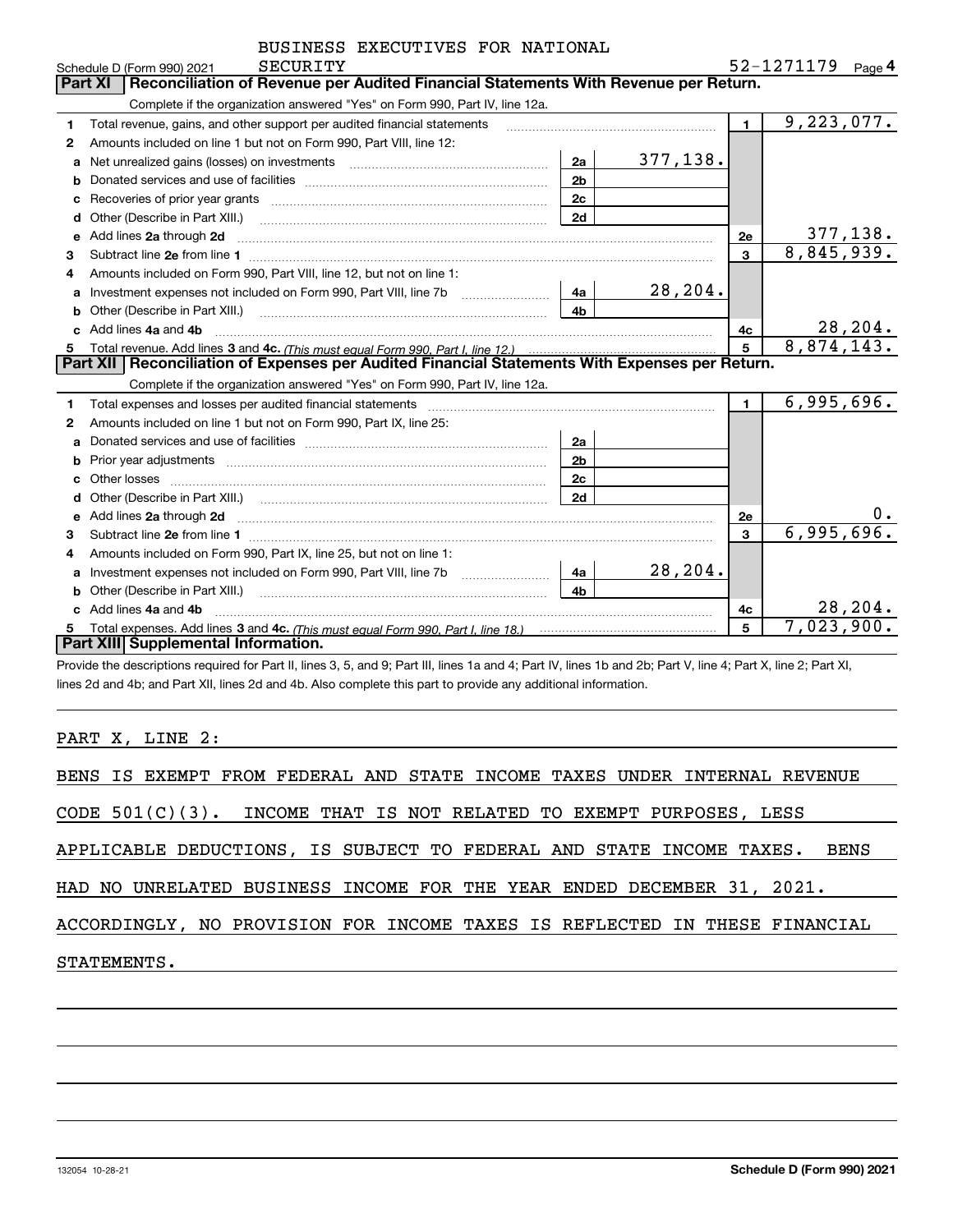Schedule D (Form 990) 2021 BUSINESS EXECUTIVES FOR NATIONAL SECURITY 52-1271179 Page 4

## Part XI Reconciliation of Revenue per Audited Financial Statements With Revenue per Return.

Complete if the organization answered "Yes" on Form 990, Part IV, line 12a.

| | | | | | |
|---|---|---|---|---|---|
| 1 | Total revenue, gains, and other support per audited financial statements | | | 1 | 9,223,077. |
| 2 | Amounts included on line 1 but not on Form 990, Part VIII, line 12: | | | | |
| a | Net unrealized gains (losses) on investments | 2a | 377,138. | | |
| b | Donated services and use of facilities | 2b | | | |
| c | Recoveries of prior year grants | 2c | | | |
| d | Other (Describe in Part XIII.) | 2d | | | |
| e | Add lines 2a through 2d | | | 2e | 377,138. |
| 3 | Subtract line 2e from line 1 | | | 3 | 8,845,939. |
| 4 | Amounts included on Form 990, Part VIII, line 12, but not on line 1: | | | | |
| a | Investment expenses not included on Form 990, Part VIII, line 7b | 4a | 28,204. | | |
| b | Other (Describe in Part XIII.) | 4b | | | |
| c | Add lines 4a and 4b | | | 4c | 28,204. |
| 5 | Total revenue. Add lines 3 and 4c. *(This must equal Form 990, Part I, line 12.)* | | | 5 | 8,874,143. |

## Part XII Reconciliation of Expenses per Audited Financial Statements With Expenses per Return.

Complete if the organization answered "Yes" on Form 990, Part IV, line 12a.

| | | | | | |
|---|---|---|---|---|---|
| 1 | Total expenses and losses per audited financial statements | | | 1 | 6,995,696. |
| 2 | Amounts included on line 1 but not on Form 990, Part IX, line 25: | | | | |
| a | Donated services and use of facilities | 2a | | | |
| b | Prior year adjustments | 2b | | | |
| c | Other losses | 2c | | | |
| d | Other (Describe in Part XIII.) | 2d | | | |
| e | Add lines 2a through 2d | | | 2e | 0. |
| 3 | Subtract line 2e from line 1 | | | 3 | 6,995,696. |
| 4 | Amounts included on Form 990, Part IX, line 25, but not on line 1: | | | | |
| a | Investment expenses not included on Form 990, Part VIII, line 7b | 4a | 28,204. | | |
| b | Other (Describe in Part XIII.) | 4b | | | |
| c | Add lines 4a and 4b | | | 4c | 28,204. |
| 5 | Total expenses. Add lines 3 and 4c. *(This must equal Form 990, Part I, line 18.)* | | | 5 | 7,023,900. |

## Part XIII Supplemental Information.

Provide the descriptions required for Part II, lines 3, 5, and 9; Part III, lines 1a and 4; Part IV, lines 1b and 2b; Part V, line 4; Part X, line 2; Part XI, lines 2d and 4b; and Part XII, lines 2d and 4b. Also complete this part to provide any additional information.

PART X, LINE 2:

BENS IS EXEMPT FROM FEDERAL AND STATE INCOME TAXES UNDER INTERNAL REVENUE CODE 501(C)(3). INCOME THAT IS NOT RELATED TO EXEMPT PURPOSES, LESS APPLICABLE DEDUCTIONS, IS SUBJECT TO FEDERAL AND STATE INCOME TAXES. BENS HAD NO UNRELATED BUSINESS INCOME FOR THE YEAR ENDED DECEMBER 31, 2021. ACCORDINGLY, NO PROVISION FOR INCOME TAXES IS REFLECTED IN THESE FINANCIAL STATEMENTS.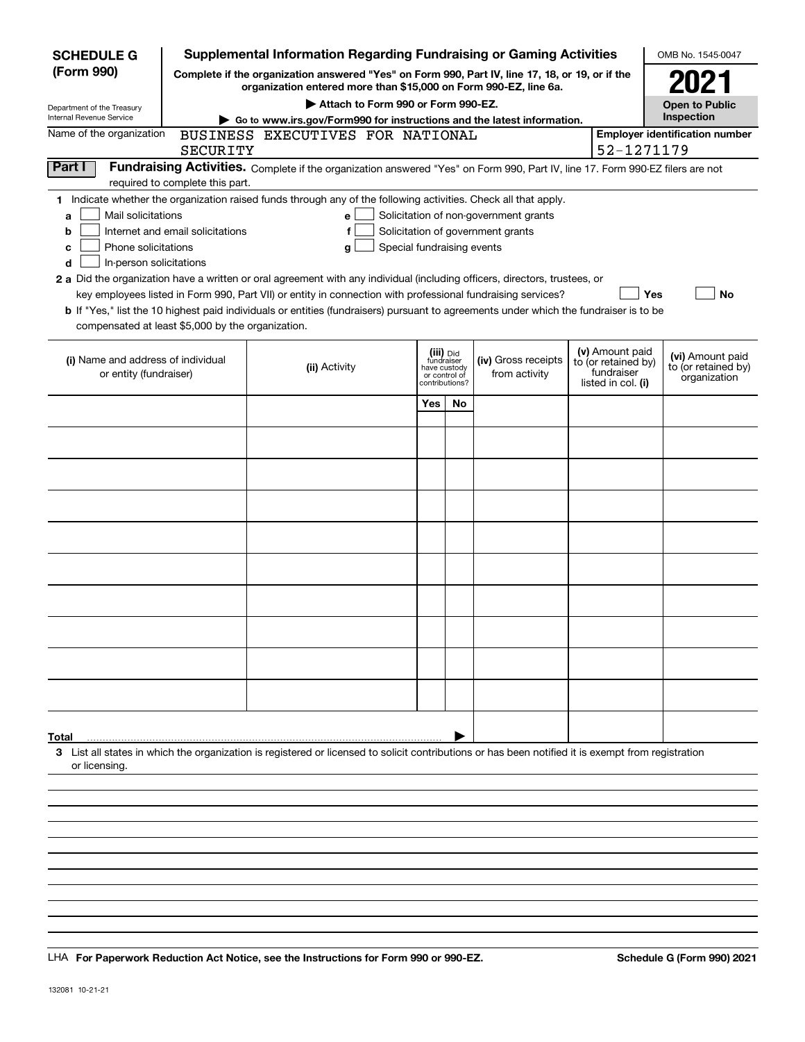**SCHEDULE G (Form 990)**

Department of the Treasury
Internal Revenue Service

# Supplemental Information Regarding Fundraising or Gaming Activities

**Complete if the organization answered "Yes" on Form 990, Part IV, line 17, 18, or 19, or if the organization entered more than $15,000 on Form 990-EZ, line 6a.**

**▶ Attach to Form 990 or Form 990-EZ.**

**▶ Go to www.irs.gov/Form990 for instructions and the latest information.**

OMB No. 1545-0047

**2021**

**Open to Public Inspection**

Name of the organization: BUSINESS EXECUTIVES FOR NATIONAL SECURITY

**Employer identification number**: 52-1271179

**Part I** **Fundraising Activities.** Complete if the organization answered "Yes" on Form 990, Part IV, line 17. Form 990-EZ filers are not required to complete this part.

**1** Indicate whether the organization raised funds through any of the following activities. Check all that apply.

- **a** ☐ Mail solicitations
- **b** ☐ Internet and email solicitations
- **c** ☐ Phone solicitations
- **d** ☐ In-person solicitations
- **e** ☐ Solicitation of non-government grants
- **f** ☐ Solicitation of government grants
- **g** ☐ Special fundraising events

**2 a** Did the organization have a written or oral agreement with any individual (including officers, directors, trustees, or key employees listed in Form 990, Part VII) or entity in connection with professional fundraising services? ☐ **Yes** ☐ **No**

**b** If "Yes," list the 10 highest paid individuals or entities (fundraisers) pursuant to agreements under which the fundraiser is to be compensated at least $5,000 by the organization.

| (i) Name and address of individual or entity (fundraiser) | (ii) Activity | (iii) Did fundraiser have custody or control of contributions? | | (iv) Gross receipts from activity | (v) Amount paid to (or retained by) fundraiser listed in col. (i) | (vi) Amount paid to (or retained by) organization |
|---|---|---|---|---|---|---|
| | | Yes | No | | | |
| | | | | | | |
| | | | | | | |
| | | | | | | |
| | | | | | | |
| | | | | | | |
| | | | | | | |
| | | | | | | |
| | | | | | | |
| | | | | | | |
| | | | | | | |
| **Total** ▶ | | | | | | |

**3** List all states in which the organization is registered or licensed to solicit contributions or has been notified it is exempt from registration or licensing.

LHA **For Paperwork Reduction Act Notice, see the Instructions for Form 990 or 990-EZ.** **Schedule G (Form 990) 2021**

132081 10-21-21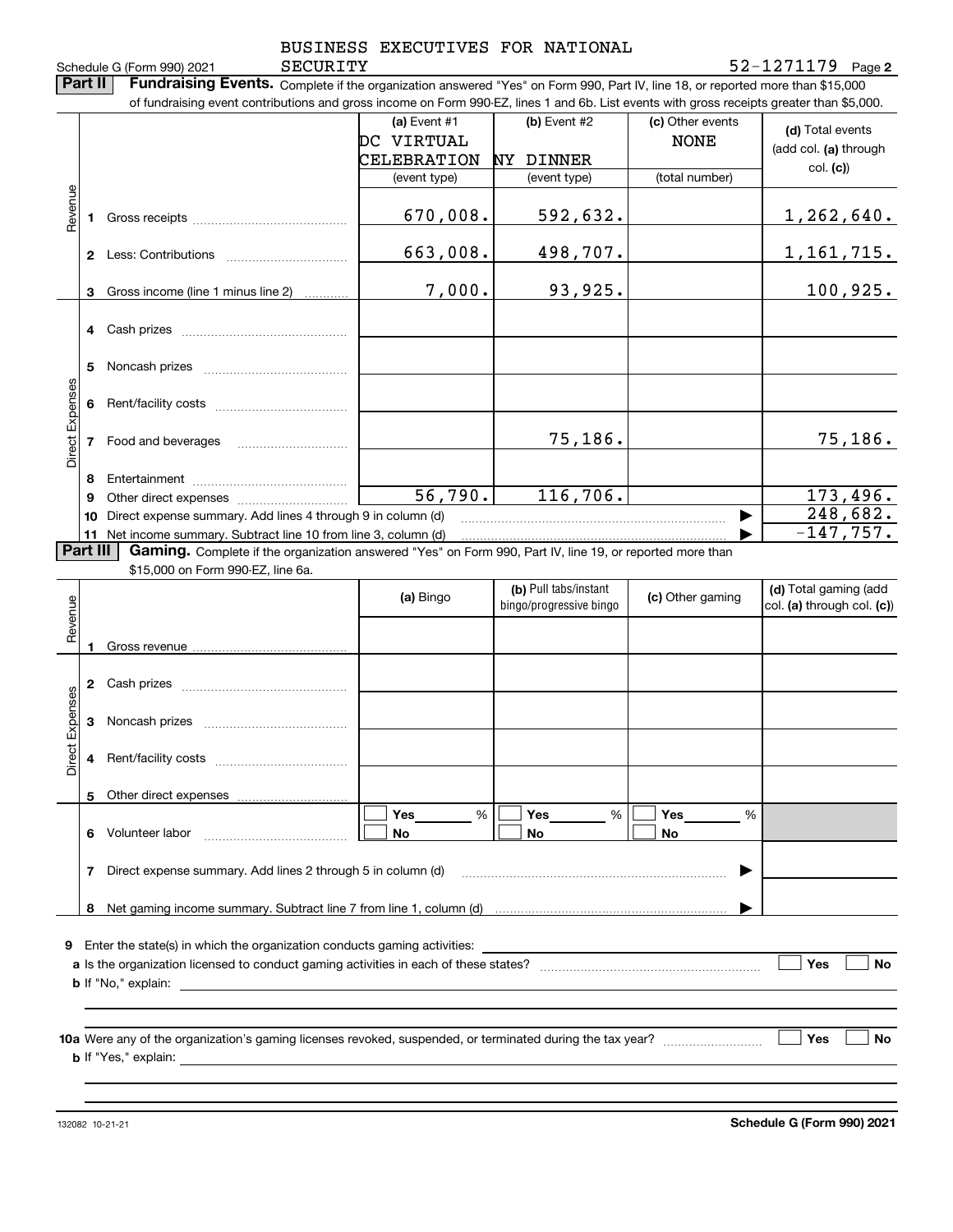Schedule G (Form 990) 2021 BUSINESS EXECUTIVES FOR NATIONAL SECURITY 52-1271179 Page 2

**Part II** **Fundraising Events.** Complete if the organization answered "Yes" on Form 990, Part IV, line 18, or reported more than $15,000 of fundraising event contributions and gross income on Form 990-EZ, lines 1 and 6b. List events with gross receipts greater than $5,000.

| | | (a) Event #1 DC VIRTUAL CELEBRATION (event type) | (b) Event #2 NY DINNER (event type) | (c) Other events NONE (total number) | (d) Total events (add col. (a) through col. (c)) |
|---|---|---|---|---|---|
| Revenue | 1 Gross receipts | 670,008. | 592,632. | | 1,262,640. |
| | 2 Less: Contributions | 663,008. | 498,707. | | 1,161,715. |
| | 3 Gross income (line 1 minus line 2) | 7,000. | 93,925. | | 100,925. |
| Direct Expenses | 4 Cash prizes | | | | |
| | 5 Noncash prizes | | | | |
| | 6 Rent/facility costs | | | | |
| | 7 Food and beverages | | 75,186. | | 75,186. |
| | 8 Entertainment | | | | |
| | 9 Other direct expenses | 56,790. | 116,706. | | 173,496. |
| | 10 Direct expense summary. Add lines 4 through 9 in column (d) | | | | 248,682. |
| | 11 Net income summary. Subtract line 10 from line 3, column (d) | | | | -147,757. |

**Part III** **Gaming.** Complete if the organization answered "Yes" on Form 990, Part IV, line 19, or reported more than $15,000 on Form 990-EZ, line 6a.

| | | (a) Bingo | (b) Pull tabs/instant bingo/progressive bingo | (c) Other gaming | (d) Total gaming (add col. (a) through col. (c)) |
|---|---|---|---|---|---|
| Revenue | 1 Gross revenue | | | | |
| Direct Expenses | 2 Cash prizes | | | | |
| | 3 Noncash prizes | | | | |
| | 4 Rent/facility costs | | | | |
| | 5 Other direct expenses | | | | |
| | 6 Volunteer labor | ☐ Yes ____ % ☐ No | ☐ Yes ____ % ☐ No | ☐ Yes ____ % ☐ No | |
| | 7 Direct expense summary. Add lines 2 through 5 in column (d) | | | | |
| | 8 Net gaming income summary. Subtract line 7 from line 1, column (d) | | | | |

**9** Enter the state(s) in which the organization conducts gaming activities: ____________

**a** Is the organization licensed to conduct gaming activities in each of these states? ☐ Yes ☐ No

**b** If "No," explain: ____________

**10a** Were any of the organization's gaming licenses revoked, suspended, or terminated during the tax year? ☐ Yes ☐ No

**b** If "Yes," explain: ____________

132082 10-21-21 **Schedule G (Form 990) 2021**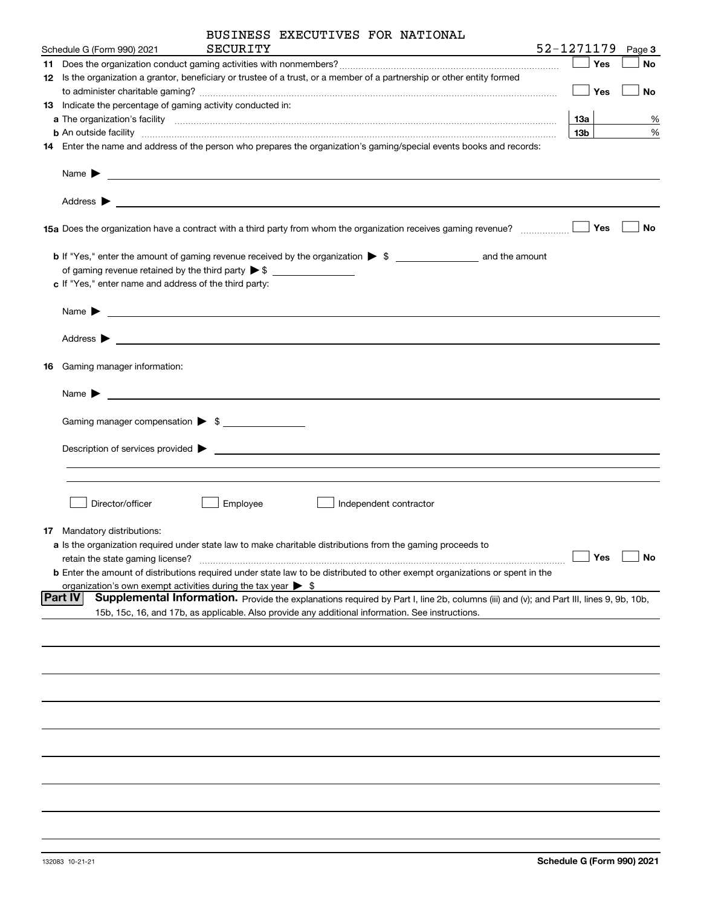BUSINESS EXECUTIVES FOR NATIONAL SECURITY

Schedule G (Form 990) 2021 — 52-1271179 — Page 3

**11** Does the organization conduct gaming activities with nonmembers? ☐ Yes ☐ No

**12** Is the organization a grantor, beneficiary or trustee of a trust, or a member of a partnership or other entity formed to administer charitable gaming? ☐ Yes ☐ No

**13** Indicate the percentage of gaming activity conducted in:

**a** The organization's facility — **13a** ______ %

**b** An outside facility — **13b** ______ %

**14** Enter the name and address of the person who prepares the organization's gaming/special events books and records:

Name ▶ ______

Address ▶ ______

**15a** Does the organization have a contract with a third party from whom the organization receives gaming revenue? ☐ Yes ☐ No

**b** If "Yes," enter the amount of gaming revenue received by the organization ▶ $ ______ and the amount of gaming revenue retained by the third party ▶ $ ______

**c** If "Yes," enter name and address of the third party:

Name ▶ ______

Address ▶ ______

**16** Gaming manager information:

Name ▶ ______

Gaming manager compensation ▶ $ ______

Description of services provided ▶ ______

☐ Director/officer ☐ Employee ☐ Independent contractor

**17** Mandatory distributions:

**a** Is the organization required under state law to make charitable distributions from the gaming proceeds to retain the state gaming license? ☐ Yes ☐ No

**b** Enter the amount of distributions required under state law to be distributed to other exempt organizations or spent in the organization's own exempt activities during the tax year ▶ $

**Part IV** **Supplemental Information.** Provide the explanations required by Part I, line 2b, columns (iii) and (v); and Part III, lines 9, 9b, 10b, 15b, 15c, 16, and 17b, as applicable. Also provide any additional information. See instructions.

132083 10-21-21 — **Schedule G (Form 990) 2021**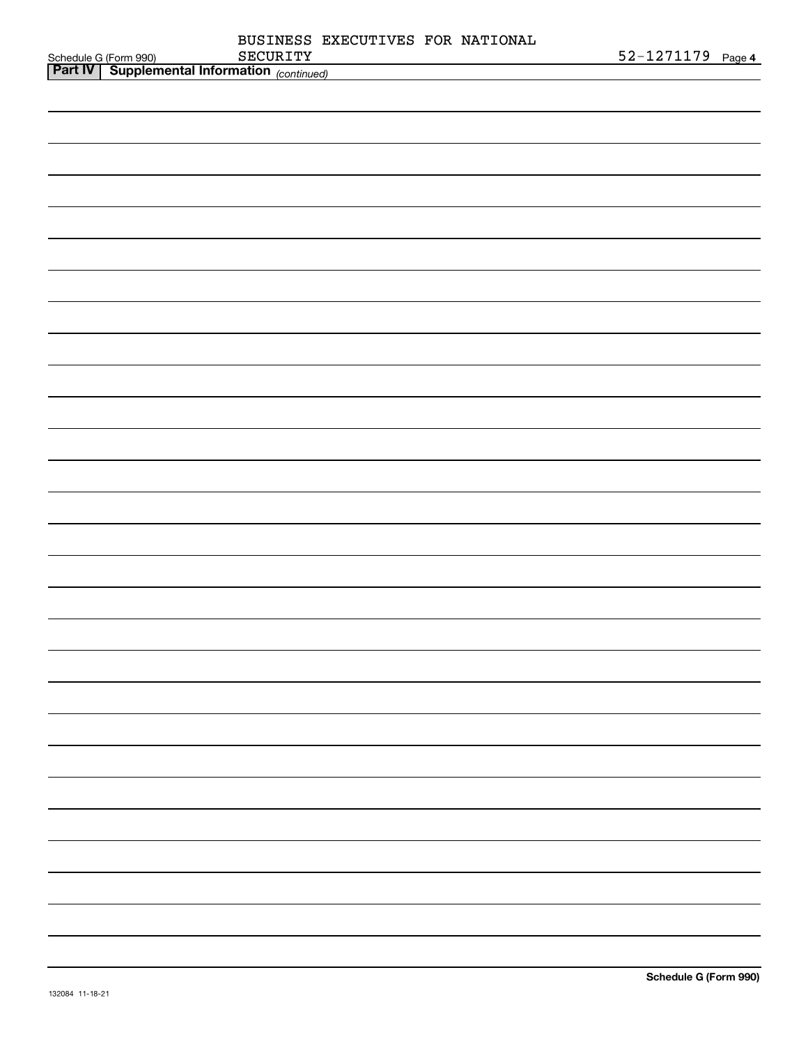Schedule G (Form 990) BUSINESS EXECUTIVES FOR NATIONAL SECURITY 52-1271179 Page **4**

**Part IV | Supplemental Information** *(continued)*

**Schedule G (Form 990)**

132084 11-18-21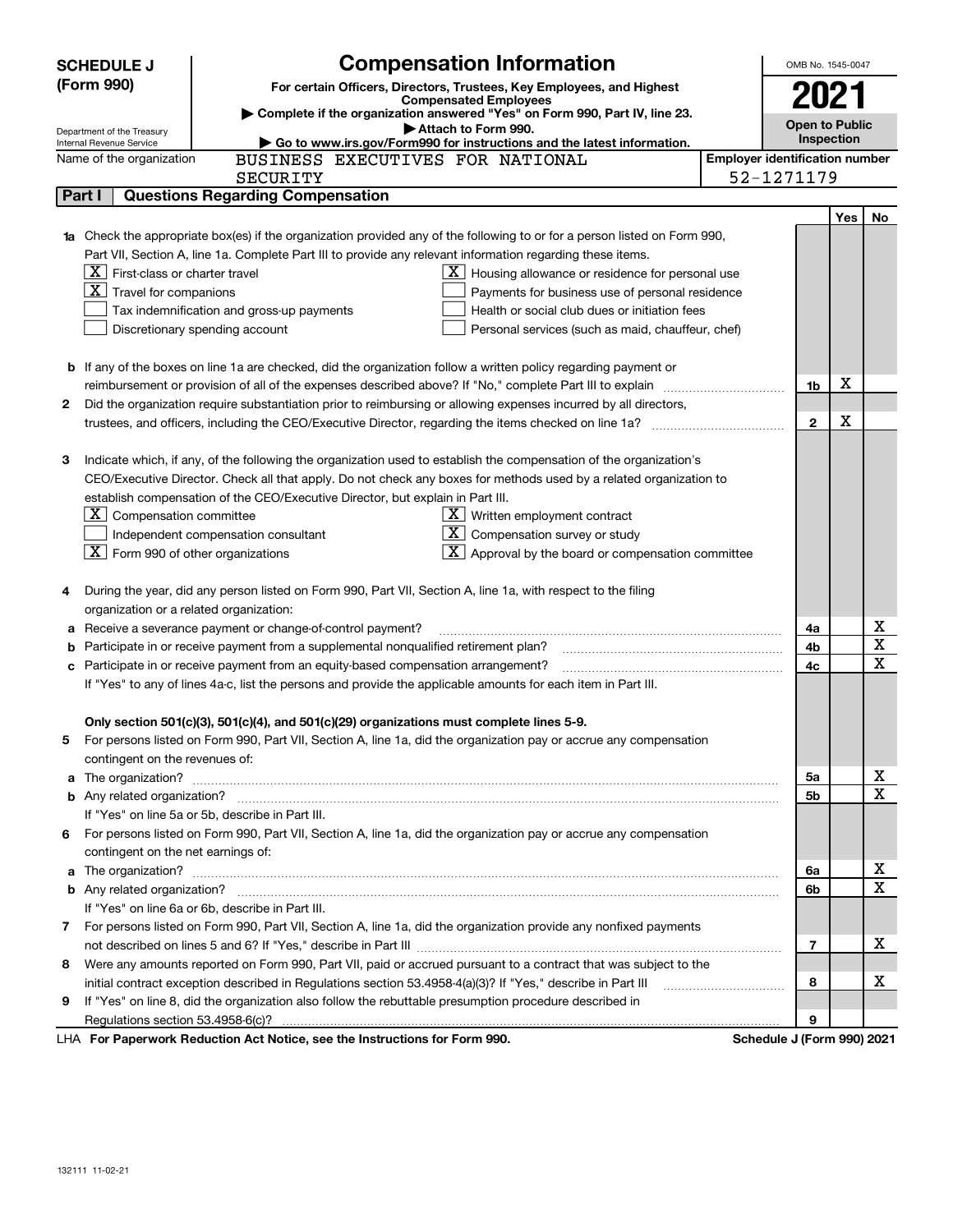**SCHEDULE J (Form 990)**

Department of the Treasury
Internal Revenue Service

# Compensation Information

**For certain Officers, Directors, Trustees, Key Employees, and Highest Compensated Employees**

▶ Complete if the organization answered "Yes" on Form 990, Part IV, line 23.

▶ Attach to Form 990.

▶ Go to www.irs.gov/Form990 for instructions and the latest information.

OMB No. 1545-0047

**2021**

**Open to Public Inspection**

Name of the organization: BUSINESS EXECUTIVES FOR NATIONAL SECURITY

Employer identification number: 52-1271179

## Part I Questions Regarding Compensation

| | | | Yes | No |
|---|---|---|---|---|
| **1a** | Check the appropriate box(es) if the organization provided any of the following to or for a person listed on Form 990, Part VII, Section A, line 1a. Complete Part III to provide any relevant information regarding these items.<br>[X] First-class or charter travel<br>[X] Travel for companions<br>[ ] Tax indemnification and gross-up payments<br>[ ] Discretionary spending account<br>[X] Housing allowance or residence for personal use<br>[ ] Payments for business use of personal residence<br>[ ] Health or social club dues or initiation fees<br>[ ] Personal services (such as maid, chauffeur, chef) | | | |
| **b** | If any of the boxes on line 1a are checked, did the organization follow a written policy regarding payment or reimbursement or provision of all of the expenses described above? If "No," complete Part III to explain | 1b | X | |
| **2** | Did the organization require substantiation prior to reimbursing or allowing expenses incurred by all directors, trustees, and officers, including the CEO/Executive Director, regarding the items checked on line 1a? | 2 | X | |
| **3** | Indicate which, if any, of the following the organization used to establish the compensation of the organization's CEO/Executive Director. Check all that apply. Do not check any boxes for methods used by a related organization to establish compensation of the CEO/Executive Director, but explain in Part III.<br>[X] Compensation committee<br>[ ] Independent compensation consultant<br>[X] Form 990 of other organizations<br>[X] Written employment contract<br>[X] Compensation survey or study<br>[X] Approval by the board or compensation committee | | | |
| **4** | During the year, did any person listed on Form 990, Part VII, Section A, line 1a, with respect to the filing organization or a related organization: | | | |
| **a** | Receive a severance payment or change-of-control payment? | 4a | | X |
| **b** | Participate in or receive payment from a supplemental nonqualified retirement plan? | 4b | | X |
| **c** | Participate in or receive payment from an equity-based compensation arrangement? | 4c | | X |
| | If "Yes" to any of lines 4a-c, list the persons and provide the applicable amounts for each item in Part III. | | | |
| | **Only section 501(c)(3), 501(c)(4), and 501(c)(29) organizations must complete lines 5-9.** | | | |
| **5** | For persons listed on Form 990, Part VII, Section A, line 1a, did the organization pay or accrue any compensation contingent on the revenues of: | | | |
| **a** | The organization? | 5a | | X |
| **b** | Any related organization? | 5b | | X |
| | If "Yes" on line 5a or 5b, describe in Part III. | | | |
| **6** | For persons listed on Form 990, Part VII, Section A, line 1a, did the organization pay or accrue any compensation contingent on the net earnings of: | | | |
| **a** | The organization? | 6a | | X |
| **b** | Any related organization? | 6b | | X |
| | If "Yes" on line 6a or 6b, describe in Part III. | | | |
| **7** | For persons listed on Form 990, Part VII, Section A, line 1a, did the organization provide any nonfixed payments not described on lines 5 and 6? If "Yes," describe in Part III | 7 | | X |
| **8** | Were any amounts reported on Form 990, Part VII, paid or accrued pursuant to a contract that was subject to the initial contract exception described in Regulations section 53.4958-4(a)(3)? If "Yes," describe in Part III | 8 | | X |
| **9** | If "Yes" on line 8, did the organization also follow the rebuttable presumption procedure described in Regulations section 53.4958-6(c)? | 9 | | |

LHA **For Paperwork Reduction Act Notice, see the Instructions for Form 990.** **Schedule J (Form 990) 2021**

132111 11-02-21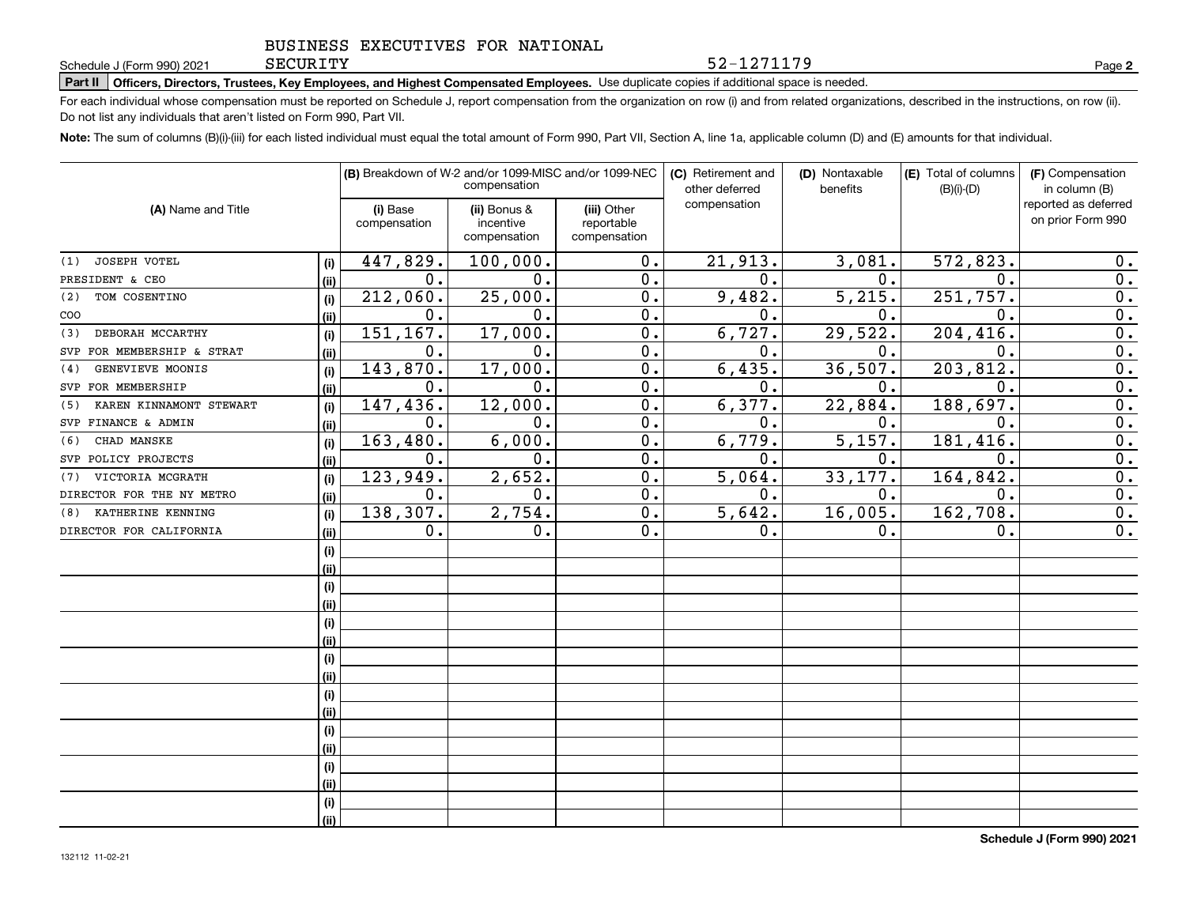BUSINESS EXECUTIVES FOR NATIONAL SECURITY 52-1271179

Schedule J (Form 990) 2021

**Part II Officers, Directors, Trustees, Key Employees, and Highest Compensated Employees.** Use duplicate copies if additional space is needed.

For each individual whose compensation must be reported on Schedule J, report compensation from the organization on row (i) and from related organizations, described in the instructions, on row (ii). Do not list any individuals that aren't listed on Form 990, Part VII.

**Note:** The sum of columns (B)(i)-(iii) for each listed individual must equal the total amount of Form 990, Part VII, Section A, line 1a, applicable column (D) and (E) amounts for that individual.

| (A) Name and Title | | (B) Breakdown of W-2 and/or 1099-MISC and/or 1099-NEC compensation | | | (C) Retirement and other deferred compensation | (D) Nontaxable benefits | (E) Total of columns (B)(i)-(D) | (F) Compensation in column (B) reported as deferred on prior Form 990 |
|---|---|---|---|---|---|---|---|---|
| | | (i) Base compensation | (ii) Bonus & incentive compensation | (iii) Other reportable compensation | | | | |
| (1) JOSEPH VOTEL | (i) | 447,829. | 100,000. | 0. | 21,913. | 3,081. | 572,823. | 0. |
| PRESIDENT & CEO | (ii) | 0. | 0. | 0. | 0. | 0. | 0. | 0. |
| (2) TOM COSENTINO | (i) | 212,060. | 25,000. | 0. | 9,482. | 5,215. | 251,757. | 0. |
| COO | (ii) | 0. | 0. | 0. | 0. | 0. | 0. | 0. |
| (3) DEBORAH MCCARTHY | (i) | 151,167. | 17,000. | 0. | 6,727. | 29,522. | 204,416. | 0. |
| SVP FOR MEMBERSHIP & STRAT | (ii) | 0. | 0. | 0. | 0. | 0. | 0. | 0. |
| (4) GENEVIEVE MOONIS | (i) | 143,870. | 17,000. | 0. | 6,435. | 36,507. | 203,812. | 0. |
| SVP FOR MEMBERSHIP | (ii) | 0. | 0. | 0. | 0. | 0. | 0. | 0. |
| (5) KAREN KINNAMONT STEWART | (i) | 147,436. | 12,000. | 0. | 6,377. | 22,884. | 188,697. | 0. |
| SVP FINANCE & ADMIN | (ii) | 0. | 0. | 0. | 0. | 0. | 0. | 0. |
| (6) CHAD MANSKE | (i) | 163,480. | 6,000. | 0. | 6,779. | 5,157. | 181,416. | 0. |
| SVP POLICY PROJECTS | (ii) | 0. | 0. | 0. | 0. | 0. | 0. | 0. |
| (7) VICTORIA MCGRATH | (i) | 123,949. | 2,652. | 0. | 5,064. | 33,177. | 164,842. | 0. |
| DIRECTOR FOR THE NY METRO | (ii) | 0. | 0. | 0. | 0. | 0. | 0. | 0. |
| (8) KATHERINE KENNING | (i) | 138,307. | 2,754. | 0. | 5,642. | 16,005. | 162,708. | 0. |
| DIRECTOR FOR CALIFORNIA | (ii) | 0. | 0. | 0. | 0. | 0. | 0. | 0. |

Schedule J (Form 990) 2021

132112 11-02-21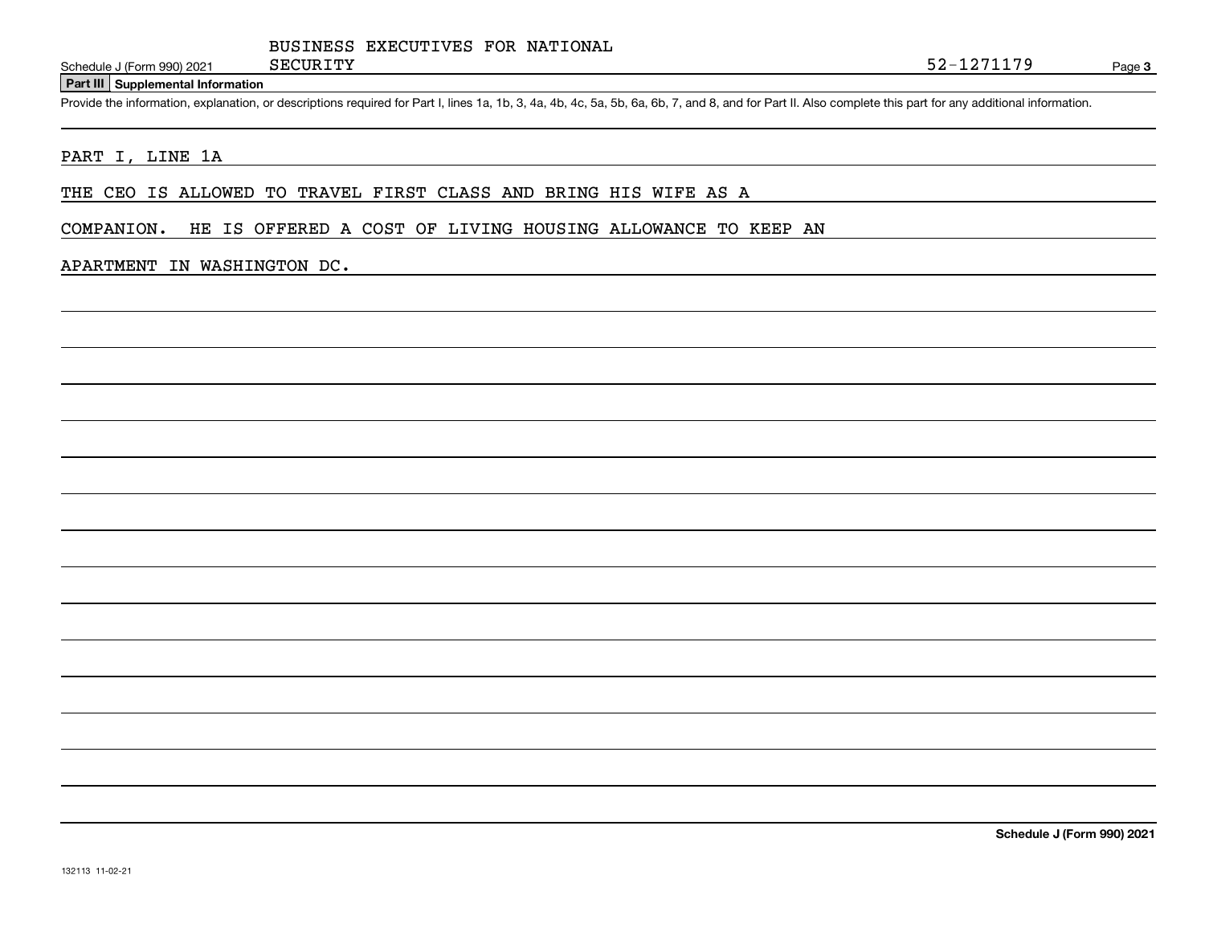BUSINESS EXECUTIVES FOR NATIONAL SECURITY

52-1271179

## Part III Supplemental Information

Provide the information, explanation, or descriptions required for Part I, lines 1a, 1b, 3, 4a, 4b, 4c, 5a, 5b, 6a, 6b, 7, and 8, and for Part II. Also complete this part for any additional information.

PART I, LINE 1A

THE CEO IS ALLOWED TO TRAVEL FIRST CLASS AND BRING HIS WIFE AS A COMPANION. HE IS OFFERED A COST OF LIVING HOUSING ALLOWANCE TO KEEP AN APARTMENT IN WASHINGTON DC.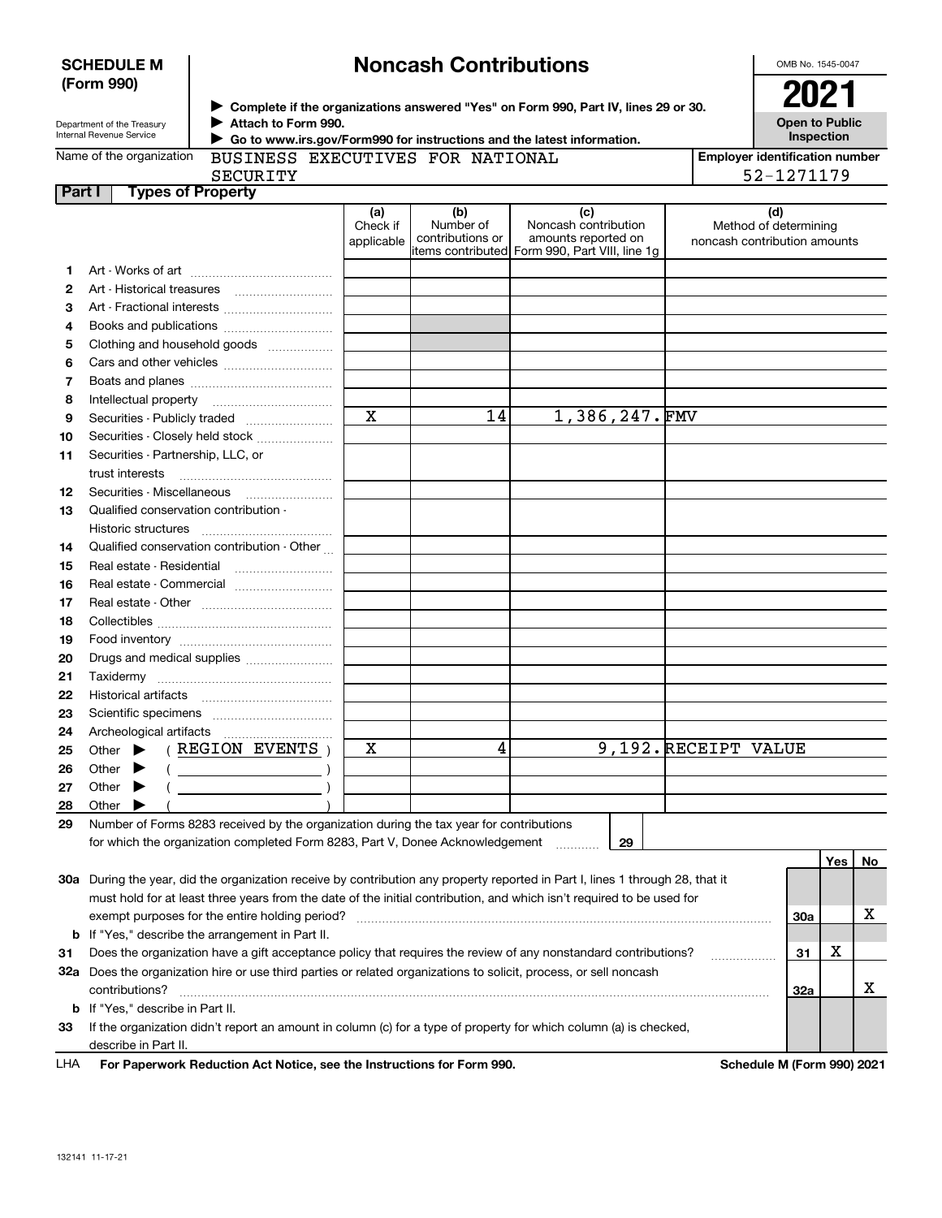**SCHEDULE M (Form 990)**

Department of the Treasury
Internal Revenue Service

# Noncash Contributions

▶ Complete if the organizations answered "Yes" on Form 990, Part IV, lines 29 or 30.
▶ Attach to Form 990.
▶ Go to www.irs.gov/Form990 for instructions and the latest information.

OMB No. 1545-0047

**2021**

**Open to Public Inspection**

Name of the organization: BUSINESS EXECUTIVES FOR NATIONAL SECURITY

Employer identification number: 52-1271179

**Part I Types of Property**

| | | (a) Check if applicable | (b) Number of contributions or items contributed | (c) Noncash contribution amounts reported on Form 990, Part VIII, line 1g | (d) Method of determining noncash contribution amounts |
|---|---|---|---|---|---|
| 1 | Art - Works of art | | | | |
| 2 | Art - Historical treasures | | | | |
| 3 | Art - Fractional interests | | | | |
| 4 | Books and publications | | | | |
| 5 | Clothing and household goods | | | | |
| 6 | Cars and other vehicles | | | | |
| 7 | Boats and planes | | | | |
| 8 | Intellectual property | | | | |
| 9 | Securities - Publicly traded | X | 14 | 1,386,247. | FMV |
| 10 | Securities - Closely held stock | | | | |
| 11 | Securities - Partnership, LLC, or trust interests | | | | |
| 12 | Securities - Miscellaneous | | | | |
| 13 | Qualified conservation contribution - Historic structures | | | | |
| 14 | Qualified conservation contribution - Other | | | | |
| 15 | Real estate - Residential | | | | |
| 16 | Real estate - Commercial | | | | |
| 17 | Real estate - Other | | | | |
| 18 | Collectibles | | | | |
| 19 | Food inventory | | | | |
| 20 | Drugs and medical supplies | | | | |
| 21 | Taxidermy | | | | |
| 22 | Historical artifacts | | | | |
| 23 | Scientific specimens | | | | |
| 24 | Archeological artifacts | | | | |
| 25 | Other ▶ ( REGION EVENTS ) | X | 4 | 9,192. | RECEIPT VALUE |
| 26 | Other ▶ ( ) | | | | |
| 27 | Other ▶ ( ) | | | | |
| 28 | Other ▶ ( ) | | | | |

29 Number of Forms 8283 received by the organization during the tax year for contributions for which the organization completed Form 8283, Part V, Donee Acknowledgement ..... 29

| | | | Yes | No |
|---|---|---|---|---|
| 30a | During the year, did the organization receive by contribution any property reported in Part I, lines 1 through 28, that it must hold for at least three years from the date of the initial contribution, and which isn't required to be used for exempt purposes for the entire holding period? | 30a | | X |
| b | If "Yes," describe the arrangement in Part II. | | | |
| 31 | Does the organization have a gift acceptance policy that requires the review of any nonstandard contributions? | 31 | X | |
| 32a | Does the organization hire or use third parties or related organizations to solicit, process, or sell noncash contributions? | 32a | | X |
| b | If "Yes," describe in Part II. | | | |
| 33 | If the organization didn't report an amount in column (c) for a type of property for which column (a) is checked, describe in Part II. | | | |

LHA **For Paperwork Reduction Act Notice, see the Instructions for Form 990.** **Schedule M (Form 990) 2021**

132141 11-17-21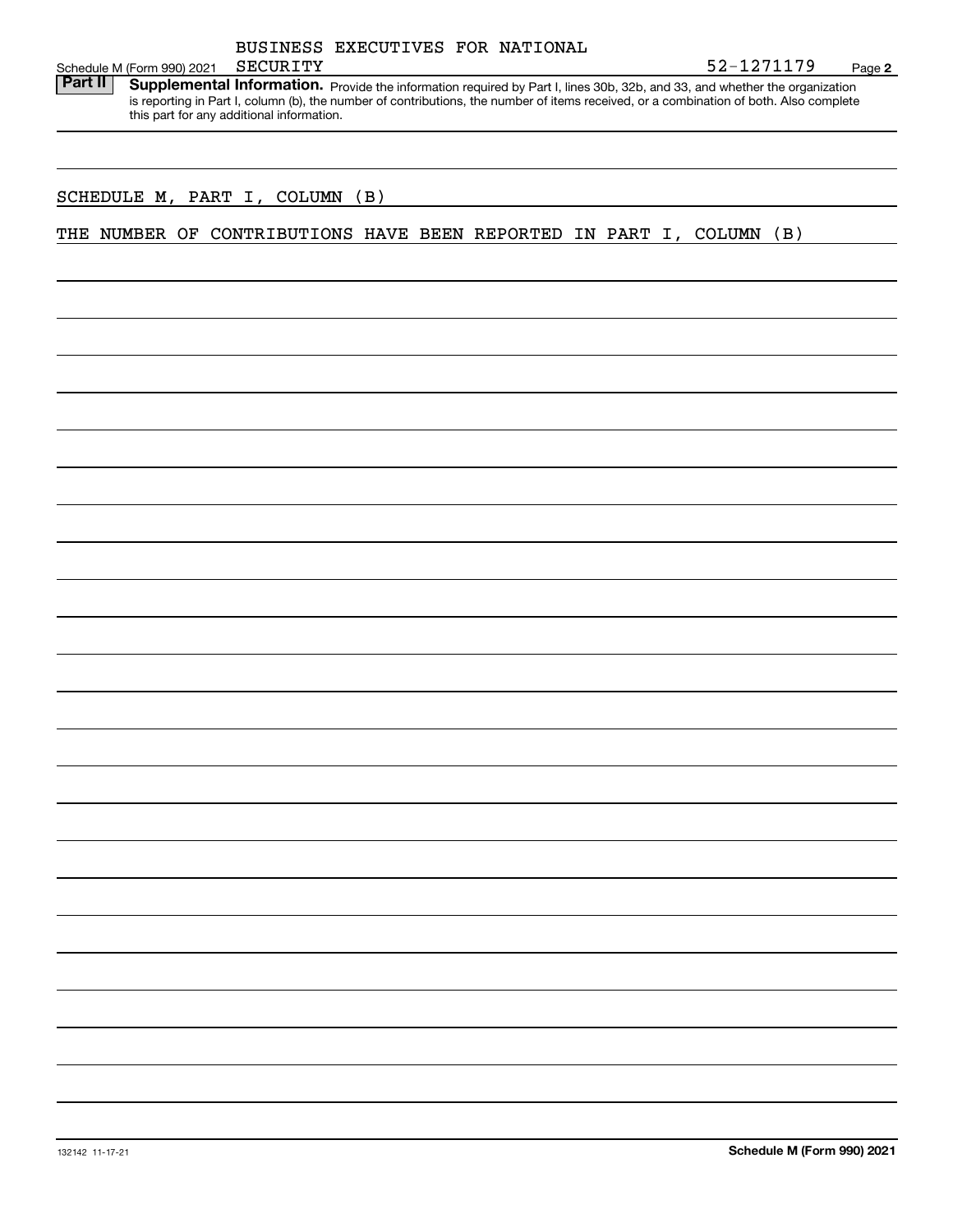BUSINESS EXECUTIVES FOR NATIONAL SECURITY

Schedule M (Form 990) 2021 — 52-1271179

**Part II** **Supplemental Information.** Provide the information required by Part I, lines 30b, 32b, and 33, and whether the organization is reporting in Part I, column (b), the number of contributions, the number of items received, or a combination of both. Also complete this part for any additional information.

SCHEDULE M, PART I, COLUMN (B)

THE NUMBER OF CONTRIBUTIONS HAVE BEEN REPORTED IN PART I, COLUMN (B)

132142 11-17-21

**Schedule M (Form 990) 2021**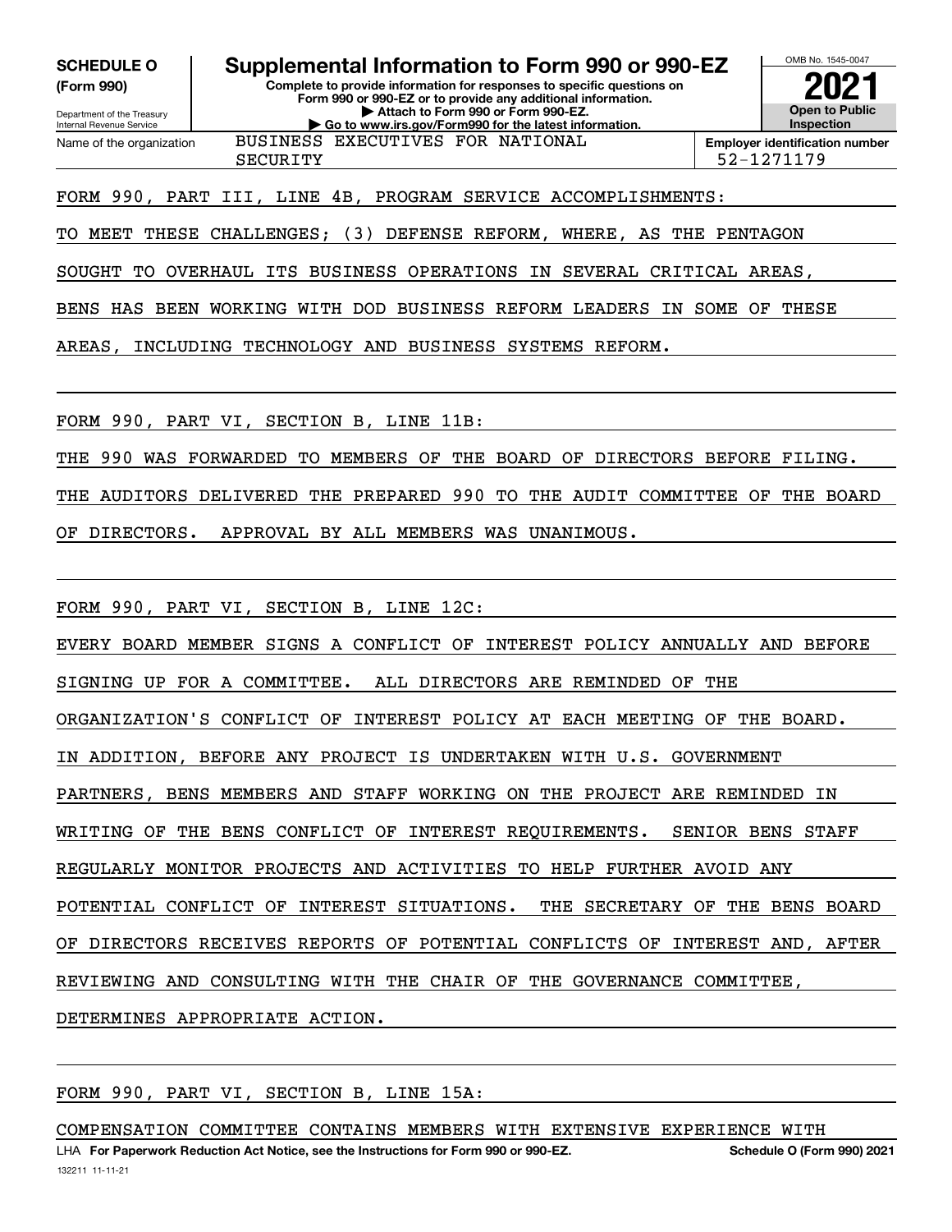**SCHEDULE O (Form 990)**

Department of the Treasury
Internal Revenue Service

# Supplemental Information to Form 990 or 990-EZ

**Complete to provide information for responses to specific questions on Form 990 or 990-EZ or to provide any additional information.**
**▶ Attach to Form 990 or Form 990-EZ.**
**▶ Go to www.irs.gov/Form990 for the latest information.**

OMB No. 1545-0047

**2021**

**Open to Public Inspection**

| Name of the organization | Employer identification number |
|---|---|
| BUSINESS EXECUTIVES FOR NATIONAL SECURITY | 52-1271179 |

FORM 990, PART III, LINE 4B, PROGRAM SERVICE ACCOMPLISHMENTS:

TO MEET THESE CHALLENGES; (3) DEFENSE REFORM, WHERE, AS THE PENTAGON SOUGHT TO OVERHAUL ITS BUSINESS OPERATIONS IN SEVERAL CRITICAL AREAS, BENS HAS BEEN WORKING WITH DOD BUSINESS REFORM LEADERS IN SOME OF THESE AREAS, INCLUDING TECHNOLOGY AND BUSINESS SYSTEMS REFORM.

FORM 990, PART VI, SECTION B, LINE 11B:

THE 990 WAS FORWARDED TO MEMBERS OF THE BOARD OF DIRECTORS BEFORE FILING. THE AUDITORS DELIVERED THE PREPARED 990 TO THE AUDIT COMMITTEE OF THE BOARD OF DIRECTORS. APPROVAL BY ALL MEMBERS WAS UNANIMOUS.

FORM 990, PART VI, SECTION B, LINE 12C:

EVERY BOARD MEMBER SIGNS A CONFLICT OF INTEREST POLICY ANNUALLY AND BEFORE SIGNING UP FOR A COMMITTEE. ALL DIRECTORS ARE REMINDED OF THE ORGANIZATION'S CONFLICT OF INTEREST POLICY AT EACH MEETING OF THE BOARD. IN ADDITION, BEFORE ANY PROJECT IS UNDERTAKEN WITH U.S. GOVERNMENT PARTNERS, BENS MEMBERS AND STAFF WORKING ON THE PROJECT ARE REMINDED IN WRITING OF THE BENS CONFLICT OF INTEREST REQUIREMENTS. SENIOR BENS STAFF REGULARLY MONITOR PROJECTS AND ACTIVITIES TO HELP FURTHER AVOID ANY POTENTIAL CONFLICT OF INTEREST SITUATIONS. THE SECRETARY OF THE BENS BOARD OF DIRECTORS RECEIVES REPORTS OF POTENTIAL CONFLICTS OF INTEREST AND, AFTER REVIEWING AND CONSULTING WITH THE CHAIR OF THE GOVERNANCE COMMITTEE, DETERMINES APPROPRIATE ACTION.

FORM 990, PART VI, SECTION B, LINE 15A:

COMPENSATION COMMITTEE CONTAINS MEMBERS WITH EXTENSIVE EXPERIENCE WITH

LHA **For Paperwork Reduction Act Notice, see the Instructions for Form 990 or 990-EZ.** **Schedule O (Form 990) 2021**

132211 11-11-21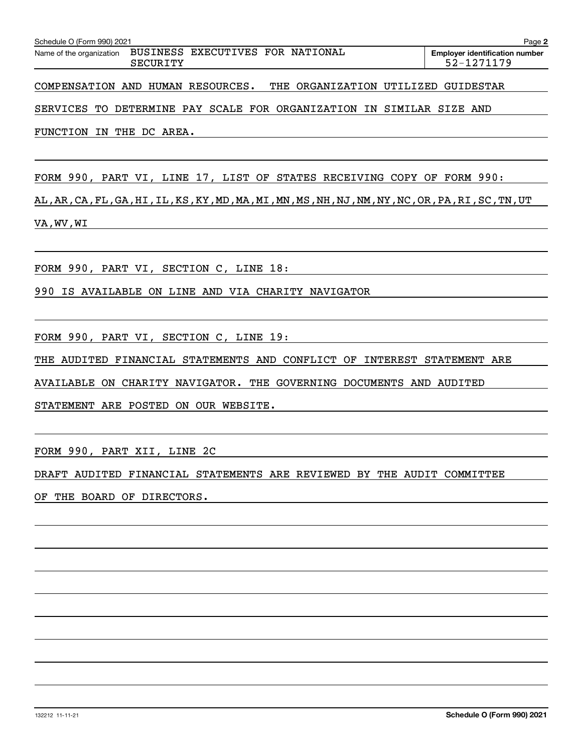Name of the organization BUSINESS EXECUTIVES FOR NATIONAL SECURITY

Employer identification number 52-1271179

COMPENSATION AND HUMAN RESOURCES. THE ORGANIZATION UTILIZED GUIDESTAR SERVICES TO DETERMINE PAY SCALE FOR ORGANIZATION IN SIMILAR SIZE AND FUNCTION IN THE DC AREA.

FORM 990, PART VI, LINE 17, LIST OF STATES RECEIVING COPY OF FORM 990:

AL,AR,CA,FL,GA,HI,IL,KS,KY,MD,MA,MI,MN,MS,NH,NJ,NM,NY,NC,OR,PA,RI,SC,TN,UT VA,WV,WI

FORM 990, PART VI, SECTION C, LINE 18:

990 IS AVAILABLE ON LINE AND VIA CHARITY NAVIGATOR

FORM 990, PART VI, SECTION C, LINE 19:

THE AUDITED FINANCIAL STATEMENTS AND CONFLICT OF INTEREST STATEMENT ARE AVAILABLE ON CHARITY NAVIGATOR. THE GOVERNING DOCUMENTS AND AUDITED STATEMENT ARE POSTED ON OUR WEBSITE.

FORM 990, PART XII, LINE 2C

DRAFT AUDITED FINANCIAL STATEMENTS ARE REVIEWED BY THE AUDIT COMMITTEE OF THE BOARD OF DIRECTORS.